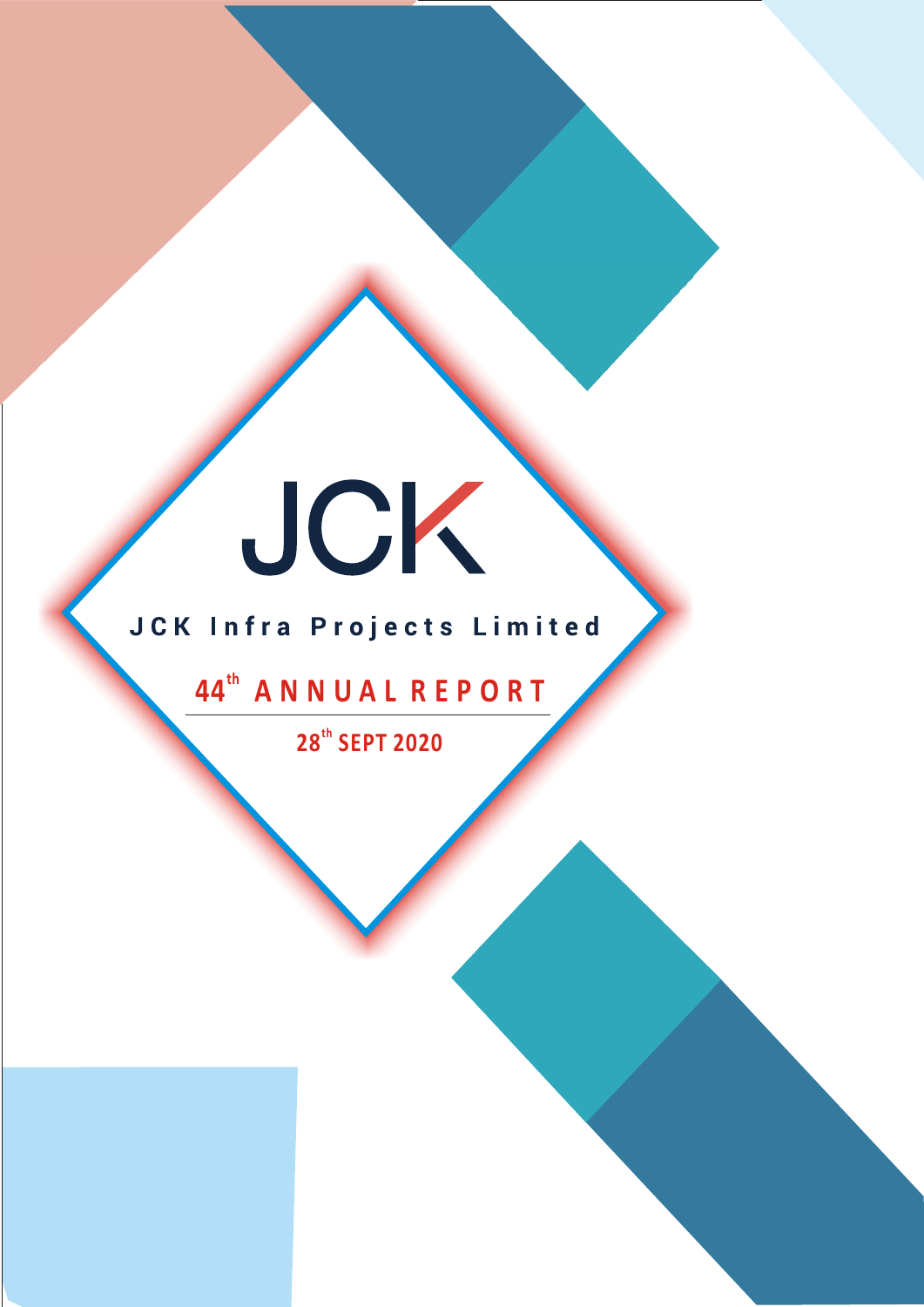# JCK

## JCK Infra Projects Limited

## 44th ANNUAL REPORT

**28th SEPT 2020**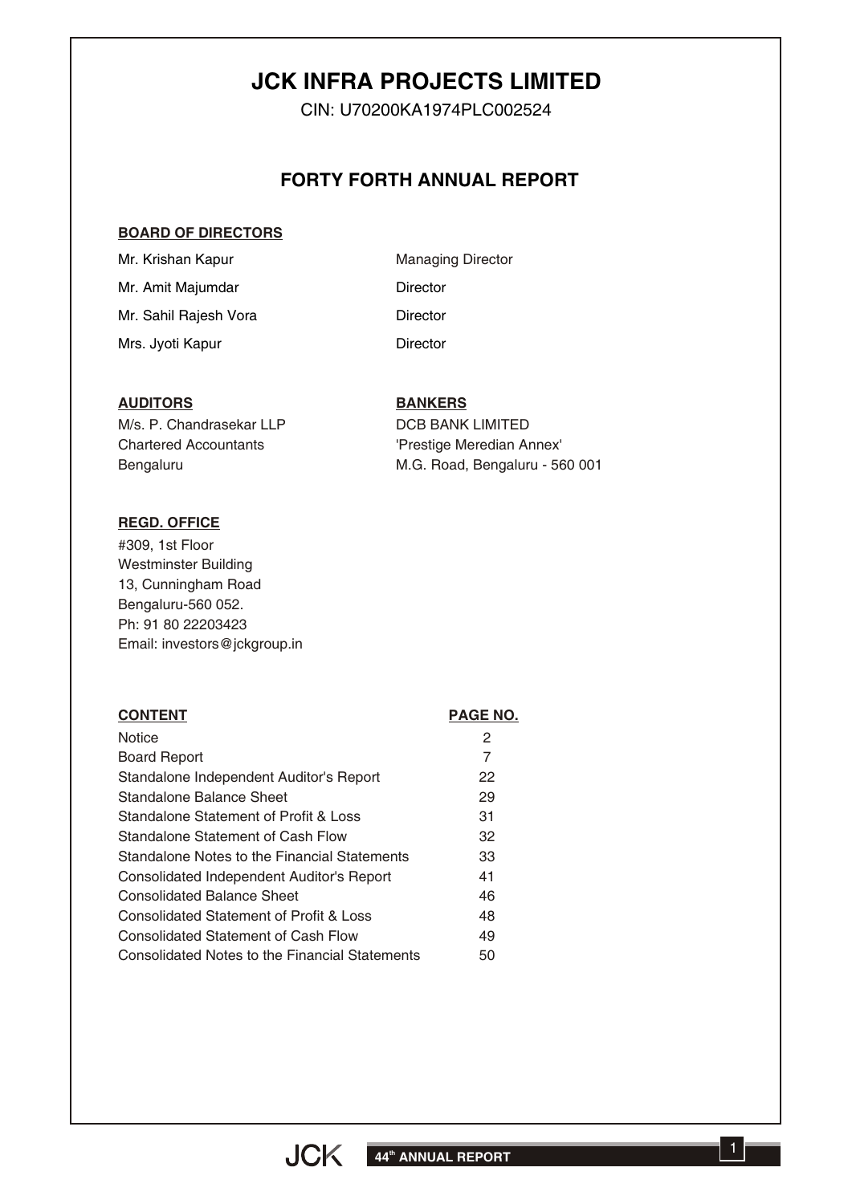# JCK INFRA PROJECTS LIMITED

CIN: U70200KA1974PLC002524

## FORTY FORTH ANNUAL REPORT

**BOARD OF DIRECTORS**

| | |
|---|---|
| Mr. Krishan Kapur | Managing Director |
| Mr. Amit Majumdar | Director |
| Mr. Sahil Rajesh Vora | Director |
| Mrs. Jyoti Kapur | Director |

**AUDITORS**

M/s. P. Chandrasekar LLP
Chartered Accountants
Bengaluru

**BANKERS**

DCB BANK LIMITED
'Prestige Meredian Annex'
M.G. Road, Bengaluru - 560 001

**REGD. OFFICE**

#309, 1st Floor
Westminster Building
13, Cunningham Road
Bengaluru-560 052.
Ph: 91 80 22203423
Email: investors@jckgroup.in

| CONTENT | PAGE NO. |
|---|---|
| Notice | 2 |
| Board Report | 7 |
| Standalone Independent Auditor's Report | 22 |
| Standalone Balance Sheet | 29 |
| Standalone Statement of Profit & Loss | 31 |
| Standalone Statement of Cash Flow | 32 |
| Standalone Notes to the Financial Statements | 33 |
| Consolidated Independent Auditor's Report | 41 |
| Consolidated Balance Sheet | 46 |
| Consolidated Statement of Profit & Loss | 48 |
| Consolidated Statement of Cash Flow | 49 |
| Consolidated Notes to the Financial Statements | 50 |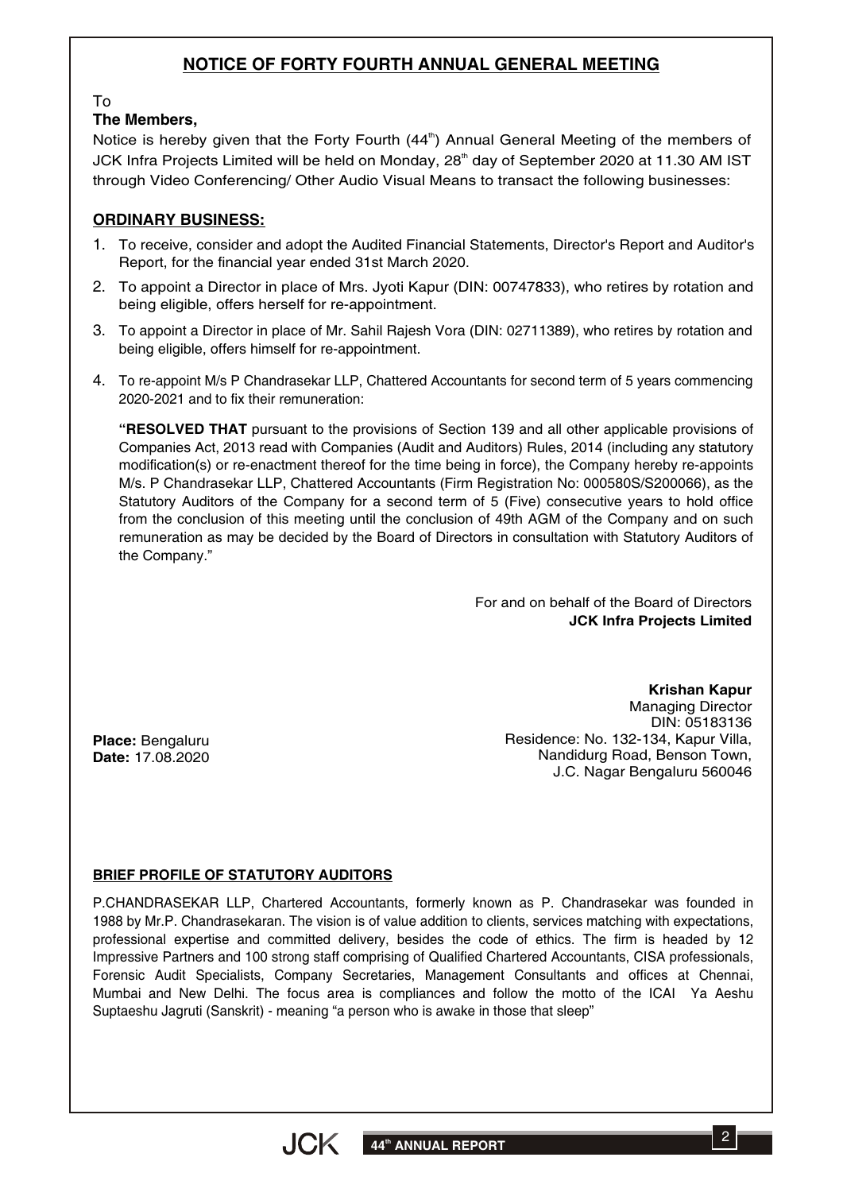# NOTICE OF FORTY FOURTH ANNUAL GENERAL MEETING

To

**The Members,**

Notice is hereby given that the Forty Fourth (44th) Annual General Meeting of the members of JCK Infra Projects Limited will be held on Monday, 28th day of September 2020 at 11.30 AM IST through Video Conferencing/ Other Audio Visual Means to transact the following businesses:

## ORDINARY BUSINESS:

1. To receive, consider and adopt the Audited Financial Statements, Director's Report and Auditor's Report, for the financial year ended 31st March 2020.
2. To appoint a Director in place of Mrs. Jyoti Kapur (DIN: 00747833), who retires by rotation and being eligible, offers herself for re-appointment.
3. To appoint a Director in place of Mr. Sahil Rajesh Vora (DIN: 02711389), who retires by rotation and being eligible, offers himself for re-appointment.
4. To re-appoint M/s P Chandrasekar LLP, Chattered Accountants for second term of 5 years commencing 2020-2021 and to fix their remuneration:

   "**RESOLVED THAT** pursuant to the provisions of Section 139 and all other applicable provisions of Companies Act, 2013 read with Companies (Audit and Auditors) Rules, 2014 (including any statutory modification(s) or re-enactment thereof for the time being in force), the Company hereby re-appoints M/s. P Chandrasekar LLP, Chattered Accountants (Firm Registration No: 000580S/S200066), as the Statutory Auditors of the Company for a second term of 5 (Five) consecutive years to hold office from the conclusion of this meeting until the conclusion of 49th AGM of the Company and on such remuneration as may be decided by the Board of Directors in consultation with Statutory Auditors of the Company."

For and on behalf of the Board of Directors
**JCK Infra Projects Limited**

**Krishan Kapur**
Managing Director
DIN: 05183136
Residence: No. 132-134, Kapur Villa,
Nandidurg Road, Benson Town,
J.C. Nagar Bengaluru 560046

**Place:** Bengaluru
**Date:** 17.08.2020

### BRIEF PROFILE OF STATUTORY AUDITORS

P.CHANDRASEKAR LLP, Chartered Accountants, formerly known as P. Chandrasekar was founded in 1988 by Mr.P. Chandrasekaran. The vision is of value addition to clients, services matching with expectations, professional expertise and committed delivery, besides the code of ethics. The firm is headed by 12 Impressive Partners and 100 strong staff comprising of Qualified Chartered Accountants, CISA professionals, Forensic Audit Specialists, Company Secretaries, Management Consultants and offices at Chennai, Mumbai and New Delhi. The focus area is compliances and follow the motto of the ICAI Ya Aeshu Suptaeshu Jagruti (Sanskrit) - meaning "a person who is awake in those that sleep"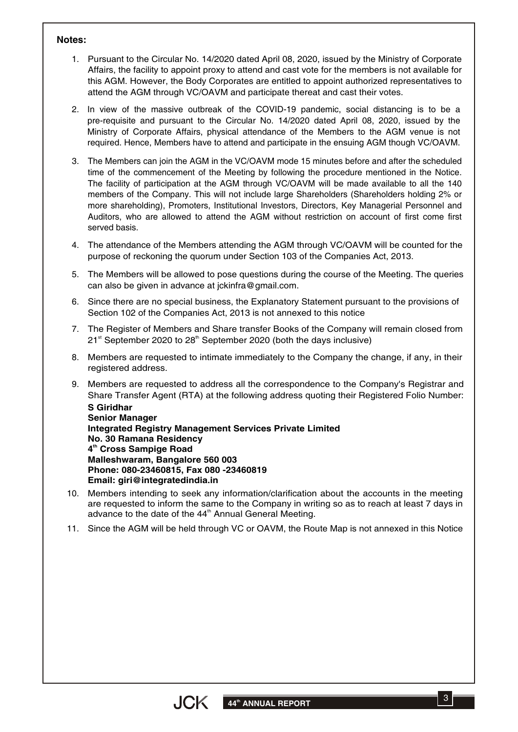**Notes:**

1. Pursuant to the Circular No. 14/2020 dated April 08, 2020, issued by the Ministry of Corporate Affairs, the facility to appoint proxy to attend and cast vote for the members is not available for this AGM. However, the Body Corporates are entitled to appoint authorized representatives to attend the AGM through VC/OAVM and participate thereat and cast their votes.
2. In view of the massive outbreak of the COVID-19 pandemic, social distancing is to be a pre-requisite and pursuant to the Circular No. 14/2020 dated April 08, 2020, issued by the Ministry of Corporate Affairs, physical attendance of the Members to the AGM venue is not required. Hence, Members have to attend and participate in the ensuing AGM though VC/OAVM.
3. The Members can join the AGM in the VC/OAVM mode 15 minutes before and after the scheduled time of the commencement of the Meeting by following the procedure mentioned in the Notice. The facility of participation at the AGM through VC/OAVM will be made available to all the 140 members of the Company. This will not include large Shareholders (Shareholders holding 2% or more shareholding), Promoters, Institutional Investors, Directors, Key Managerial Personnel and Auditors, who are allowed to attend the AGM without restriction on account of first come first served basis.
4. The attendance of the Members attending the AGM through VC/OAVM will be counted for the purpose of reckoning the quorum under Section 103 of the Companies Act, 2013.
5. The Members will be allowed to pose questions during the course of the Meeting. The queries can also be given in advance at jckinfra@gmail.com.
6. Since there are no special business, the Explanatory Statement pursuant to the provisions of Section 102 of the Companies Act, 2013 is not annexed to this notice
7. The Register of Members and Share transfer Books of the Company will remain closed from 21st September 2020 to 28th September 2020 (both the days inclusive)
8. Members are requested to intimate immediately to the Company the change, if any, in their registered address.
9. Members are requested to address all the correspondence to the Company's Registrar and Share Transfer Agent (RTA) at the following address quoting their Registered Folio Number:
   **S Giridhar**
   **Senior Manager**
   **Integrated Registry Management Services Private Limited**
   **No. 30 Ramana Residency**
   **4th Cross Sampige Road**
   **Malleshwaram, Bangalore 560 003**
   **Phone: 080-23460815, Fax 080 -23460819**
   **Email: giri@integratedindia.in**
10. Members intending to seek any information/clarification about the accounts in the meeting are requested to inform the same to the Company in writing so as to reach at least 7 days in advance to the date of the 44th Annual General Meeting.
11. Since the AGM will be held through VC or OAVM, the Route Map is not annexed in this Notice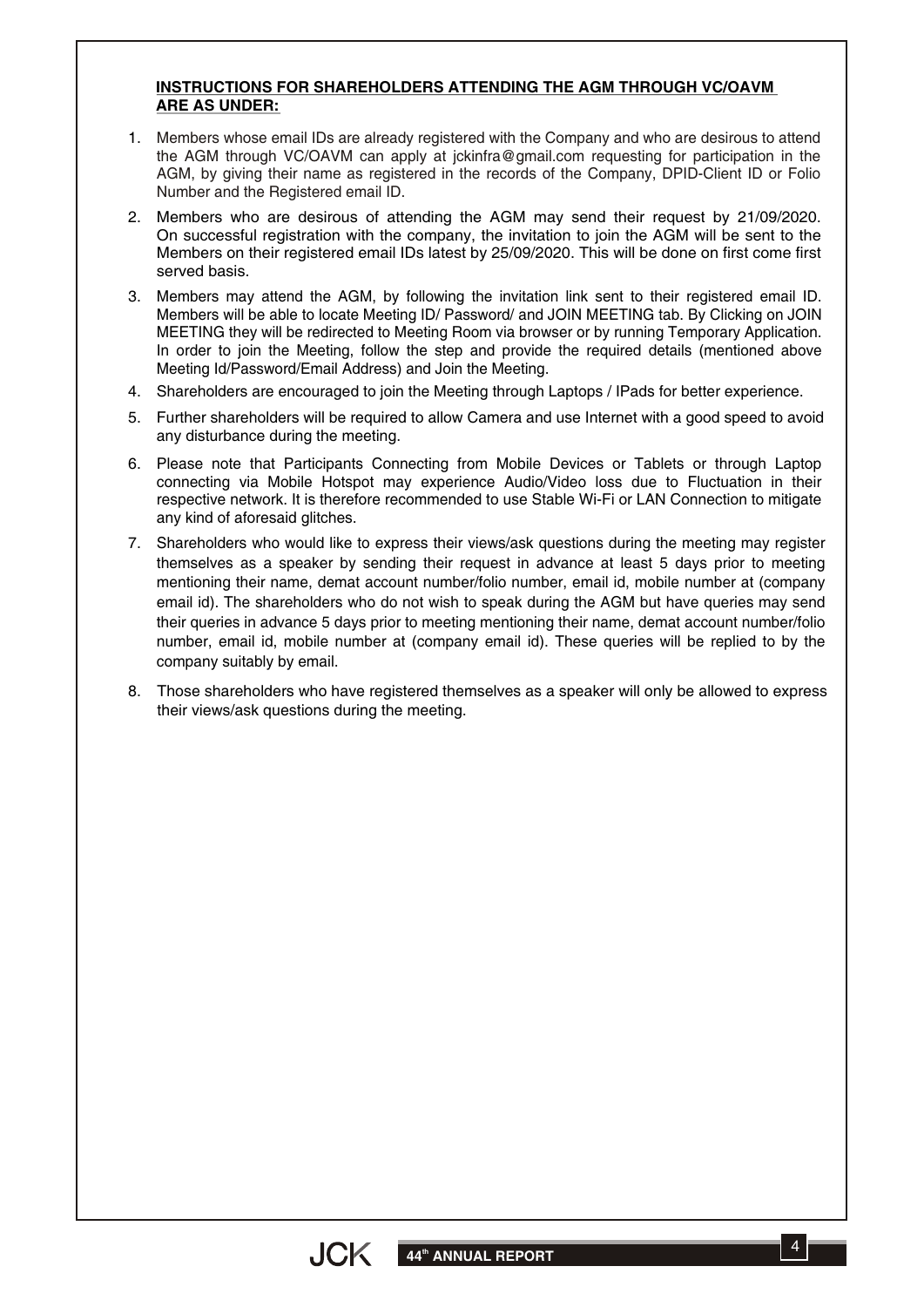**INSTRUCTIONS FOR SHAREHOLDERS ATTENDING THE AGM THROUGH VC/OAVM ARE AS UNDER:**

1. Members whose email IDs are already registered with the Company and who are desirous to attend the AGM through VC/OAVM can apply at jckinfra@gmail.com requesting for participation in the AGM, by giving their name as registered in the records of the Company, DPID-Client ID or Folio Number and the Registered email ID.
2. Members who are desirous of attending the AGM may send their request by 21/09/2020. On successful registration with the company, the invitation to join the AGM will be sent to the Members on their registered email IDs latest by 25/09/2020. This will be done on first come first served basis.
3. Members may attend the AGM, by following the invitation link sent to their registered email ID. Members will be able to locate Meeting ID/ Password/ and JOIN MEETING tab. By Clicking on JOIN MEETING they will be redirected to Meeting Room via browser or by running Temporary Application. In order to join the Meeting, follow the step and provide the required details (mentioned above Meeting Id/Password/Email Address) and Join the Meeting.
4. Shareholders are encouraged to join the Meeting through Laptops / IPads for better experience.
5. Further shareholders will be required to allow Camera and use Internet with a good speed to avoid any disturbance during the meeting.
6. Please note that Participants Connecting from Mobile Devices or Tablets or through Laptop connecting via Mobile Hotspot may experience Audio/Video loss due to Fluctuation in their respective network. It is therefore recommended to use Stable Wi-Fi or LAN Connection to mitigate any kind of aforesaid glitches.
7. Shareholders who would like to express their views/ask questions during the meeting may register themselves as a speaker by sending their request in advance at least 5 days prior to meeting mentioning their name, demat account number/folio number, email id, mobile number at (company email id). The shareholders who do not wish to speak during the AGM but have queries may send their queries in advance 5 days prior to meeting mentioning their name, demat account number/folio number, email id, mobile number at (company email id). These queries will be replied to by the company suitably by email.
8. Those shareholders who have registered themselves as a speaker will only be allowed to express their views/ask questions during the meeting.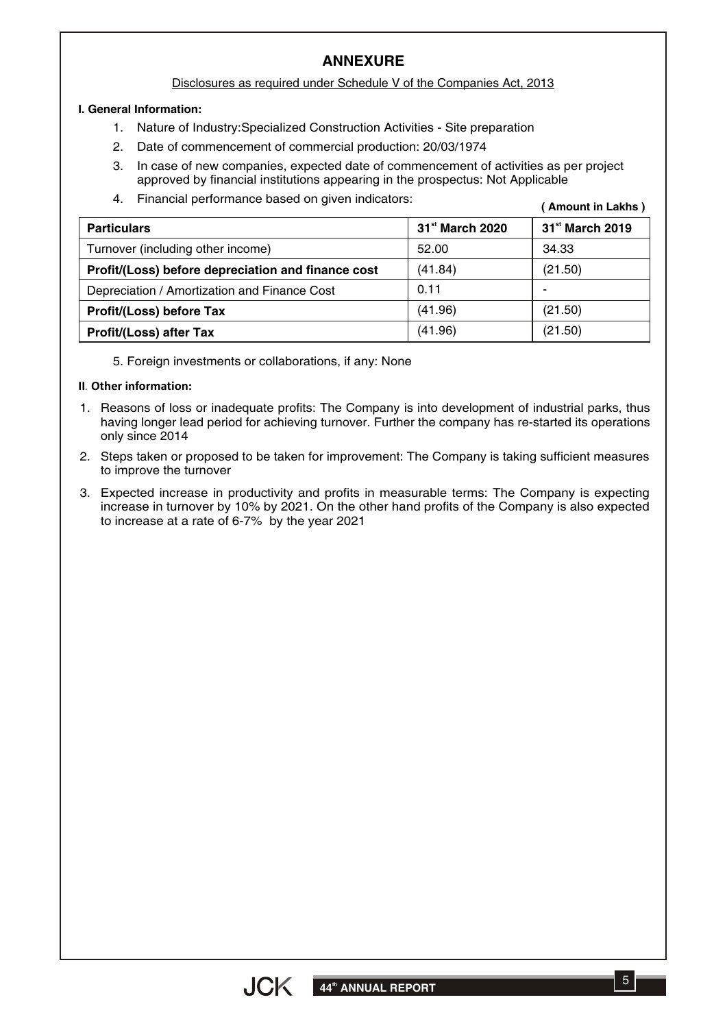# ANNEXURE

Disclosures as required under Schedule V of the Companies Act, 2013

**I. General Information:**

1. Nature of Industry:Specialized Construction Activities - Site preparation
2. Date of commencement of commercial production: 20/03/1974
3. In case of new companies, expected date of commencement of activities as per project approved by financial institutions appearing in the prospectus: Not Applicable
4. Financial performance based on given indicators:

**( Amount in Lakhs )**

| **Particulars** | **31st March 2020** | **31st March 2019** |
|---|---|---|
| Turnover (including other income) | 52.00 | 34.33 |
| **Profit/(Loss) before depreciation and finance cost** | (41.84) | (21.50) |
| Depreciation / Amortization and Finance Cost | 0.11 | - |
| **Profit/(Loss) before Tax** | (41.96) | (21.50) |
| **Profit/(Loss) after Tax** | (41.96) | (21.50) |

5. Foreign investments or collaborations, if any: None

**II. Other information:**

1. Reasons of loss or inadequate profits: The Company is into development of industrial parks, thus having longer lead period for achieving turnover. Further the company has re-started its operations only since 2014
2. Steps taken or proposed to be taken for improvement: The Company is taking sufficient measures to improve the turnover
3. Expected increase in productivity and profits in measurable terms: The Company is expecting increase in turnover by 10% by 2021. On the other hand profits of the Company is also expected to increase at a rate of 6-7% by the year 2021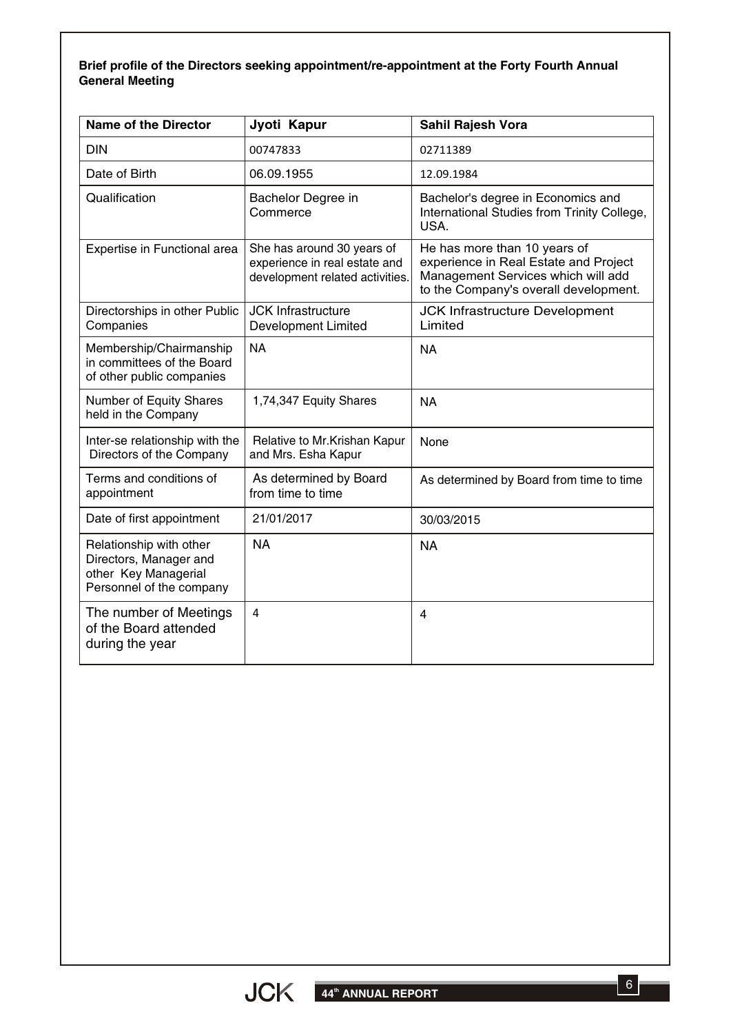**Brief profile of the Directors seeking appointment/re-appointment at the Forty Fourth Annual General Meeting**

| Name of the Director | Jyoti Kapur | Sahil Rajesh Vora |
|---|---|---|
| DIN | 00747833 | 02711389 |
| Date of Birth | 06.09.1955 | 12.09.1984 |
| Qualification | Bachelor Degree in Commerce | Bachelor's degree in Economics and International Studies from Trinity College, USA. |
| Expertise in Functional area | She has around 30 years of experience in real estate and development related activities. | He has more than 10 years of experience in Real Estate and Project Management Services which will add to the Company's overall development. |
| Directorships in other Public Companies | JCK Infrastructure Development Limited | JCK Infrastructure Development Limited |
| Membership/Chairmanship in committees of the Board of other public companies | NA | NA |
| Number of Equity Shares held in the Company | 1,74,347 Equity Shares | NA |
| Inter-se relationship with the Directors of the Company | Relative to Mr.Krishan Kapur and Mrs. Esha Kapur | None |
| Terms and conditions of appointment | As determined by Board from time to time | As determined by Board from time to time |
| Date of first appointment | 21/01/2017 | 30/03/2015 |
| Relationship with other Directors, Manager and other Key Managerial Personnel of the company | NA | NA |
| The number of Meetings of the Board attended during the year | 4 | 4 |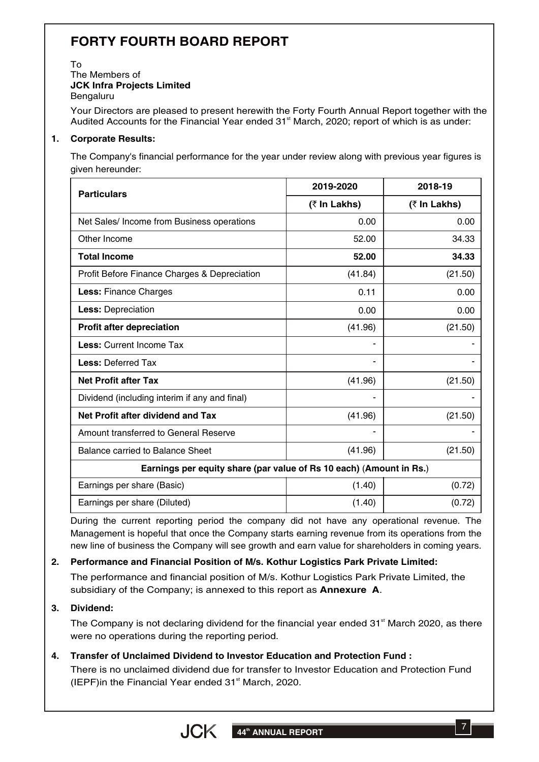# FORTY FOURTH BOARD REPORT

To
The Members of
**JCK Infra Projects Limited**
Bengaluru

Your Directors are pleased to present herewith the Forty Fourth Annual Report together with the Audited Accounts for the Financial Year ended 31st March, 2020; report of which is as under:

## 1. Corporate Results:

The Company's financial performance for the year under review along with previous year figures is given hereunder:

| Particulars | 2019-2020 | 2018-19 |
|---|---|---|
| | (₹ In Lakhs) | (₹ In Lakhs) |
| Net Sales/ Income from Business operations | 0.00 | 0.00 |
| Other Income | 52.00 | 34.33 |
| **Total Income** | **52.00** | **34.33** |
| Profit Before Finance Charges & Depreciation | (41.84) | (21.50) |
| **Less:** Finance Charges | 0.11 | 0.00 |
| **Less:** Depreciation | 0.00 | 0.00 |
| **Profit after depreciation** | (41.96) | (21.50) |
| **Less:** Current Income Tax | - | - |
| **Less:** Deferred Tax | - | - |
| **Net Profit after Tax** | (41.96) | (21.50) |
| Dividend (including interim if any and final) | - | - |
| **Net Profit after dividend and Tax** | (41.96) | (21.50) |
| Amount transferred to General Reserve | - | - |
| Balance carried to Balance Sheet | (41.96) | (21.50) |
| **Earnings per equity share (par value of Rs 10 each)** (**Amount in Rs.**) | | |
| Earnings per share (Basic) | (1.40) | (0.72) |
| Earnings per share (Diluted) | (1.40) | (0.72) |

During the current reporting period the company did not have any operational revenue. The Management is hopeful that once the Company starts earning revenue from its operations from the new line of business the Company will see growth and earn value for shareholders in coming years.

## 2. Performance and Financial Position of M/s. Kothur Logistics Park Private Limited:

The performance and financial position of M/s. Kothur Logistics Park Private Limited, the subsidiary of the Company; is annexed to this report as **Annexure A**.

## 3. Dividend:

The Company is not declaring dividend for the financial year ended 31st March 2020, as there were no operations during the reporting period.

## 4. Transfer of Unclaimed Dividend to Investor Education and Protection Fund :

There is no unclaimed dividend due for transfer to Investor Education and Protection Fund (IEPF)in the Financial Year ended 31st March, 2020.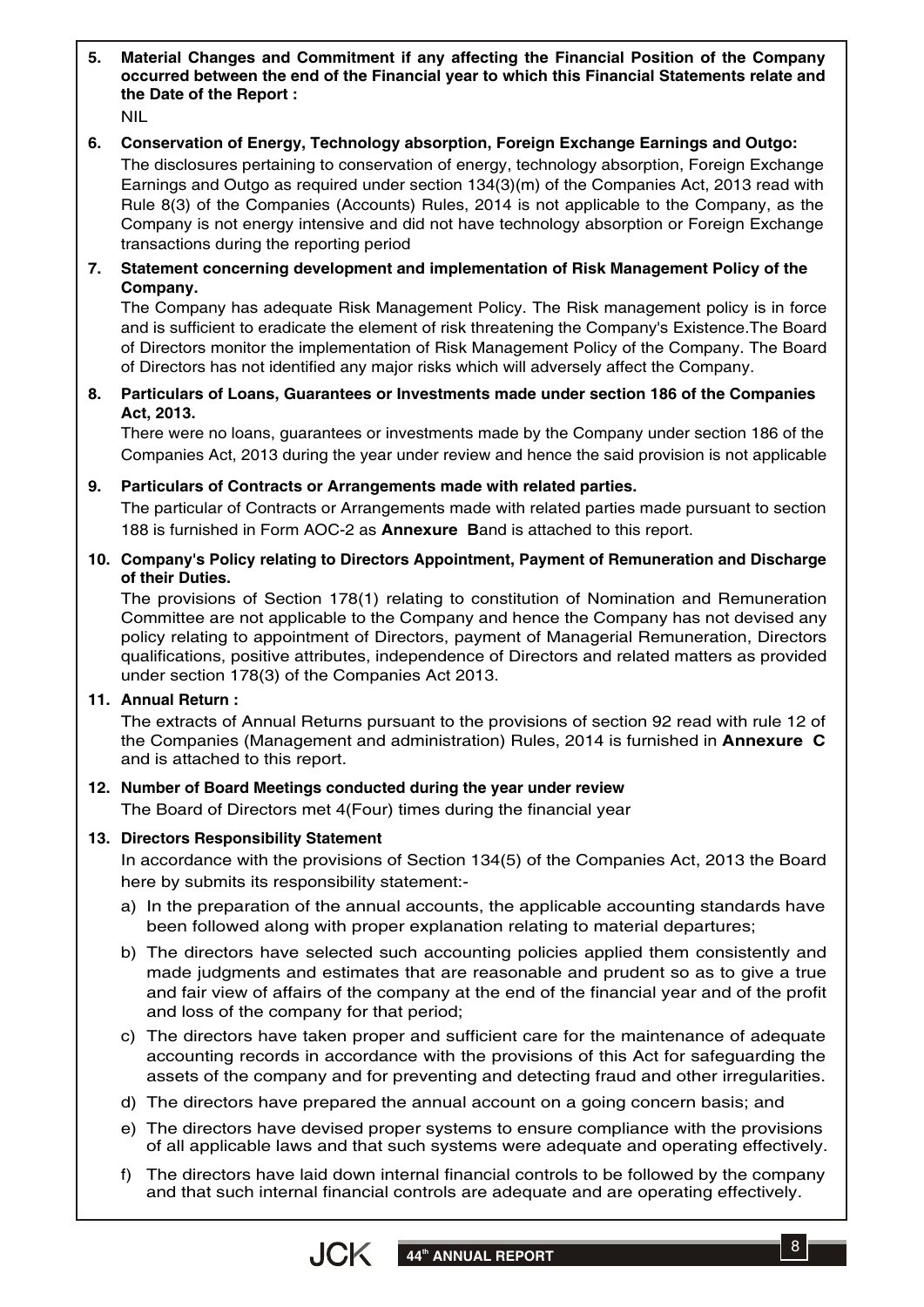**5. Material Changes and Commitment if any affecting the Financial Position of the Company occurred between the end of the Financial year to which this Financial Statements relate and the Date of the Report :**

NIL

**6. Conservation of Energy, Technology absorption, Foreign Exchange Earnings and Outgo:**

The disclosures pertaining to conservation of energy, technology absorption, Foreign Exchange Earnings and Outgo as required under section 134(3)(m) of the Companies Act, 2013 read with Rule 8(3) of the Companies (Accounts) Rules, 2014 is not applicable to the Company, as the Company is not energy intensive and did not have technology absorption or Foreign Exchange transactions during the reporting period

**7. Statement concerning development and implementation of Risk Management Policy of the Company.**

The Company has adequate Risk Management Policy. The Risk management policy is in force and is sufficient to eradicate the element of risk threatening the Company's Existence.The Board of Directors monitor the implementation of Risk Management Policy of the Company. The Board of Directors has not identified any major risks which will adversely affect the Company.

**8. Particulars of Loans, Guarantees or Investments made under section 186 of the Companies Act, 2013.**

There were no loans, guarantees or investments made by the Company under section 186 of the Companies Act, 2013 during the year under review and hence the said provision is not applicable

**9. Particulars of Contracts or Arrangements made with related parties.**

The particular of Contracts or Arrangements made with related parties made pursuant to section 188 is furnished in Form AOC-2 as **Annexure B**and is attached to this report.

**10. Company's Policy relating to Directors Appointment, Payment of Remuneration and Discharge of their Duties.**

The provisions of Section 178(1) relating to constitution of Nomination and Remuneration Committee are not applicable to the Company and hence the Company has not devised any policy relating to appointment of Directors, payment of Managerial Remuneration, Directors qualifications, positive attributes, independence of Directors and related matters as provided under section 178(3) of the Companies Act 2013.

**11. Annual Return :**

The extracts of Annual Returns pursuant to the provisions of section 92 read with rule 12 of the Companies (Management and administration) Rules, 2014 is furnished in **Annexure C** and is attached to this report.

**12. Number of Board Meetings conducted during the year under review**

The Board of Directors met 4(Four) times during the financial year

**13. Directors Responsibility Statement**

In accordance with the provisions of Section 134(5) of the Companies Act, 2013 the Board here by submits its responsibility statement:-

a) In the preparation of the annual accounts, the applicable accounting standards have been followed along with proper explanation relating to material departures;

b) The directors have selected such accounting policies applied them consistently and made judgments and estimates that are reasonable and prudent so as to give a true and fair view of affairs of the company at the end of the financial year and of the profit and loss of the company for that period;

c) The directors have taken proper and sufficient care for the maintenance of adequate accounting records in accordance with the provisions of this Act for safeguarding the assets of the company and for preventing and detecting fraud and other irregularities.

d) The directors have prepared the annual account on a going concern basis; and

e) The directors have devised proper systems to ensure compliance with the provisions of all applicable laws and that such systems were adequate and operating effectively.

f) The directors have laid down internal financial controls to be followed by the company and that such internal financial controls are adequate and are operating effectively.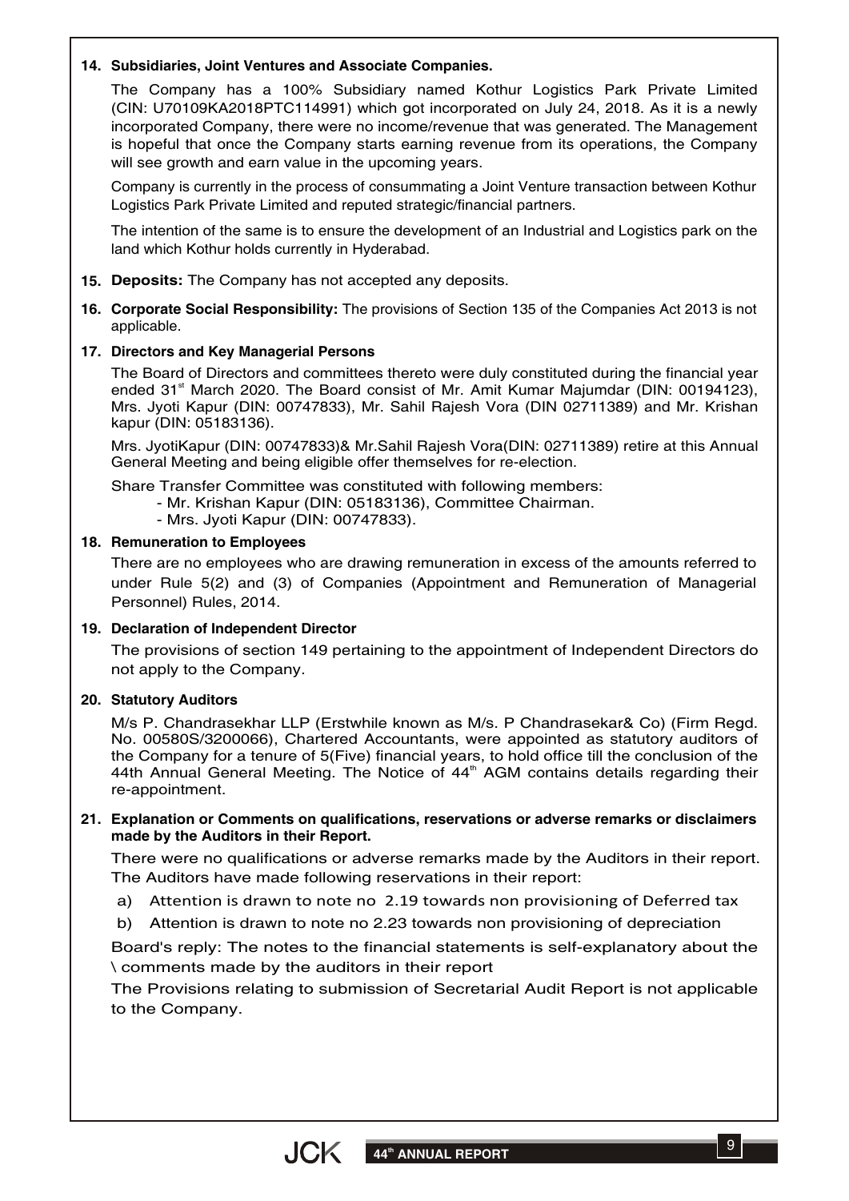**14. Subsidiaries, Joint Ventures and Associate Companies.**

The Company has a 100% Subsidiary named Kothur Logistics Park Private Limited (CIN: U70109KA2018PTC114991) which got incorporated on July 24, 2018. As it is a newly incorporated Company, there were no income/revenue that was generated. The Management is hopeful that once the Company starts earning revenue from its operations, the Company will see growth and earn value in the upcoming years.

Company is currently in the process of consummating a Joint Venture transaction between Kothur Logistics Park Private Limited and reputed strategic/financial partners.

The intention of the same is to ensure the development of an Industrial and Logistics park on the land which Kothur holds currently in Hyderabad.

**15. Deposits:** The Company has not accepted any deposits.

**16. Corporate Social Responsibility:** The provisions of Section 135 of the Companies Act 2013 is not applicable.

**17. Directors and Key Managerial Persons**

The Board of Directors and committees thereto were duly constituted during the financial year ended 31st March 2020. The Board consist of Mr. Amit Kumar Majumdar (DIN: 00194123), Mrs. Jyoti Kapur (DIN: 00747833), Mr. Sahil Rajesh Vora (DIN 02711389) and Mr. Krishan kapur (DIN: 05183136).

Mrs. JyotiKapur (DIN: 00747833)& Mr.Sahil Rajesh Vora(DIN: 02711389) retire at this Annual General Meeting and being eligible offer themselves for re-election.

Share Transfer Committee was constituted with following members:

- Mr. Krishan Kapur (DIN: 05183136), Committee Chairman.
- Mrs. Jyoti Kapur (DIN: 00747833).

**18. Remuneration to Employees**

There are no employees who are drawing remuneration in excess of the amounts referred to under Rule 5(2) and (3) of Companies (Appointment and Remuneration of Managerial Personnel) Rules, 2014.

**19. Declaration of Independent Director**

The provisions of section 149 pertaining to the appointment of Independent Directors do not apply to the Company.

**20. Statutory Auditors**

M/s P. Chandrasekhar LLP (Erstwhile known as M/s. P Chandrasekar& Co) (Firm Regd. No. 00580S/3200066), Chartered Accountants, were appointed as statutory auditors of the Company for a tenure of 5(Five) financial years, to hold office till the conclusion of the 44th Annual General Meeting. The Notice of 44th AGM contains details regarding their re-appointment.

**21. Explanation or Comments on qualifications, reservations or adverse remarks or disclaimers made by the Auditors in their Report.**

There were no qualifications or adverse remarks made by the Auditors in their report. The Auditors have made following reservations in their report:

a) Attention is drawn to note no 2.19 towards non provisioning of Deferred tax

b) Attention is drawn to note no 2.23 towards non provisioning of depreciation

Board's reply: The notes to the financial statements is self-explanatory about the \ comments made by the auditors in their report

The Provisions relating to submission of Secretarial Audit Report is not applicable to the Company.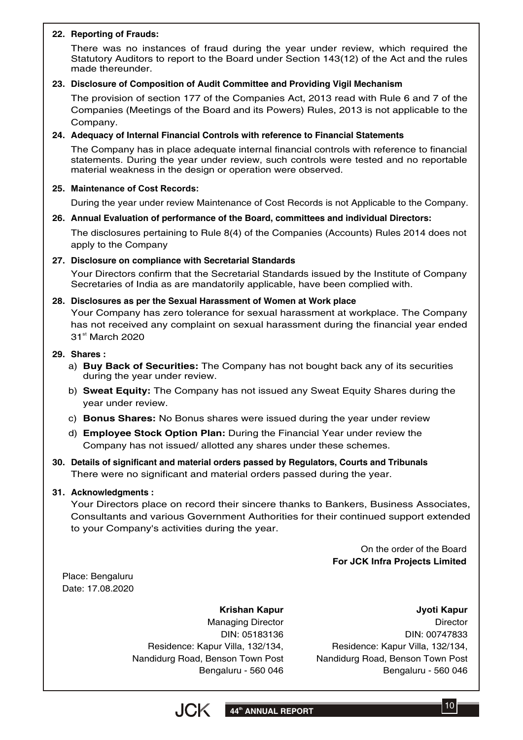**22. Reporting of Frauds:**

There was no instances of fraud during the year under review, which required the Statutory Auditors to report to the Board under Section 143(12) of the Act and the rules made thereunder.

**23. Disclosure of Composition of Audit Committee and Providing Vigil Mechanism**

The provision of section 177 of the Companies Act, 2013 read with Rule 6 and 7 of the Companies (Meetings of the Board and its Powers) Rules, 2013 is not applicable to the Company.

**24. Adequacy of Internal Financial Controls with reference to Financial Statements**

The Company has in place adequate internal financial controls with reference to financial statements. During the year under review, such controls were tested and no reportable material weakness in the design or operation were observed.

**25. Maintenance of Cost Records:**

During the year under review Maintenance of Cost Records is not Applicable to the Company.

**26. Annual Evaluation of performance of the Board, committees and individual Directors:**

The disclosures pertaining to Rule 8(4) of the Companies (Accounts) Rules 2014 does not apply to the Company

**27. Disclosure on compliance with Secretarial Standards**

Your Directors confirm that the Secretarial Standards issued by the Institute of Company Secretaries of India as are mandatorily applicable, have been complied with.

**28. Disclosures as per the Sexual Harassment of Women at Work place**

Your Company has zero tolerance for sexual harassment at workplace. The Company has not received any complaint on sexual harassment during the financial year ended 31st March 2020

**29. Shares :**

a) **Buy Back of Securities:** The Company has not bought back any of its securities during the year under review.

b) **Sweat Equity:** The Company has not issued any Sweat Equity Shares during the year under review.

c) **Bonus Shares:** No Bonus shares were issued during the year under review

d) **Employee Stock Option Plan:** During the Financial Year under review the Company has not issued/ allotted any shares under these schemes.

**30. Details of significant and material orders passed by Regulators, Courts and Tribunals**

There were no significant and material orders passed during the year.

**31. Acknowledgments :**

Your Directors place on record their sincere thanks to Bankers, Business Associates, Consultants and various Government Authorities for their continued support extended to your Company's activities during the year.

On the order of the Board
**For JCK Infra Projects Limited**

Place: Bengaluru
Date: 17.08.2020

**Krishan Kapur**
Managing Director
DIN: 05183136
Residence: Kapur Villa, 132/134,
Nandidurg Road, Benson Town Post
Bengaluru - 560 046

**Jyoti Kapur**
Director
DIN: 00747833
Residence: Kapur Villa, 132/134,
Nandidurg Road, Benson Town Post
Bengaluru - 560 046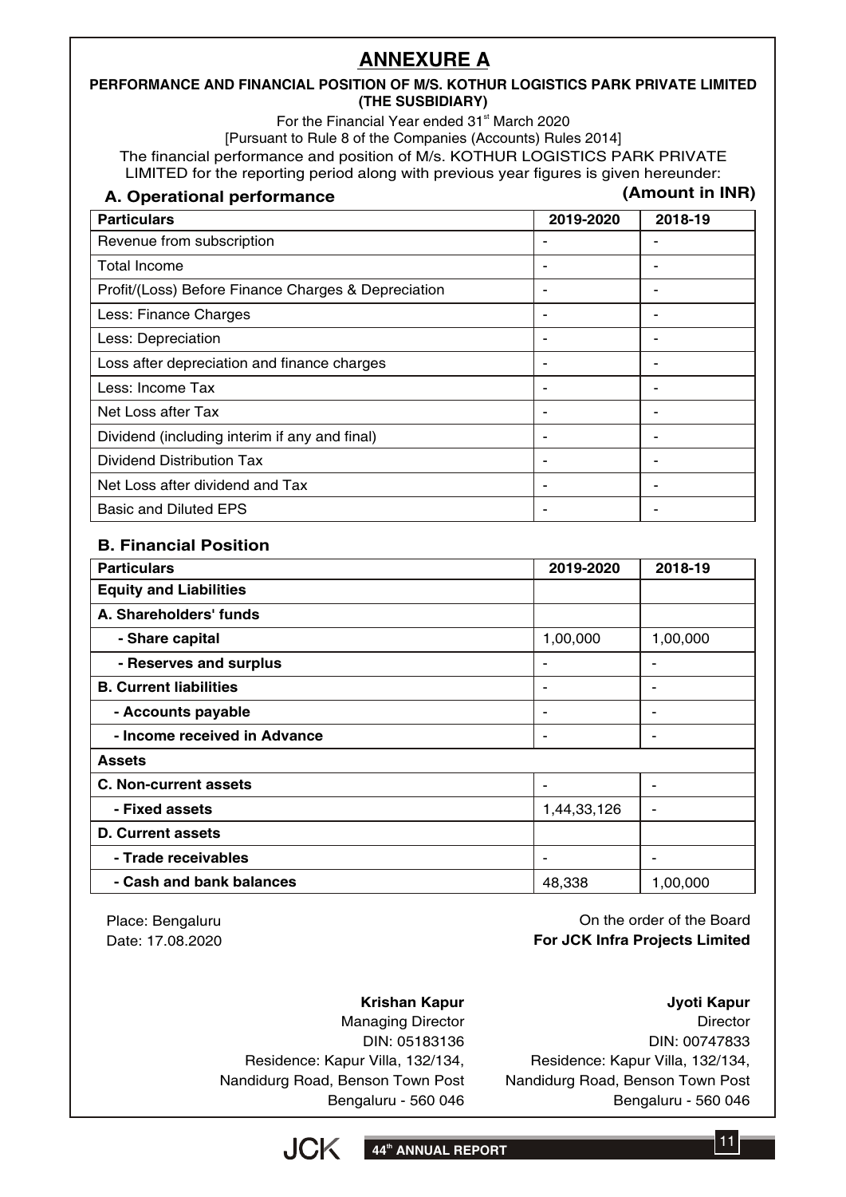# ANNEXURE A

**PERFORMANCE AND FINANCIAL POSITION OF M/S. KOTHUR LOGISTICS PARK PRIVATE LIMITED (THE SUSBIDIARY)**

For the Financial Year ended 31st March 2020

[Pursuant to Rule 8 of the Companies (Accounts) Rules 2014]

The financial performance and position of M/s. KOTHUR LOGISTICS PARK PRIVATE LIMITED for the reporting period along with previous year figures is given hereunder:

### A. Operational performance

**(Amount in INR)**

| Particulars | 2019-2020 | 2018-19 |
|---|---|---|
| Revenue from subscription | - | - |
| Total Income | - | - |
| Profit/(Loss) Before Finance Charges & Depreciation | - | - |
| Less: Finance Charges | - | - |
| Less: Depreciation | - | - |
| Loss after depreciation and finance charges | - | - |
| Less: Income Tax | - | - |
| Net Loss after Tax | - | - |
| Dividend (including interim if any and final) | - | - |
| Dividend Distribution Tax | - | - |
| Net Loss after dividend and Tax | - | - |
| Basic and Diluted EPS | - | - |

### B. Financial Position

| Particulars | 2019-2020 | 2018-19 |
|---|---|---|
| **Equity and Liabilities** | | |
| **A. Shareholders' funds** | | |
| **- Share capital** | 1,00,000 | 1,00,000 |
| **- Reserves and surplus** | - | - |
| **B. Current liabilities** | - | - |
| **- Accounts payable** | - | - |
| **- Income received in Advance** | - | - |
| **Assets** | | |
| **C. Non-current assets** | - | - |
| **- Fixed assets** | 1,44,33,126 | - |
| **D. Current assets** | | |
| **- Trade receivables** | - | - |
| **- Cash and bank balances** | 48,338 | 1,00,000 |

Place: Bengaluru
Date: 17.08.2020

On the order of the Board
**For JCK Infra Projects Limited**

**Krishan Kapur**
Managing Director
DIN: 05183136
Residence: Kapur Villa, 132/134,
Nandidurg Road, Benson Town Post
Bengaluru - 560 046

**Jyoti Kapur**
Director
DIN: 00747833
Residence: Kapur Villa, 132/134,
Nandidurg Road, Benson Town Post
Bengaluru - 560 046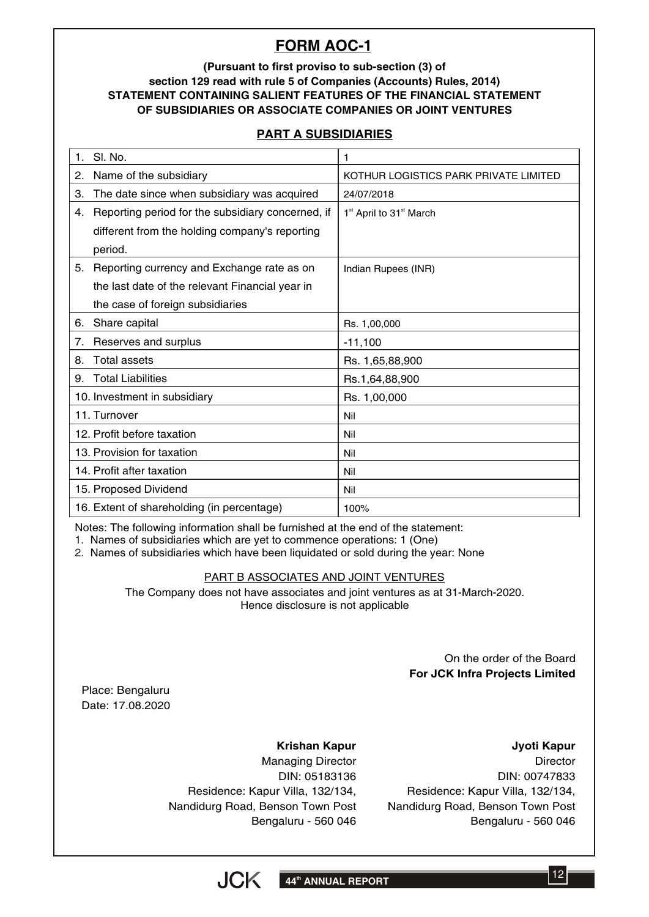# FORM AOC-1

**(Pursuant to first proviso to sub-section (3) of section 129 read with rule 5 of Companies (Accounts) Rules, 2014) STATEMENT CONTAINING SALIENT FEATURES OF THE FINANCIAL STATEMENT OF SUBSIDIARIES OR ASSOCIATE COMPANIES OR JOINT VENTURES**

## PART A SUBSIDIARIES

| | |
|---|---|
| 1. Sl. No. | 1 |
| 2. Name of the subsidiary | KOTHUR LOGISTICS PARK PRIVATE LIMITED |
| 3. The date since when subsidiary was acquired | 24/07/2018 |
| 4. Reporting period for the subsidiary concerned, if different from the holding company's reporting period. | 1st April to 31st March |
| 5. Reporting currency and Exchange rate as on the last date of the relevant Financial year in the case of foreign subsidiaries | Indian Rupees (INR) |
| 6. Share capital | Rs. 1,00,000 |
| 7. Reserves and surplus | -11,100 |
| 8. Total assets | Rs. 1,65,88,900 |
| 9. Total Liabilities | Rs.1,64,88,900 |
| 10. Investment in subsidiary | Rs. 1,00,000 |
| 11. Turnover | Nil |
| 12. Profit before taxation | Nil |
| 13. Provision for taxation | Nil |
| 14. Profit after taxation | Nil |
| 15. Proposed Dividend | Nil |
| 16. Extent of shareholding (in percentage) | 100% |

Notes: The following information shall be furnished at the end of the statement:

1. Names of subsidiaries which are yet to commence operations: 1 (One)
2. Names of subsidiaries which have been liquidated or sold during the year: None

PART B ASSOCIATES AND JOINT VENTURES

The Company does not have associates and joint ventures as at 31-March-2020. Hence disclosure is not applicable

On the order of the Board
**For JCK Infra Projects Limited**

Place: Bengaluru
Date: 17.08.2020

**Krishan Kapur**
Managing Director
DIN: 05183136
Residence: Kapur Villa, 132/134,
Nandidurg Road, Benson Town Post
Bengaluru - 560 046

**Jyoti Kapur**
Director
DIN: 00747833
Residence: Kapur Villa, 132/134,
Nandidurg Road, Benson Town Post
Bengaluru - 560 046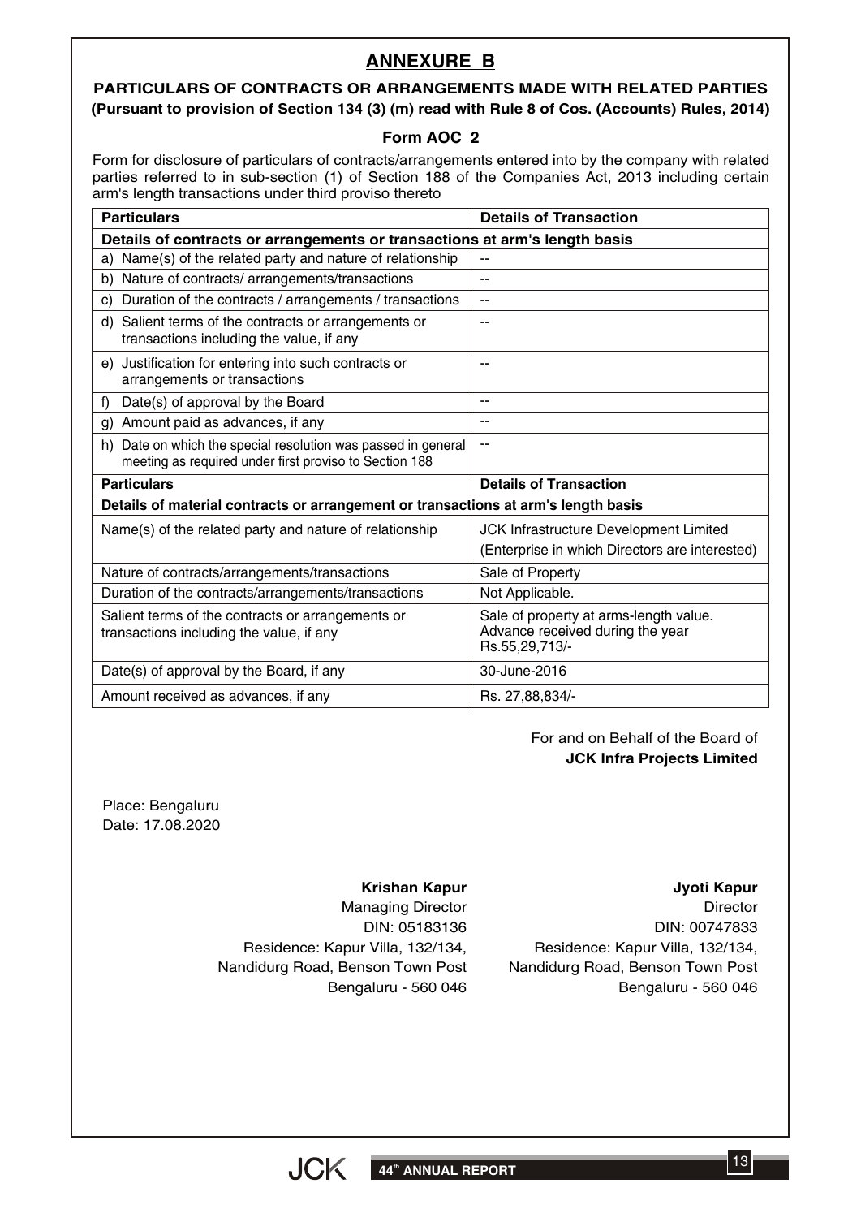# ANNEXURE B

## PARTICULARS OF CONTRACTS OR ARRANGEMENTS MADE WITH RELATED PARTIES

**(Pursuant to provision of Section 134 (3) (m) read with Rule 8 of Cos. (Accounts) Rules, 2014)**

### Form AOC 2

Form for disclosure of particulars of contracts/arrangements entered into by the company with related parties referred to in sub-section (1) of Section 188 of the Companies Act, 2013 including certain arm's length transactions under third proviso thereto

| Particulars | Details of Transaction |
|---|---|
| **Details of contracts or arrangements or transactions at arm's length basis** | |
| a) Name(s) of the related party and nature of relationship | -- |
| b) Nature of contracts/ arrangements/transactions | -- |
| c) Duration of the contracts / arrangements / transactions | -- |
| d) Salient terms of the contracts or arrangements or transactions including the value, if any | -- |
| e) Justification for entering into such contracts or arrangements or transactions | -- |
| f) Date(s) of approval by the Board | -- |
| g) Amount paid as advances, if any | -- |
| h) Date on which the special resolution was passed in general meeting as required under first proviso to Section 188 | -- |
| **Particulars** | **Details of Transaction** |
| **Details of material contracts or arrangement or transactions at arm's length basis** | |
| Name(s) of the related party and nature of relationship | JCK Infrastructure Development Limited (Enterprise in which Directors are interested) |
| Nature of contracts/arrangements/transactions | Sale of Property |
| Duration of the contracts/arrangements/transactions | Not Applicable. |
| Salient terms of the contracts or arrangements or transactions including the value, if any | Sale of property at arms-length value. Advance received during the year Rs.55,29,713/- |
| Date(s) of approval by the Board, if any | 30-June-2016 |
| Amount received as advances, if any | Rs. 27,88,834/- |

For and on Behalf of the Board of
**JCK Infra Projects Limited**

Place: Bengaluru
Date: 17.08.2020

**Krishan Kapur**
Managing Director
DIN: 05183136
Residence: Kapur Villa, 132/134,
Nandidurg Road, Benson Town Post
Bengaluru - 560 046

**Jyoti Kapur**
Director
DIN: 00747833
Residence: Kapur Villa, 132/134,
Nandidurg Road, Benson Town Post
Bengaluru - 560 046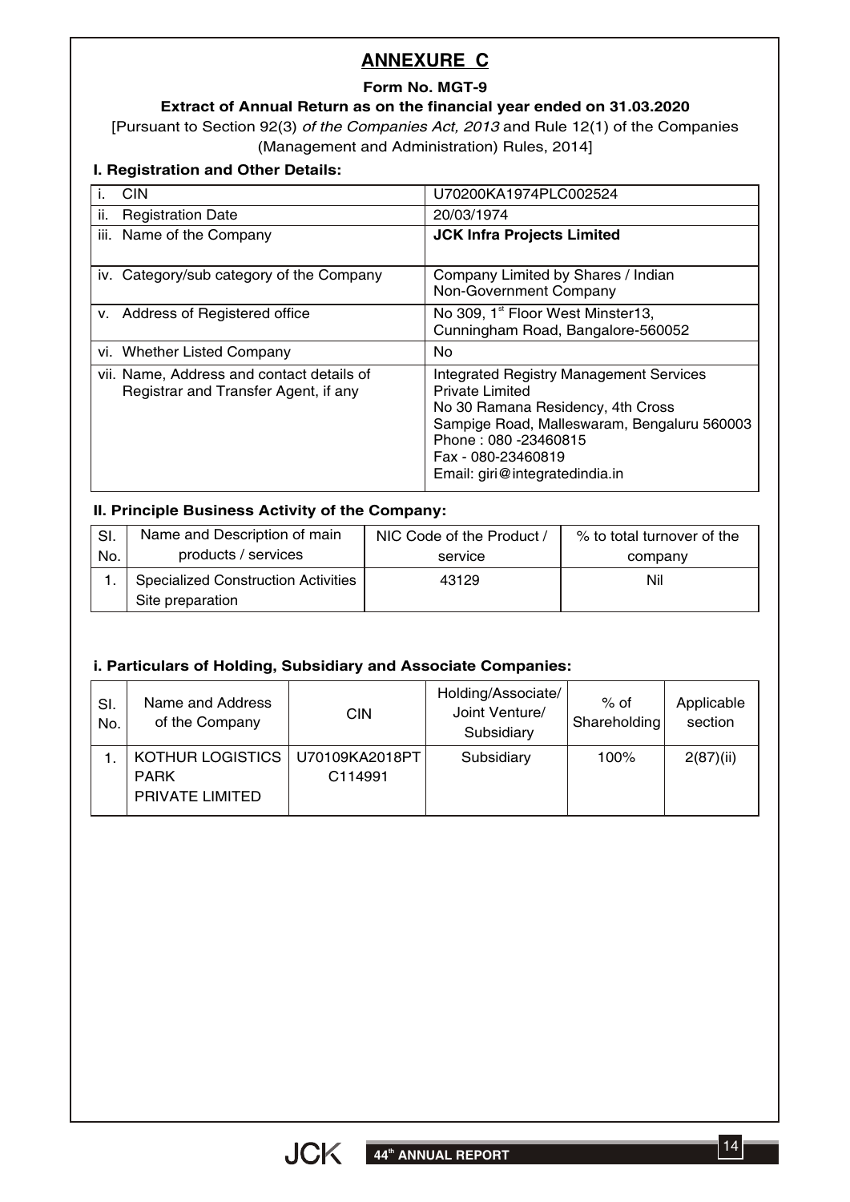# ANNEXURE C

## Form No. MGT-9

### Extract of Annual Return as on the financial year ended on 31.03.2020

[Pursuant to Section 92(3) *of the Companies Act, 2013* and Rule 12(1) of the Companies (Management and Administration) Rules, 2014]

### I. Registration and Other Details:

| | |
|---|---|
| i. CIN | U70200KA1974PLC002524 |
| ii. Registration Date | 20/03/1974 |
| iii. Name of the Company | **JCK Infra Projects Limited** |
| iv. Category/sub category of the Company | Company Limited by Shares / Indian Non-Government Company |
| v. Address of Registered office | No 309, 1st Floor West Minster13, Cunningham Road, Bangalore-560052 |
| vi. Whether Listed Company | No |
| vii. Name, Address and contact details of Registrar and Transfer Agent, if any | Integrated Registry Management Services Private Limited<br>No 30 Ramana Residency, 4th Cross<br>Sampige Road, Malleswaram, Bengaluru 560003<br>Phone : 080 -23460815<br>Fax - 080-23460819<br>Email: giri@integratedindia.in |

### II. Principle Business Activity of the Company:

| Sl. No. | Name and Description of main products / services | NIC Code of the Product / service | % to total turnover of the company |
|---|---|---|---|
| 1. | Specialized Construction Activities Site preparation | 43129 | Nil |

### i. Particulars of Holding, Subsidiary and Associate Companies:

| Sl. No. | Name and Address of the Company | CIN | Holding/Associate/ Joint Venture/ Subsidiary | % of Shareholding | Applicable section |
|---|---|---|---|---|---|
| 1. | KOTHUR LOGISTICS PARK PRIVATE LIMITED | U70109KA2018PTC114991 | Subsidiary | 100% | 2(87)(ii) |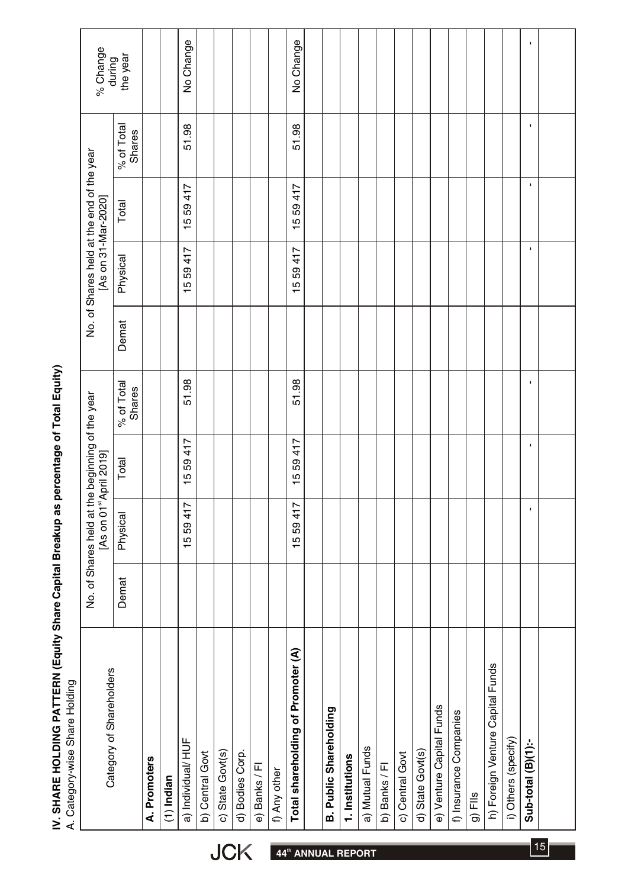## IV. SHARE HOLDING PATTERN (Equity Share Capital Breakup as percentage of Total Equity)

A. Category-wise Share Holding

| Category of Shareholders | No. of Shares held at the beginning of the year [As on 01st April 2019] | | | | No. of Shares held at the end of the year [As on 31-Mar-2020] | | | | % Change during the year |
|---|---|---|---|---|---|---|---|---|---|
| | Demat | Physical | Total | % of Total Shares | Demat | Physical | Total | % of Total Shares | |
| **A. Promoters** | | | | | | | | | |
| **(1) Indian** | | | | | | | | | |
| a) Individual/ HUF | | 15 59 417 | 15 59 417 | 51.98 | | 15 59 417 | 15 59 417 | 51.98 | No Change |
| b) Central Govt | | | | | | | | | |
| c) State Govt(s) | | | | | | | | | |
| d) Bodies Corp. | | | | | | | | | |
| e) Banks / FI | | | | | | | | | |
| f) Any other | | | | | | | | | |
| **Total shareholding of Promoter (A)** | | 15 59 417 | 15 59 417 | 51.98 | | 15 59 417 | 15 59 417 | 51.98 | No Change |
| | | | | | | | | | |
| **B. Public Shareholding** | | | | | | | | | |
| **1. Institutions** | | | | | | | | | |
| a) Mutual Funds | | | | | | | | | |
| b) Banks / FI | | | | | | | | | |
| c) Central Govt | | | | | | | | | |
| d) State Govt(s) | | | | | | | | | |
| e) Venture Capital Funds | | | | | | | | | |
| f) Insurance Companies | | | | | | | | | |
| g) FIIs | | | | | | | | | |
| h) Foreign Venture Capital Funds | | | | | | | | | |
| i) Others (specify) | | | | | | | | | |
| **Sub-total (B)(1):-** | | - | - | - | | - | - | - | - |
| | | | | | | | | | |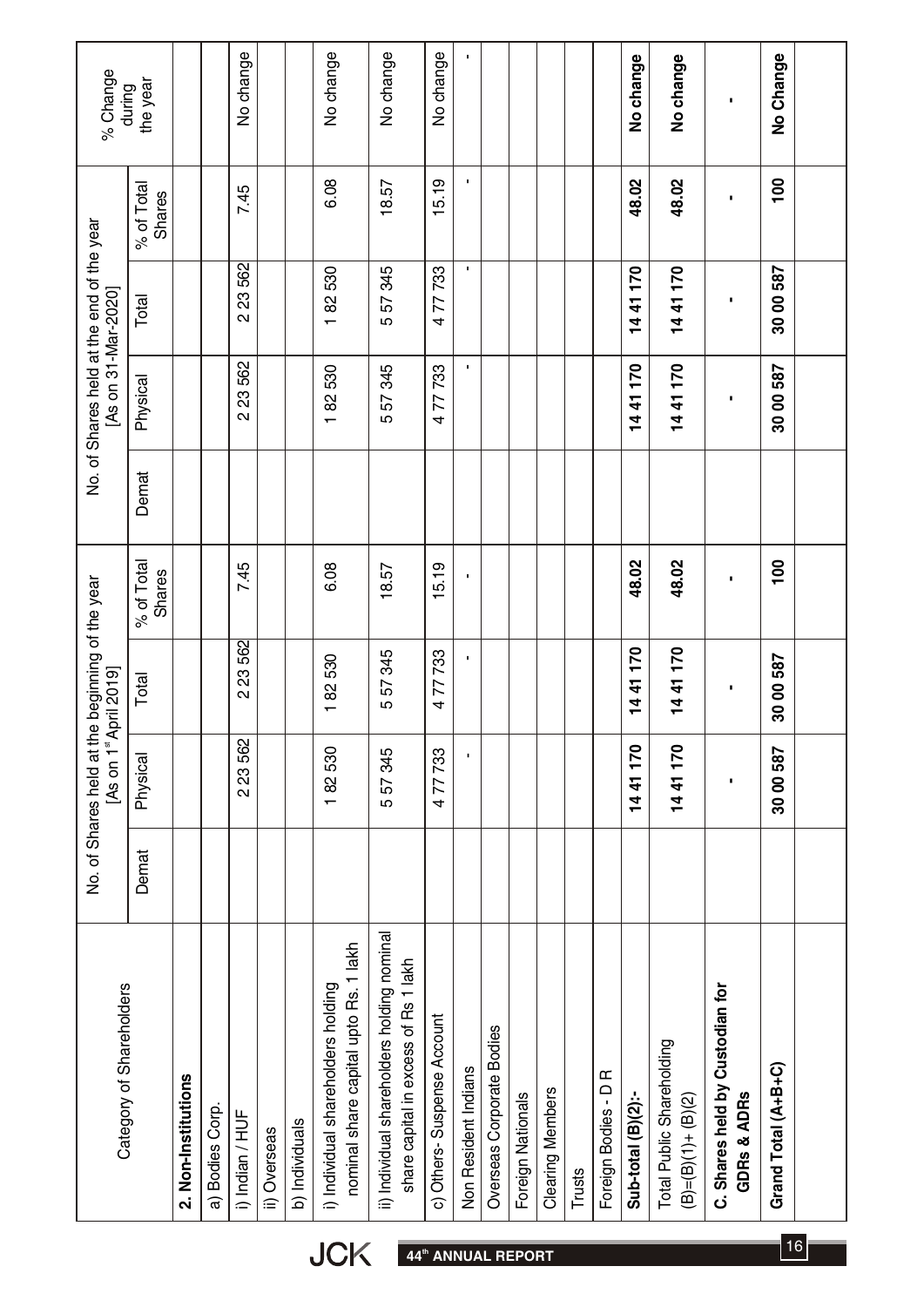| Category of Shareholders | No. of Shares held at the beginning of the year [As on 1st April 2019] | | | | No. of Shares held at the end of the year [As on 31-Mar-2020] | | | | % Change during the year |
|---|---|---|---|---|---|---|---|---|---|
| | Demat | Physical | Total | % of Total Shares | Demat | Physical | Total | % of Total Shares | |
| **2. Non-Institutions** | | | | | | | | | |
| a) Bodies Corp. | | | | | | | | | |
| i) Indian / HUF | | 2 23 562 | 2 23 562 | 7.45 | | 2 23 562 | 2 23 562 | 7.45 | No change |
| ii) Overseas | | | | | | | | | |
| b) Individuals | | | | | | | | | |
| i) Individual shareholders holding nominal share capital upto Rs. 1 lakh | | 1 82 530 | 1 82 530 | 6.08 | | 1 82 530 | 1 82 530 | 6.08 | No change |
| ii) Individual shareholders holding nominal share capital in excess of Rs 1 lakh | | 5 57 345 | 5 57 345 | 18.57 | | 5 57 345 | 5 57 345 | 18.57 | No change |
| c) Others- Suspense Account | | 4 77733 | 4 77733 | 15.19 | | 4 77 733 | 4 77 733 | 15.19 | No change |
| Non Resident Indians | | - | - | - | | - | - | - | - |
| Overseas Corporate Bodies | | | | | | | | | |
| Foreign Nationals | | | | | | | | | |
| Clearing Members | | | | | | | | | |
| Trusts | | | | | | | | | |
| Foreign Bodies - D R | | | | | | | | | |
| **Sub-total (B)(2):-** | | **14 41 170** | **14 41 170** | **48.02** | | **14 41 170** | **14 41 170** | **48.02** | **No change** |
| Total Public Shareholding (B)=(B)(1)+ (B)(2) | | **14 41 170** | **14 41 170** | **48.02** | | **14 41 170** | **14 41 170** | **48.02** | **No change** |
| **C. Shares held by Custodian for GDRs & ADRs** | | **-** | **-** | **-** | | **-** | **-** | **-** | **-** |
| **Grand Total (A+B+C)** | | **30 00 587** | **30 00 587** | **100** | | **30 00 587** | **30 00 587** | **100** | **No Change** |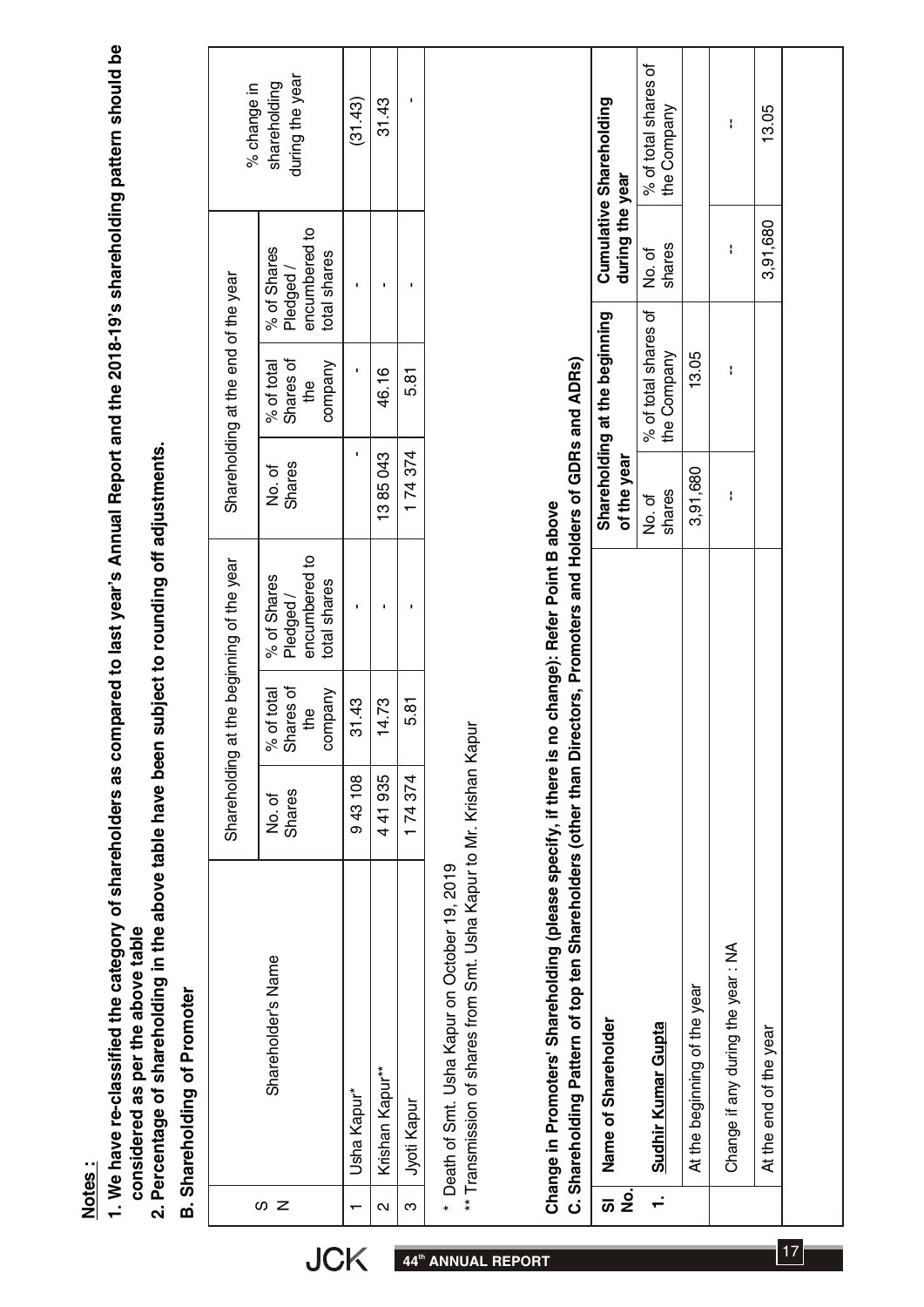**Notes :**

1. **We have re-classified the category of shareholders as compared to last year's Annual Report and the 2018-19's shareholding pattern should be considered as per the above table**
2. **Percentage of shareholding in the above table have been subject to rounding off adjustments.**

**B. Shareholding of Promoter**

| S N | Shareholder's Name | Shareholding at the beginning of the year | | | Shareholding at the end of the year | | | % change in shareholding during the year |
|---|---|---|---|---|---|---|---|---|
| | | No. of Shares | % of total Shares of the company | % of Shares Pledged / encumbered to total shares | No. of Shares | % of total Shares of the company | % of Shares Pledged / encumbered to total shares | |
| 1 | Usha Kapur* | 9 43 108 | 31.43 | - | - | - | - | (31.43) |
| 2 | Krishan Kapur** | 4 41 935 | 14.73 | - | 13 85 043 | 46.16 | - | 31.43 |
| 3 | Jyoti Kapur | 1 74 374 | 5.81 | - | 1 74 374 | 5.81 | - | - |

\* Death of Smt. Usha Kapur on October 19, 2019

** Transmission of shares from Smt. Usha Kapur to Mr. Krishan Kapur

**Change in Promoters' Shareholding (please specify, if there is no change): Refer Point B above**

**C. Shareholding Pattern of top ten Shareholders (other than Directors, Promoters and Holders of GDRs and ADRs)**

| Sl No. | Name of Shareholder | Shareholding at the beginning of the year | | Cumulative Shareholding during the year | |
|---|---|---|---|---|---|
| | | No. of shares | % of total shares of the Company | No. of shares | % of total shares of the Company |
| 1. | **Sudhir Kumar Gupta** | | | | |
| | At the beginning of the year | 3,91,680 | 13.05 | | |
| | Change if any during the year : NA | -- | -- | -- | -- |
| | At the end of the year | | | 3,91,680 | 13.05 |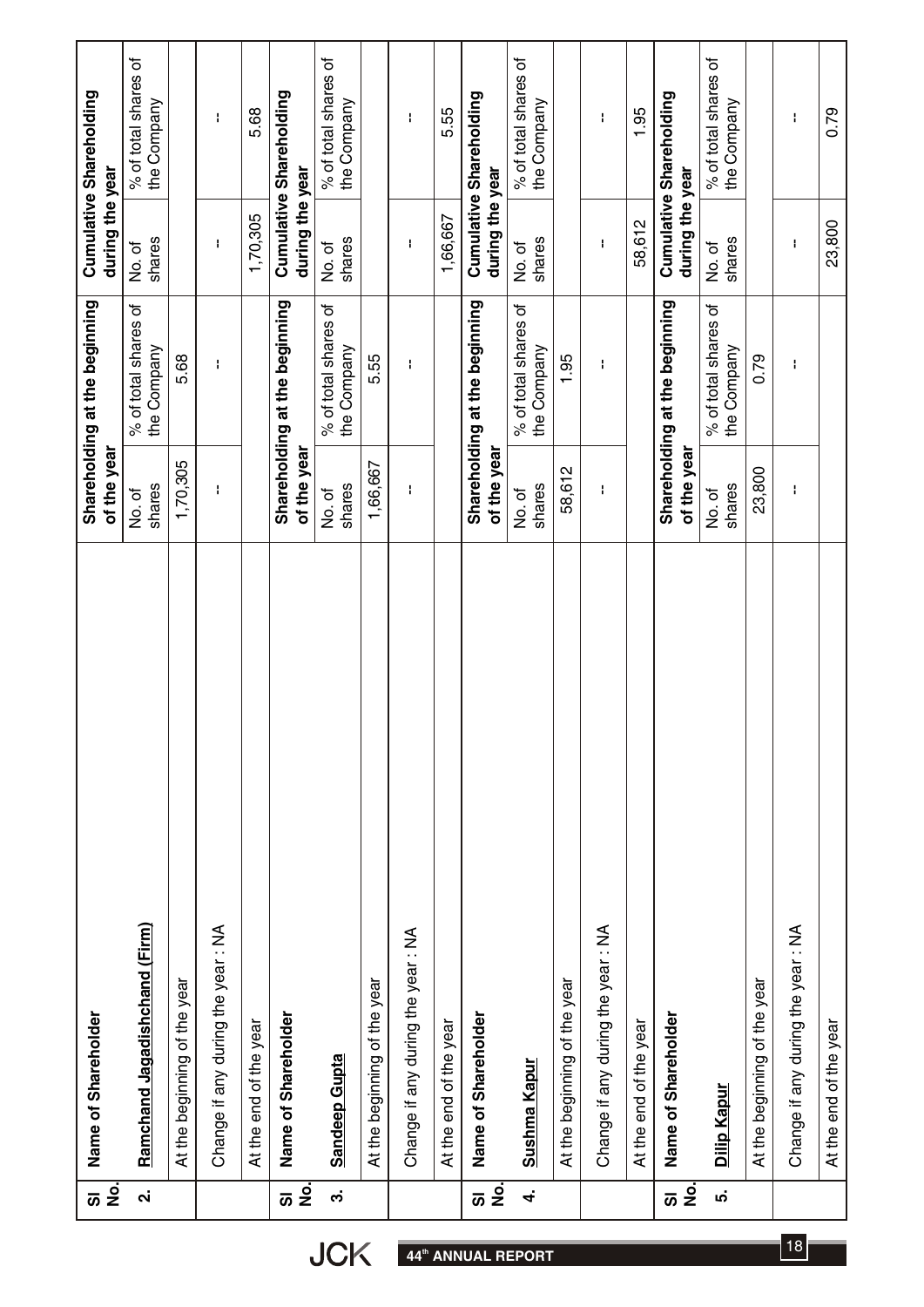| Sl No. | Name of Shareholder | Shareholding at the beginning of the year | | Cumulative Shareholding during the year | |
|---|---|---|---|---|---|
| | | No. of shares | % of total shares of the Company | No. of shares | % of total shares of the Company |
| 2. | Ramchand Jagadishchand (Firm) | | | | |
| | At the beginning of the year | 1,70,305 | 5.68 | | |
| | Change if any during the year : NA | -- | -- | -- | -- |
| | At the end of the year | | | 1,70,305 | 5.68 |

| Sl No. | Name of Shareholder | Shareholding at the beginning of the year | | Cumulative Shareholding during the year | |
|---|---|---|---|---|---|
| | | No. of shares | % of total shares of the Company | No. of shares | % of total shares of the Company |
| 3. | Sandeep Gupta | | | | |
| | At the beginning of the year | 1,66,667 | 5.55 | | |
| | Change if any during the year : NA | -- | -- | -- | -- |
| | At the end of the year | | | 1,66,667 | 5.55 |

| Sl No. | Name of Shareholder | Shareholding at the beginning of the year | | Cumulative Shareholding during the year | |
|---|---|---|---|---|---|
| | | No. of shares | % of total shares of the Company | No. of shares | % of total shares of the Company |
| 4. | Sushma Kapur | | | | |
| | At the beginning of the year | 58,612 | 1.95 | | |
| | Change if any during the year : NA | -- | -- | -- | -- |
| | At the end of the year | | | 58,612 | 1.95 |

| Sl No. | Name of Shareholder | Shareholding at the beginning of the year | | Cumulative Shareholding during the year | |
|---|---|---|---|---|---|
| | | No. of shares | % of total shares of the Company | No. of shares | % of total shares of the Company |
| 5. | Dilip Kapur | | | | |
| | At the beginning of the year | 23,800 | 0.79 | | |
| | Change if any during the year : NA | -- | -- | -- | -- |
| | At the end of the year | | | 23,800 | 0.79 |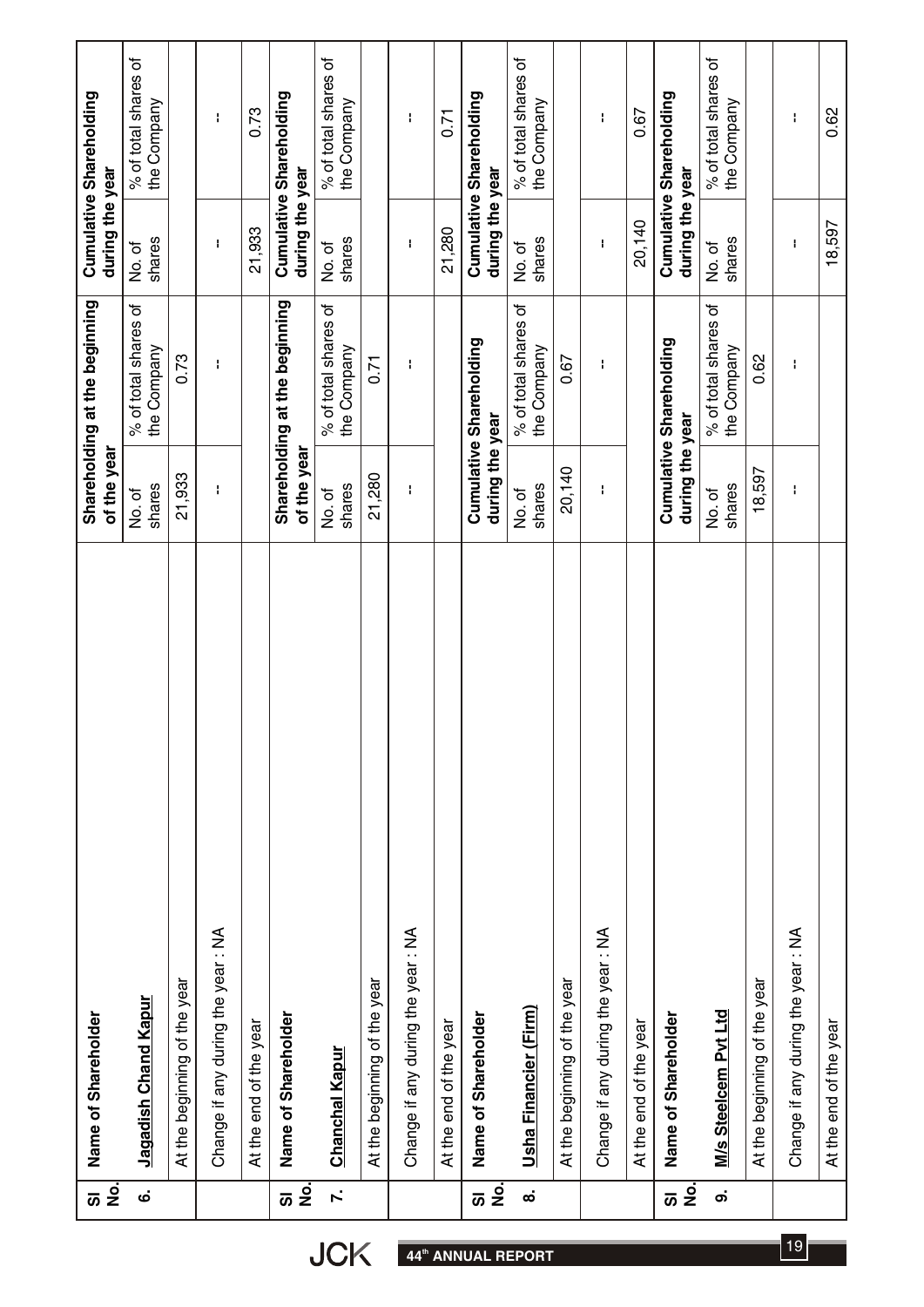| Sl No. | Name of Shareholder | Shareholding at the beginning of the year | | Cumulative Shareholding during the year | |
|---|---|---|---|---|---|
| | | No. of shares | % of total shares of the Company | No. of shares | % of total shares of the Company |
| 6. | Jagadish Chand Kapur | | | | |
| | At the beginning of the year | 21,933 | 0.73 | | |
| | Change if any during the year : NA | -- | -- | -- | -- |
| | At the end of the year | | | 21,933 | 0.73 |

| Sl No. | Name of Shareholder | Shareholding at the beginning of the year | | Cumulative Shareholding during the year | |
|---|---|---|---|---|---|
| | | No. of shares | % of total shares of the Company | No. of shares | % of total shares of the Company |
| 7. | Chanchal Kapur | | | | |
| | At the beginning of the year | 21,280 | 0.71 | | |
| | Change if any during the year : NA | -- | -- | -- | -- |
| | At the end of the year | | | 21,280 | 0.71 |

| Sl No. | Name of Shareholder | Cumulative Shareholding during the year | | Cumulative Shareholding during the year | |
|---|---|---|---|---|---|
| | | No. of shares | % of total shares of the Company | No. of shares | % of total shares of the Company |
| 8. | Usha Financier (Firm) | | | | |
| | At the beginning of the year | 20,140 | 0.67 | | |
| | Change if any during the year : NA | -- | -- | -- | -- |
| | At the end of the year | | | 20,140 | 0.67 |

| Sl No. | Name of Shareholder | Cumulative Shareholding during the year | | Cumulative Shareholding during the year | |
|---|---|---|---|---|---|
| | | No. of shares | % of total shares of the Company | No. of shares | % of total shares of the Company |
| 9. | M/s Steelcem Pvt Ltd | | | | |
| | At the beginning of the year | 18,597 | 0.62 | | |
| | Change if any during the year : NA | -- | -- | -- | -- |
| | At the end of the year | | | 18,597 | 0.62 |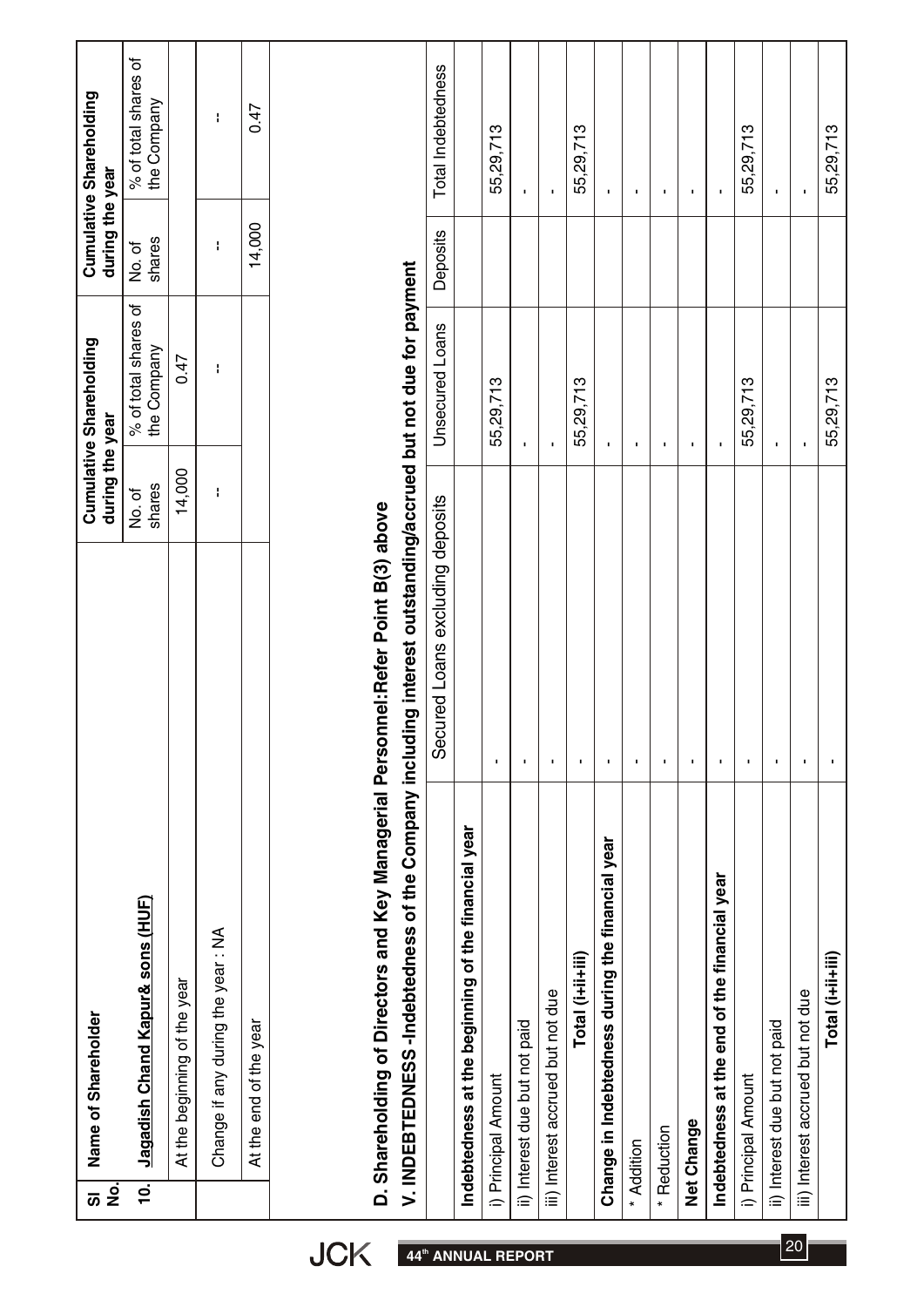| Sl No. | Name of Shareholder | Cumulative Shareholding during the year | | Cumulative Shareholding during the year | |
|---|---|---|---|---|---|
| | | No. of shares | % of total shares of the Company | No. of shares | % of total shares of the Company |
| **10.** | **Jagadish Chand Kapur& sons (HUF)** | | | | |
| | At the beginning of the year | 14,000 | 0.47 | | |
| | Change if any during the year : NA | -- | -- | -- | -- |
| | At the end of the year | | | 14,000 | 0.47 |

**D. Shareholding of Directors and Key Managerial Personnel:Refer Point B(3) above**

**V. INDEBTEDNESS -Indebtedness of the Company including interest outstanding/accrued but not due for payment**

| | Secured Loans excluding deposits | Unsecured Loans | Deposits | Total Indebtedness |
|---|---|---|---|---|
| **Indebtedness at the beginning of the financial year** | | | | |
| i) Principal Amount | - | 55,29,713 | | 55,29,713 |
| ii) Interest due but not paid | - | - | | - |
| iii) Interest accrued but not due | - | - | | - |
| **Total (i+ii+iii)** | - | 55,29,713 | | 55,29,713 |
| **Change in Indebtedness during the financial year** | - | - | | - |
| * Addition | - | - | | - |
| * Reduction | - | - | | - |
| **Net Change** | - | - | | - |
| **Indebtedness at the end of the financial year** | - | - | | - |
| i) Principal Amount | - | 55,29,713 | | 55,29,713 |
| ii) Interest due but not paid | - | - | | - |
| iii) Interest accrued but not due | - | - | | - |
| **Total (i+ii+iii)** | - | 55,29,713 | | 55,29,713 |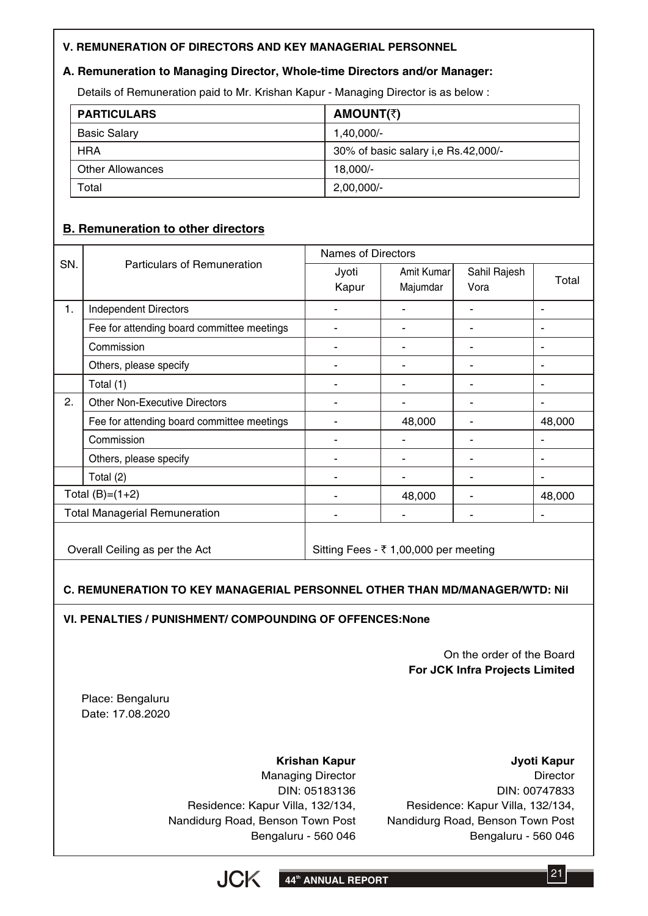## V. REMUNERATION OF DIRECTORS AND KEY MANAGERIAL PERSONNEL

### A. Remuneration to Managing Director, Whole-time Directors and/or Manager:

Details of Remuneration paid to Mr. Krishan Kapur - Managing Director is as below :

| PARTICULARS | AMOUNT(₹) |
|---|---|
| Basic Salary | 1,40,000/- |
| HRA | 30% of basic salary i,e Rs.42,000/- |
| Other Allowances | 18,000/- |
| Total | 2,00,000/- |

### B. Remuneration to other directors

| SN. | Particulars of Remuneration | Names of Directors | | | |
|---|---|---|---|---|---|
| | | Jyoti Kapur | Amit Kumar Majumdar | Sahil Rajesh Vora | Total |
| 1. | Independent Directors | - | - | - | - |
| | Fee for attending board committee meetings | - | - | - | - |
| | Commission | - | - | - | - |
| | Others, please specify | - | - | - | - |
| | Total (1) | - | - | - | - |
| 2. | Other Non-Executive Directors | - | - | - | - |
| | Fee for attending board committee meetings | - | 48,000 | - | 48,000 |
| | Commission | - | - | - | - |
| | Others, please specify | - | - | - | - |
| | Total (2) | - | - | - | - |
| Total (B)=(1+2) | | - | 48,000 | - | 48,000 |
| Total Managerial Remuneration | | - | - | - | - |
| Overall Ceiling as per the Act | | Sitting Fees - ₹ 1,00,000 per meeting | | | |

### C. REMUNERATION TO KEY MANAGERIAL PERSONNEL OTHER THAN MD/MANAGER/WTD: Nil

## VI. PENALTIES / PUNISHMENT/ COMPOUNDING OF OFFENCES:None

On the order of the Board
**For JCK Infra Projects Limited**

Place: Bengaluru
Date: 17.08.2020

**Krishan Kapur**
Managing Director
DIN: 05183136
Residence: Kapur Villa, 132/134,
Nandidurg Road, Benson Town Post
Bengaluru - 560 046

**Jyoti Kapur**
Director
DIN: 00747833
Residence: Kapur Villa, 132/134,
Nandidurg Road, Benson Town Post
Bengaluru - 560 046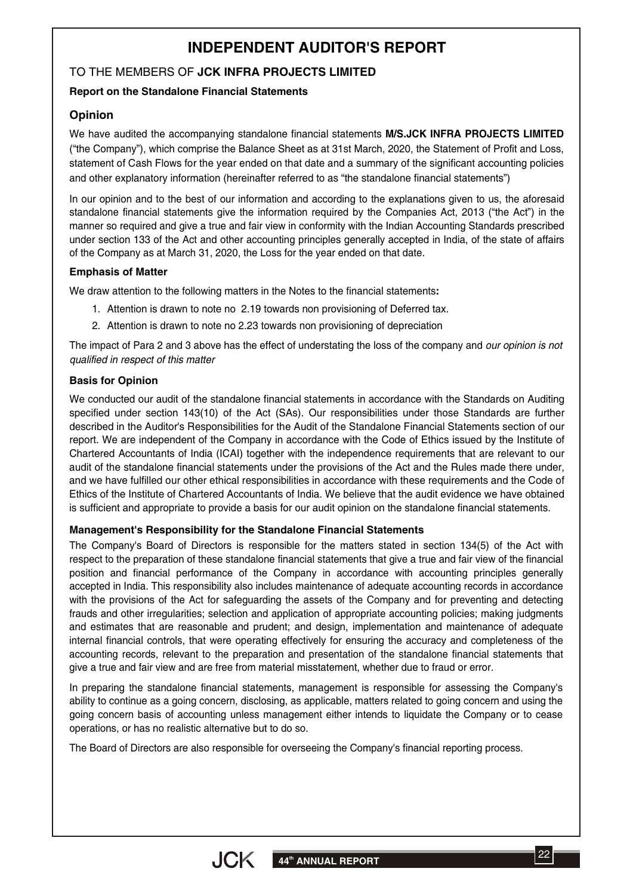# INDEPENDENT AUDITOR'S REPORT

TO THE MEMBERS OF **JCK INFRA PROJECTS LIMITED**

**Report on the Standalone Financial Statements**

## Opinion

We have audited the accompanying standalone financial statements **M/S.JCK INFRA PROJECTS LIMITED** ("the Company"), which comprise the Balance Sheet as at 31st March, 2020, the Statement of Profit and Loss, statement of Cash Flows for the year ended on that date and a summary of the significant accounting policies and other explanatory information (hereinafter referred to as "the standalone financial statements")

In our opinion and to the best of our information and according to the explanations given to us, the aforesaid standalone financial statements give the information required by the Companies Act, 2013 ("the Act") in the manner so required and give a true and fair view in conformity with the Indian Accounting Standards prescribed under section 133 of the Act and other accounting principles generally accepted in India, of the state of affairs of the Company as at March 31, 2020, the Loss for the year ended on that date.

**Emphasis of Matter**

We draw attention to the following matters in the Notes to the financial statements**:**

1. Attention is drawn to note no 2.19 towards non provisioning of Deferred tax.
2. Attention is drawn to note no 2.23 towards non provisioning of depreciation

The impact of Para 2 and 3 above has the effect of understating the loss of the company and *our opinion is not qualified in respect of this matter*

**Basis for Opinion**

We conducted our audit of the standalone financial statements in accordance with the Standards on Auditing specified under section 143(10) of the Act (SAs). Our responsibilities under those Standards are further described in the Auditor's Responsibilities for the Audit of the Standalone Financial Statements section of our report. We are independent of the Company in accordance with the Code of Ethics issued by the Institute of Chartered Accountants of India (ICAI) together with the independence requirements that are relevant to our audit of the standalone financial statements under the provisions of the Act and the Rules made there under, and we have fulfilled our other ethical responsibilities in accordance with these requirements and the Code of Ethics of the Institute of Chartered Accountants of India. We believe that the audit evidence we have obtained is sufficient and appropriate to provide a basis for our audit opinion on the standalone financial statements.

**Management's Responsibility for the Standalone Financial Statements**

The Company's Board of Directors is responsible for the matters stated in section 134(5) of the Act with respect to the preparation of these standalone financial statements that give a true and fair view of the financial position and financial performance of the Company in accordance with accounting principles generally accepted in India. This responsibility also includes maintenance of adequate accounting records in accordance with the provisions of the Act for safeguarding the assets of the Company and for preventing and detecting frauds and other irregularities; selection and application of appropriate accounting policies; making judgments and estimates that are reasonable and prudent; and design, implementation and maintenance of adequate internal financial controls, that were operating effectively for ensuring the accuracy and completeness of the accounting records, relevant to the preparation and presentation of the standalone financial statements that give a true and fair view and are free from material misstatement, whether due to fraud or error.

In preparing the standalone financial statements, management is responsible for assessing the Company's ability to continue as a going concern, disclosing, as applicable, matters related to going concern and using the going concern basis of accounting unless management either intends to liquidate the Company or to cease operations, or has no realistic alternative but to do so.

The Board of Directors are also responsible for overseeing the Company's financial reporting process.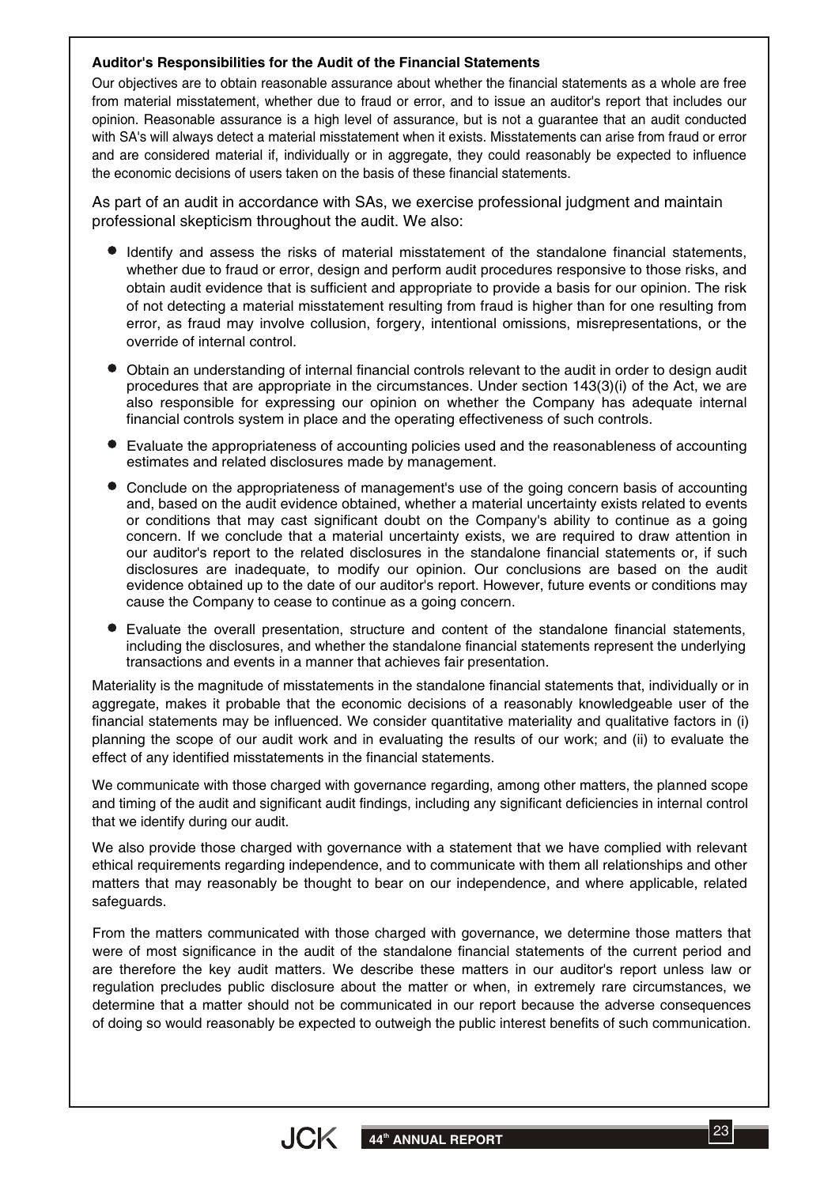**Auditor's Responsibilities for the Audit of the Financial Statements**

Our objectives are to obtain reasonable assurance about whether the financial statements as a whole are free from material misstatement, whether due to fraud or error, and to issue an auditor's report that includes our opinion. Reasonable assurance is a high level of assurance, but is not a guarantee that an audit conducted with SA's will always detect a material misstatement when it exists. Misstatements can arise from fraud or error and are considered material if, individually or in aggregate, they could reasonably be expected to influence the economic decisions of users taken on the basis of these financial statements.

As part of an audit in accordance with SAs, we exercise professional judgment and maintain professional skepticism throughout the audit. We also:

- Identify and assess the risks of material misstatement of the standalone financial statements, whether due to fraud or error, design and perform audit procedures responsive to those risks, and obtain audit evidence that is sufficient and appropriate to provide a basis for our opinion. The risk of not detecting a material misstatement resulting from fraud is higher than for one resulting from error, as fraud may involve collusion, forgery, intentional omissions, misrepresentations, or the override of internal control.
- Obtain an understanding of internal financial controls relevant to the audit in order to design audit procedures that are appropriate in the circumstances. Under section 143(3)(i) of the Act, we are also responsible for expressing our opinion on whether the Company has adequate internal financial controls system in place and the operating effectiveness of such controls.
- Evaluate the appropriateness of accounting policies used and the reasonableness of accounting estimates and related disclosures made by management.
- Conclude on the appropriateness of management's use of the going concern basis of accounting and, based on the audit evidence obtained, whether a material uncertainty exists related to events or conditions that may cast significant doubt on the Company's ability to continue as a going concern. If we conclude that a material uncertainty exists, we are required to draw attention in our auditor's report to the related disclosures in the standalone financial statements or, if such disclosures are inadequate, to modify our opinion. Our conclusions are based on the audit evidence obtained up to the date of our auditor's report. However, future events or conditions may cause the Company to cease to continue as a going concern.
- Evaluate the overall presentation, structure and content of the standalone financial statements, including the disclosures, and whether the standalone financial statements represent the underlying transactions and events in a manner that achieves fair presentation.

Materiality is the magnitude of misstatements in the standalone financial statements that, individually or in aggregate, makes it probable that the economic decisions of a reasonably knowledgeable user of the financial statements may be influenced. We consider quantitative materiality and qualitative factors in (i) planning the scope of our audit work and in evaluating the results of our work; and (ii) to evaluate the effect of any identified misstatements in the financial statements.

We communicate with those charged with governance regarding, among other matters, the planned scope and timing of the audit and significant audit findings, including any significant deficiencies in internal control that we identify during our audit.

We also provide those charged with governance with a statement that we have complied with relevant ethical requirements regarding independence, and to communicate with them all relationships and other matters that may reasonably be thought to bear on our independence, and where applicable, related safeguards.

From the matters communicated with those charged with governance, we determine those matters that were of most significance in the audit of the standalone financial statements of the current period and are therefore the key audit matters. We describe these matters in our auditor's report unless law or regulation precludes public disclosure about the matter or when, in extremely rare circumstances, we determine that a matter should not be communicated in our report because the adverse consequences of doing so would reasonably be expected to outweigh the public interest benefits of such communication.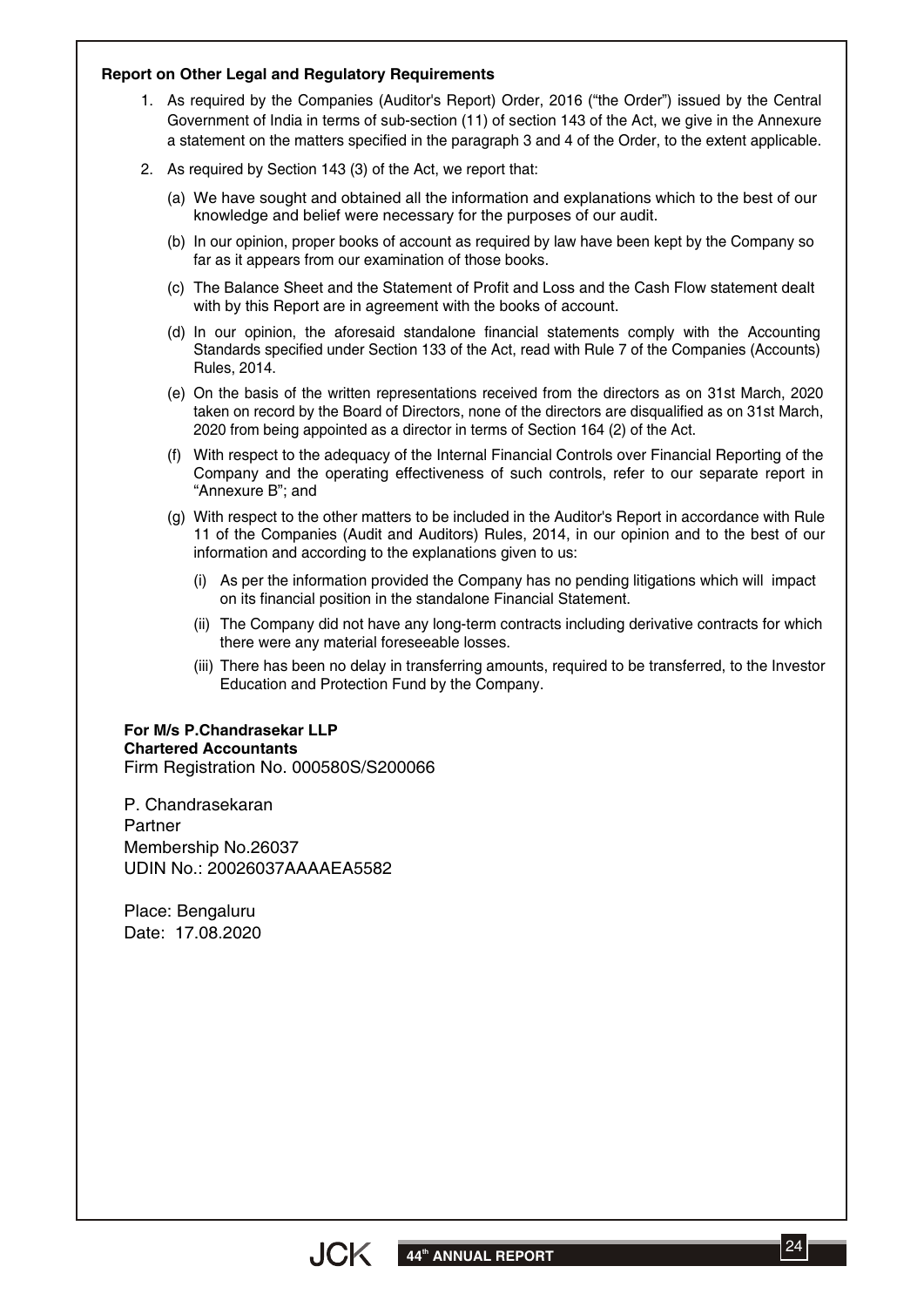**Report on Other Legal and Regulatory Requirements**

1. As required by the Companies (Auditor's Report) Order, 2016 ("the Order") issued by the Central Government of India in terms of sub-section (11) of section 143 of the Act, we give in the Annexure a statement on the matters specified in the paragraph 3 and 4 of the Order, to the extent applicable.

2. As required by Section 143 (3) of the Act, we report that:

   (a) We have sought and obtained all the information and explanations which to the best of our knowledge and belief were necessary for the purposes of our audit.

   (b) In our opinion, proper books of account as required by law have been kept by the Company so far as it appears from our examination of those books.

   (c) The Balance Sheet and the Statement of Profit and Loss and the Cash Flow statement dealt with by this Report are in agreement with the books of account.

   (d) In our opinion, the aforesaid standalone financial statements comply with the Accounting Standards specified under Section 133 of the Act, read with Rule 7 of the Companies (Accounts) Rules, 2014.

   (e) On the basis of the written representations received from the directors as on 31st March, 2020 taken on record by the Board of Directors, none of the directors are disqualified as on 31st March, 2020 from being appointed as a director in terms of Section 164 (2) of the Act.

   (f) With respect to the adequacy of the Internal Financial Controls over Financial Reporting of the Company and the operating effectiveness of such controls, refer to our separate report in "Annexure B"; and

   (g) With respect to the other matters to be included in the Auditor's Report in accordance with Rule 11 of the Companies (Audit and Auditors) Rules, 2014, in our opinion and to the best of our information and according to the explanations given to us:

      (i) As per the information provided the Company has no pending litigations which will impact on its financial position in the standalone Financial Statement.

      (ii) The Company did not have any long-term contracts including derivative contracts for which there were any material foreseeable losses.

      (iii) There has been no delay in transferring amounts, required to be transferred, to the Investor Education and Protection Fund by the Company.

**For M/s P.Chandrasekar LLP**
**Chartered Accountants**
Firm Registration No. 000580S/S200066

P. Chandrasekaran
Partner
Membership No.26037
UDIN No.: 20026037AAAAEA5582

Place: Bengaluru
Date: 17.08.2020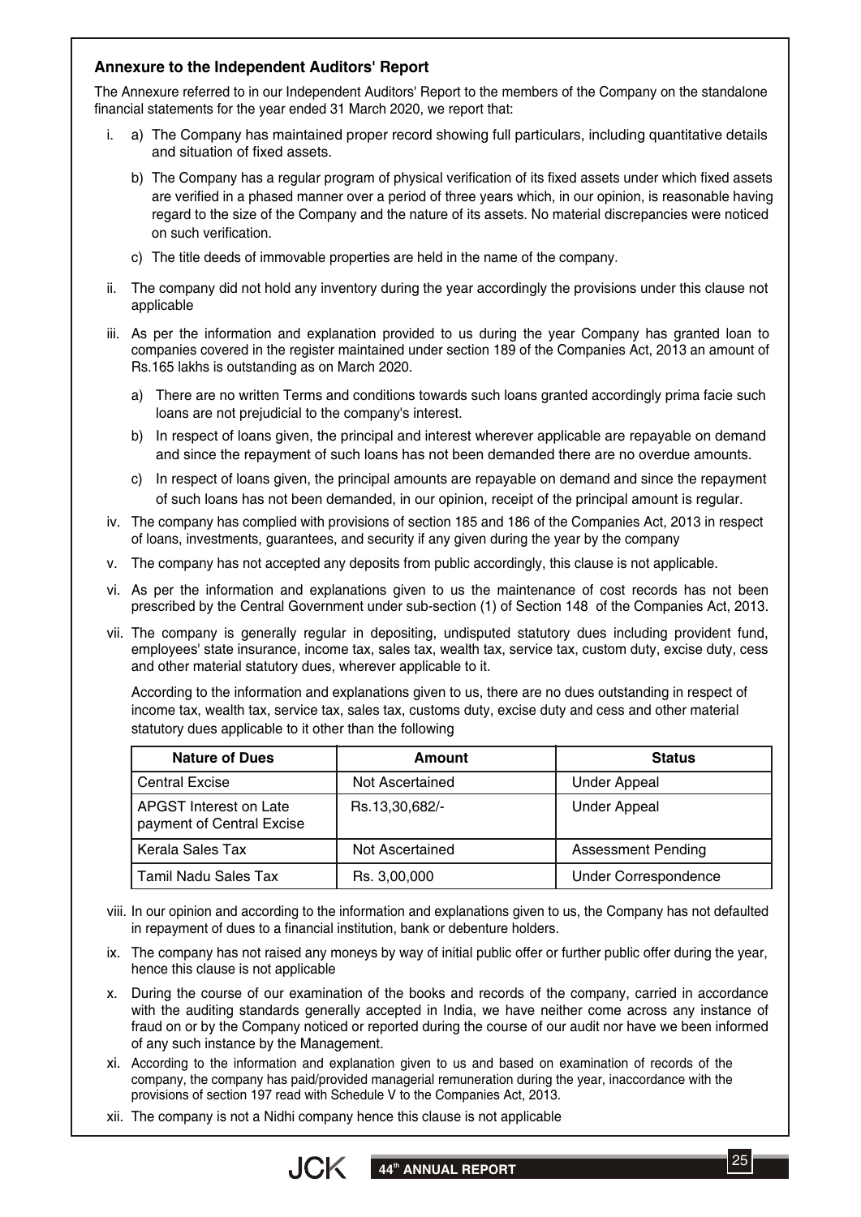### Annexure to the Independent Auditors' Report

The Annexure referred to in our Independent Auditors' Report to the members of the Company on the standalone financial statements for the year ended 31 March 2020, we report that:

i. a) The Company has maintained proper record showing full particulars, including quantitative details and situation of fixed assets.

   b) The Company has a regular program of physical verification of its fixed assets under which fixed assets are verified in a phased manner over a period of three years which, in our opinion, is reasonable having regard to the size of the Company and the nature of its assets. No material discrepancies were noticed on such verification.

   c) The title deeds of immovable properties are held in the name of the company.

ii. The company did not hold any inventory during the year accordingly the provisions under this clause not applicable

iii. As per the information and explanation provided to us during the year Company has granted loan to companies covered in the register maintained under section 189 of the Companies Act, 2013 an amount of Rs.165 lakhs is outstanding as on March 2020.

   a) There are no written Terms and conditions towards such loans granted accordingly prima facie such loans are not prejudicial to the company's interest.

   b) In respect of loans given, the principal and interest wherever applicable are repayable on demand and since the repayment of such loans has not been demanded there are no overdue amounts.

   c) In respect of loans given, the principal amounts are repayable on demand and since the repayment of such loans has not been demanded, in our opinion, receipt of the principal amount is regular.

iv. The company has complied with provisions of section 185 and 186 of the Companies Act, 2013 in respect of loans, investments, guarantees, and security if any given during the year by the company

v. The company has not accepted any deposits from public accordingly, this clause is not applicable.

vi. As per the information and explanations given to us the maintenance of cost records has not been prescribed by the Central Government under sub-section (1) of Section 148 of the Companies Act, 2013.

vii. The company is generally regular in depositing, undisputed statutory dues including provident fund, employees' state insurance, income tax, sales tax, wealth tax, service tax, custom duty, excise duty, cess and other material statutory dues, wherever applicable to it.

   According to the information and explanations given to us, there are no dues outstanding in respect of income tax, wealth tax, service tax, sales tax, customs duty, excise duty and cess and other material statutory dues applicable to it other than the following

| Nature of Dues | Amount | Status |
|---|---|---|
| Central Excise | Not Ascertained | Under Appeal |
| APGST Interest on Late payment of Central Excise | Rs.13,30,682/- | Under Appeal |
| Kerala Sales Tax | Not Ascertained | Assessment Pending |
| Tamil Nadu Sales Tax | Rs. 3,00,000 | Under Correspondence |

viii. In our opinion and according to the information and explanations given to us, the Company has not defaulted in repayment of dues to a financial institution, bank or debenture holders.

ix. The company has not raised any moneys by way of initial public offer or further public offer during the year, hence this clause is not applicable

x. During the course of our examination of the books and records of the company, carried in accordance with the auditing standards generally accepted in India, we have neither come across any instance of fraud on or by the Company noticed or reported during the course of our audit nor have we been informed of any such instance by the Management.

xi. According to the information and explanation given to us and based on examination of records of the company, the company has paid/provided managerial remuneration during the year, inaccordance with the provisions of section 197 read with Schedule V to the Companies Act, 2013.

xii. The company is not a Nidhi company hence this clause is not applicable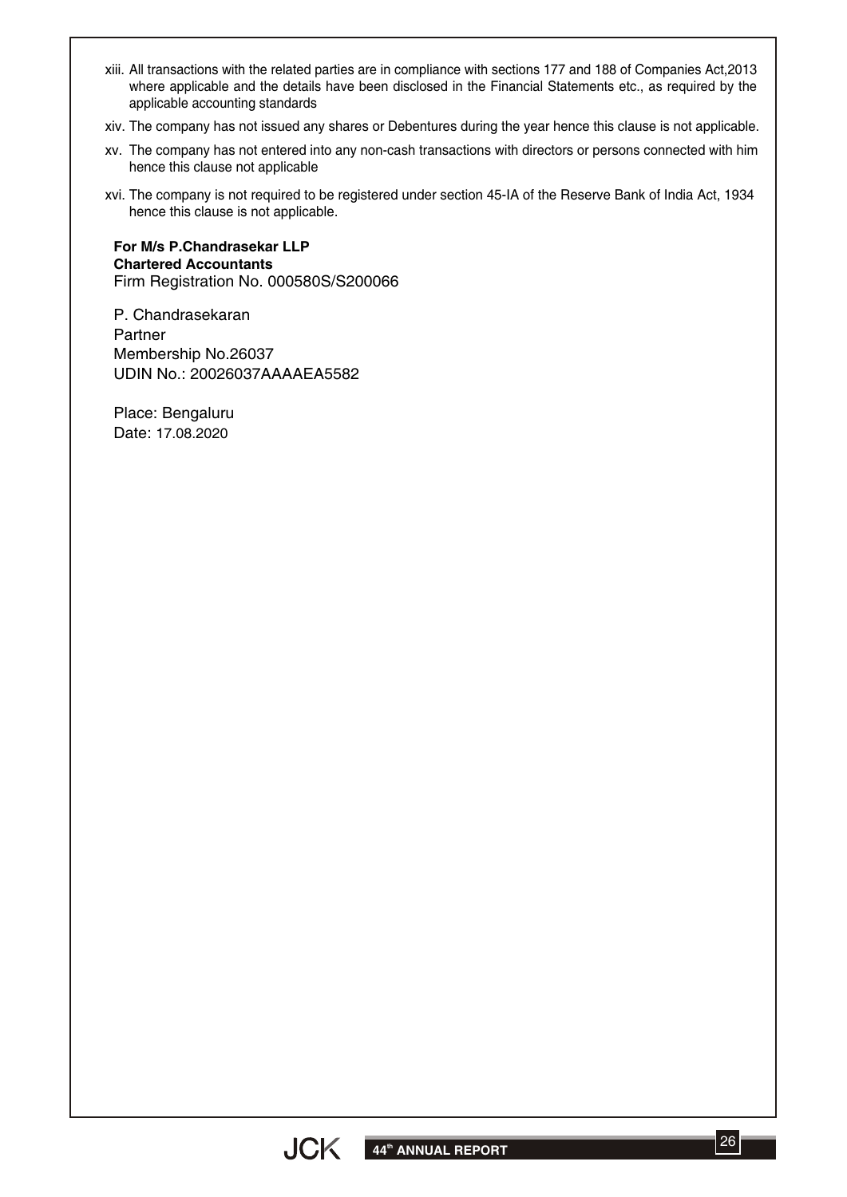xiii. All transactions with the related parties are in compliance with sections 177 and 188 of Companies Act,2013 where applicable and the details have been disclosed in the Financial Statements etc., as required by the applicable accounting standards

xiv. The company has not issued any shares or Debentures during the year hence this clause is not applicable.

xv. The company has not entered into any non-cash transactions with directors or persons connected with him hence this clause not applicable

xvi. The company is not required to be registered under section 45-IA of the Reserve Bank of India Act, 1934 hence this clause is not applicable.

**For M/s P.Chandrasekar LLP**
**Chartered Accountants**
Firm Registration No. 000580S/S200066

P. Chandrasekaran
Partner
Membership No.26037
UDIN No.: 20026037AAAAEA5582

Place: Bengaluru
Date: 17.08.2020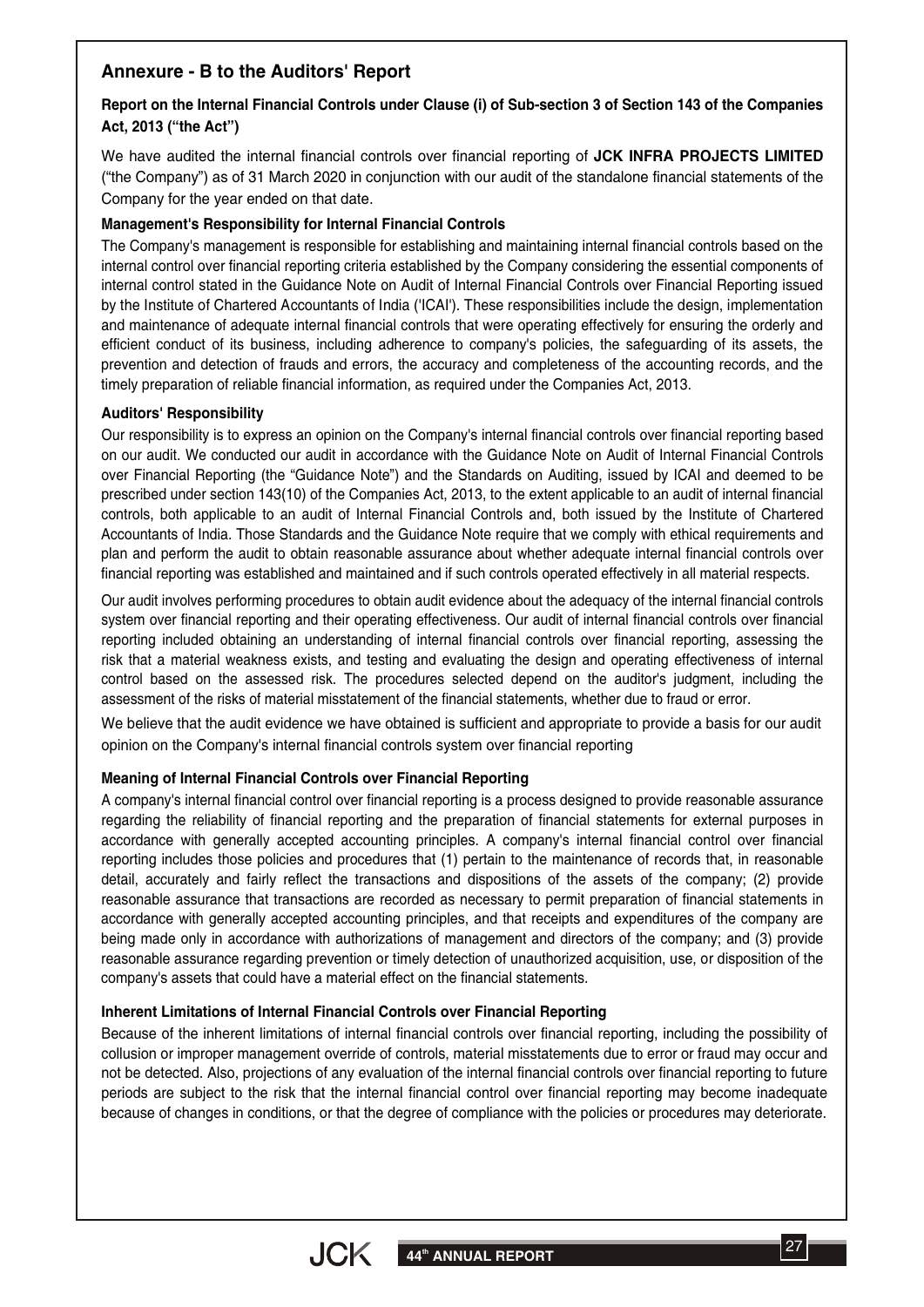## Annexure - B to the Auditors' Report

**Report on the Internal Financial Controls under Clause (i) of Sub-section 3 of Section 143 of the Companies Act, 2013 ("the Act")**

We have audited the internal financial controls over financial reporting of **JCK INFRA PROJECTS LIMITED** ("the Company") as of 31 March 2020 in conjunction with our audit of the standalone financial statements of the Company for the year ended on that date.

**Management's Responsibility for Internal Financial Controls**

The Company's management is responsible for establishing and maintaining internal financial controls based on the internal control over financial reporting criteria established by the Company considering the essential components of internal control stated in the Guidance Note on Audit of Internal Financial Controls over Financial Reporting issued by the Institute of Chartered Accountants of India ('ICAI'). These responsibilities include the design, implementation and maintenance of adequate internal financial controls that were operating effectively for ensuring the orderly and efficient conduct of its business, including adherence to company's policies, the safeguarding of its assets, the prevention and detection of frauds and errors, the accuracy and completeness of the accounting records, and the timely preparation of reliable financial information, as required under the Companies Act, 2013.

**Auditors' Responsibility**

Our responsibility is to express an opinion on the Company's internal financial controls over financial reporting based on our audit. We conducted our audit in accordance with the Guidance Note on Audit of Internal Financial Controls over Financial Reporting (the "Guidance Note") and the Standards on Auditing, issued by ICAI and deemed to be prescribed under section 143(10) of the Companies Act, 2013, to the extent applicable to an audit of internal financial controls, both applicable to an audit of Internal Financial Controls and, both issued by the Institute of Chartered Accountants of India. Those Standards and the Guidance Note require that we comply with ethical requirements and plan and perform the audit to obtain reasonable assurance about whether adequate internal financial controls over financial reporting was established and maintained and if such controls operated effectively in all material respects.

Our audit involves performing procedures to obtain audit evidence about the adequacy of the internal financial controls system over financial reporting and their operating effectiveness. Our audit of internal financial controls over financial reporting included obtaining an understanding of internal financial controls over financial reporting, assessing the risk that a material weakness exists, and testing and evaluating the design and operating effectiveness of internal control based on the assessed risk. The procedures selected depend on the auditor's judgment, including the assessment of the risks of material misstatement of the financial statements, whether due to fraud or error.

We believe that the audit evidence we have obtained is sufficient and appropriate to provide a basis for our audit opinion on the Company's internal financial controls system over financial reporting

**Meaning of Internal Financial Controls over Financial Reporting**

A company's internal financial control over financial reporting is a process designed to provide reasonable assurance regarding the reliability of financial reporting and the preparation of financial statements for external purposes in accordance with generally accepted accounting principles. A company's internal financial control over financial reporting includes those policies and procedures that (1) pertain to the maintenance of records that, in reasonable detail, accurately and fairly reflect the transactions and dispositions of the assets of the company; (2) provide reasonable assurance that transactions are recorded as necessary to permit preparation of financial statements in accordance with generally accepted accounting principles, and that receipts and expenditures of the company are being made only in accordance with authorizations of management and directors of the company; and (3) provide reasonable assurance regarding prevention or timely detection of unauthorized acquisition, use, or disposition of the company's assets that could have a material effect on the financial statements.

**Inherent Limitations of Internal Financial Controls over Financial Reporting**

Because of the inherent limitations of internal financial controls over financial reporting, including the possibility of collusion or improper management override of controls, material misstatements due to error or fraud may occur and not be detected. Also, projections of any evaluation of the internal financial controls over financial reporting to future periods are subject to the risk that the internal financial control over financial reporting may become inadequate because of changes in conditions, or that the degree of compliance with the policies or procedures may deteriorate.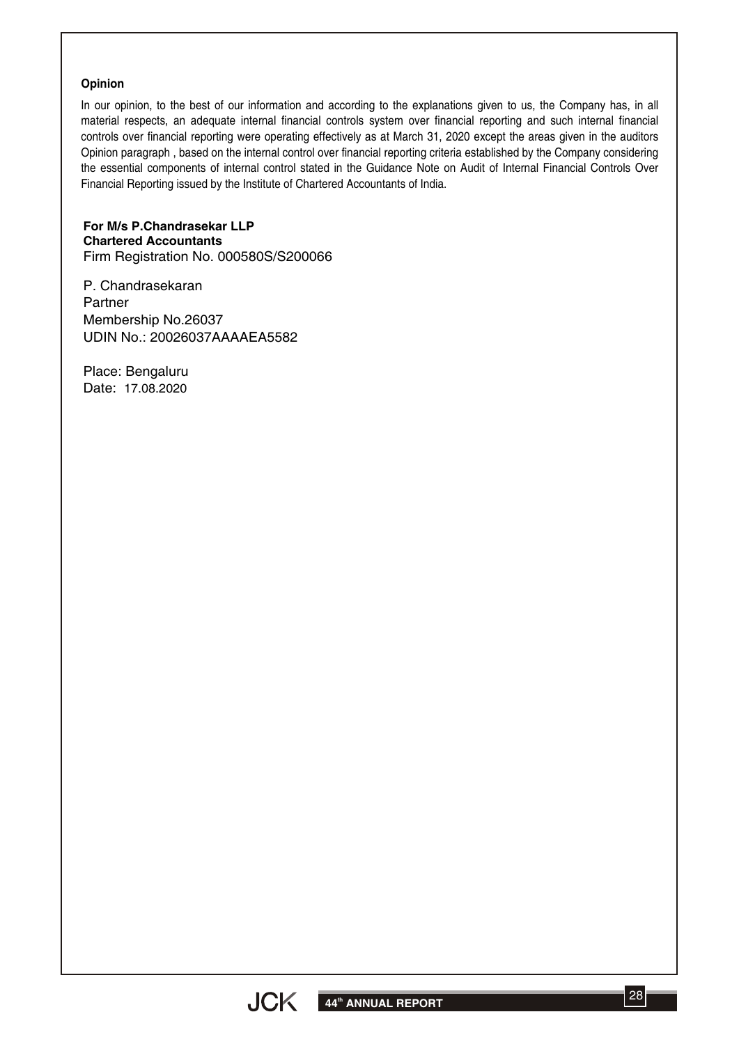**Opinion**

In our opinion, to the best of our information and according to the explanations given to us, the Company has, in all material respects, an adequate internal financial controls system over financial reporting and such internal financial controls over financial reporting were operating effectively as at March 31, 2020 except the areas given in the auditors Opinion paragraph , based on the internal control over financial reporting criteria established by the Company considering the essential components of internal control stated in the Guidance Note on Audit of Internal Financial Controls Over Financial Reporting issued by the Institute of Chartered Accountants of India.

**For M/s P.Chandrasekar LLP**
**Chartered Accountants**
Firm Registration No. 000580S/S200066

P. Chandrasekaran
Partner
Membership No.26037
UDIN No.: 20026037AAAAEA5582

Place: Bengaluru
Date: 17.08.2020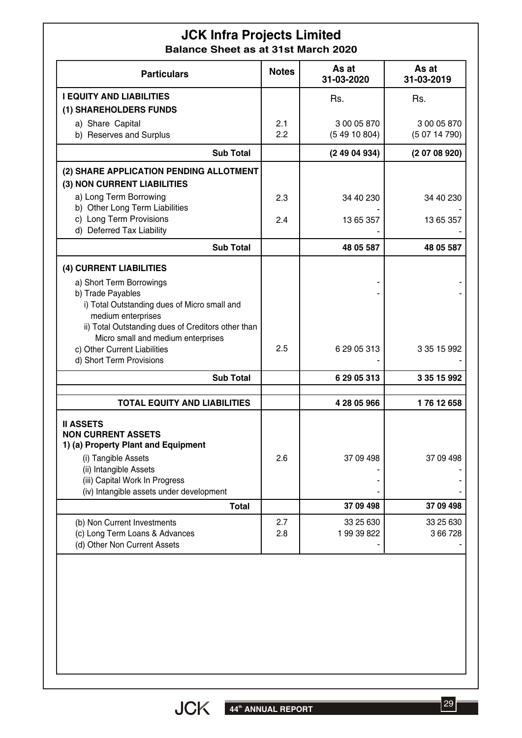# JCK Infra Projects Limited

## Balance Sheet as at 31st March 2020

| Particulars | Notes | As at 31-03-2020 | As at 31-03-2019 |
|---|---|---|---|
| **I EQUITY AND LIABILITIES** | | Rs. | Rs. |
| **(1) SHAREHOLDERS FUNDS** | | | |
| a) Share Capital | 2.1 | 3 00 05 870 | 3 00 05 870 |
| b) Reserves and Surplus | 2.2 | (5 49 10 804) | (5 07 14 790) |
| **Sub Total** | | **(2 49 04 934)** | **(2 07 08 920)** |
| **(2) SHARE APPLICATION PENDING ALLOTMENT** | | | |
| **(3) NON CURRENT LIABILITIES** | | | |
| a) Long Term Borrowing | 2.3 | 34 40 230 | 34 40 230 |
| b) Other Long Term Liabilities | | - | - |
| c) Long Term Provisions | 2.4 | 13 65 357 | 13 65 357 |
| d) Deferred Tax Liability | | - | - |
| **Sub Total** | | **48 05 587** | **48 05 587** |
| **(4) CURRENT LIABILITIES** | | | |
| a) Short Term Borrowings | | - | - |
| b) Trade Payables | | - | - |
| i) Total Outstanding dues of Micro small and medium enterprises | | | |
| ii) Total Outstanding dues of Creditors other than Micro small and medium enterprises | | | |
| c) Other Current Liabilities | 2.5 | 6 29 05 313 | 3 35 15 992 |
| d) Short Term Provisions | | - | - |
| **Sub Total** | | **6 29 05 313** | **3 35 15 992** |
| **TOTAL EQUITY AND LIABILITIES** | | **4 28 05 966** | **1 76 12 658** |
| **II ASSETS** | | | |
| **NON CURRENT ASSETS** | | | |
| **1) (a) Property Plant and Equipment** | | | |
| (i) Tangible Assets | 2.6 | 37 09 498 | 37 09 498 |
| (ii) Intangible Assets | | - | - |
| (iii) Capital Work In Progress | | - | - |
| (iv) Intangible assets under development | | - | - |
| **Total** | | **37 09 498** | **37 09 498** |
| (b) Non Current Investments | 2.7 | 33 25 630 | 33 25 630 |
| (c) Long Term Loans & Advances | 2.8 | 1 99 39 822 | 3 66 728 |
| (d) Other Non Current Assets | | - | - |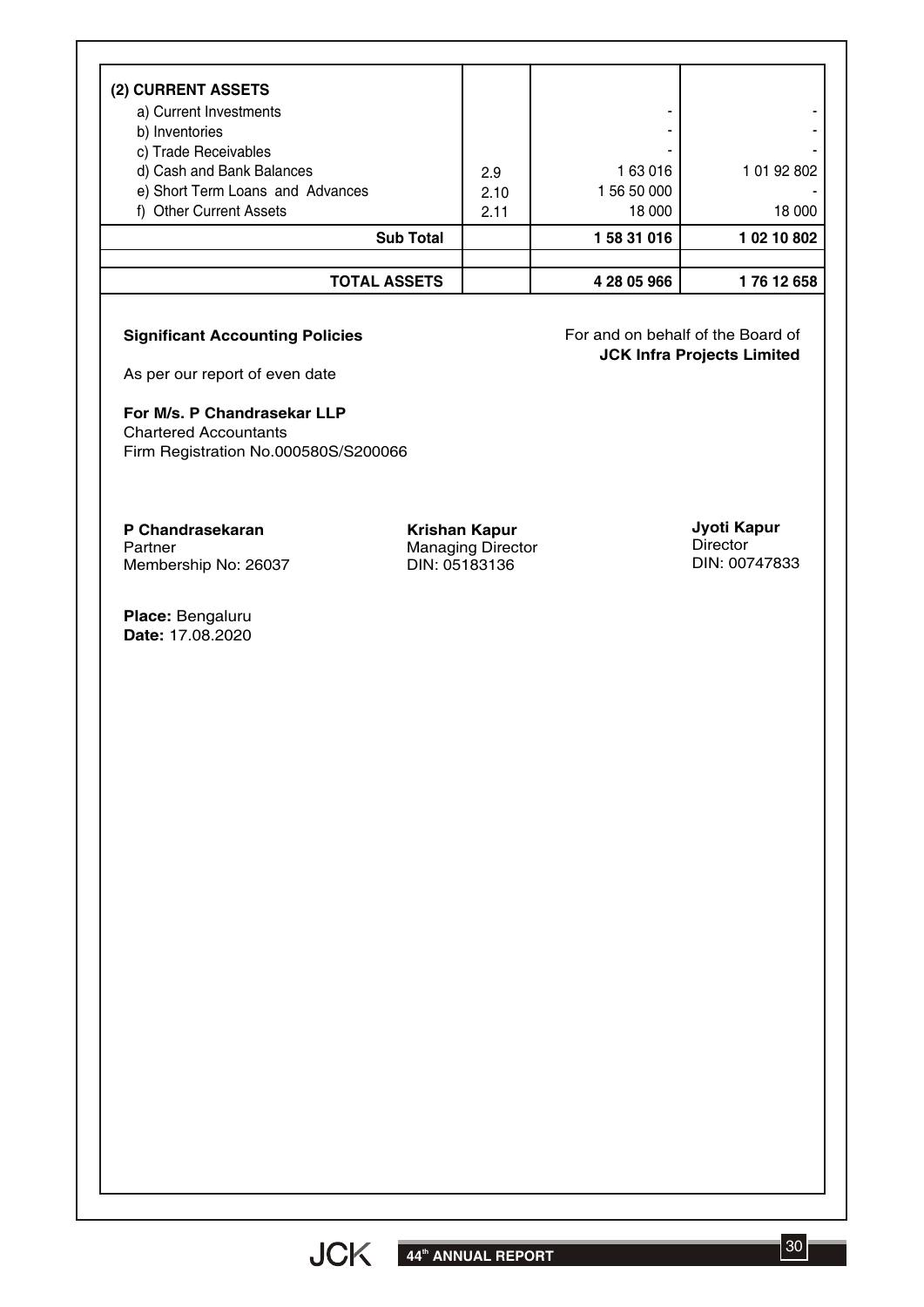| (2) CURRENT ASSETS | | | |
|---|---|---|---|
| a) Current Investments | | - | - |
| b) Inventories | | - | - |
| c) Trade Receivables | | - | - |
| d) Cash and Bank Balances | 2.9 | 1 63 016 | 1 01 92 802 |
| e) Short Term Loans and Advances | 2.10 | 1 56 50 000 | - |
| f) Other Current Assets | 2.11 | 18 000 | 18 000 |
| **Sub Total** | | **1 58 31 016** | **1 02 10 802** |
| | | | |
| **TOTAL ASSETS** | | **4 28 05 966** | **1 76 12 658** |

**Significant Accounting Policies**

As per our report of even date

For and on behalf of the Board of
**JCK Infra Projects Limited**

**For M/s. P Chandrasekar LLP**
Chartered Accountants
Firm Registration No.000580S/S200066

**P Chandrasekaran**
Partner
Membership No: 26037

**Krishan Kapur**
Managing Director
DIN: 05183136

**Jyoti Kapur**
Director
DIN: 00747833

**Place:** Bengaluru
**Date:** 17.08.2020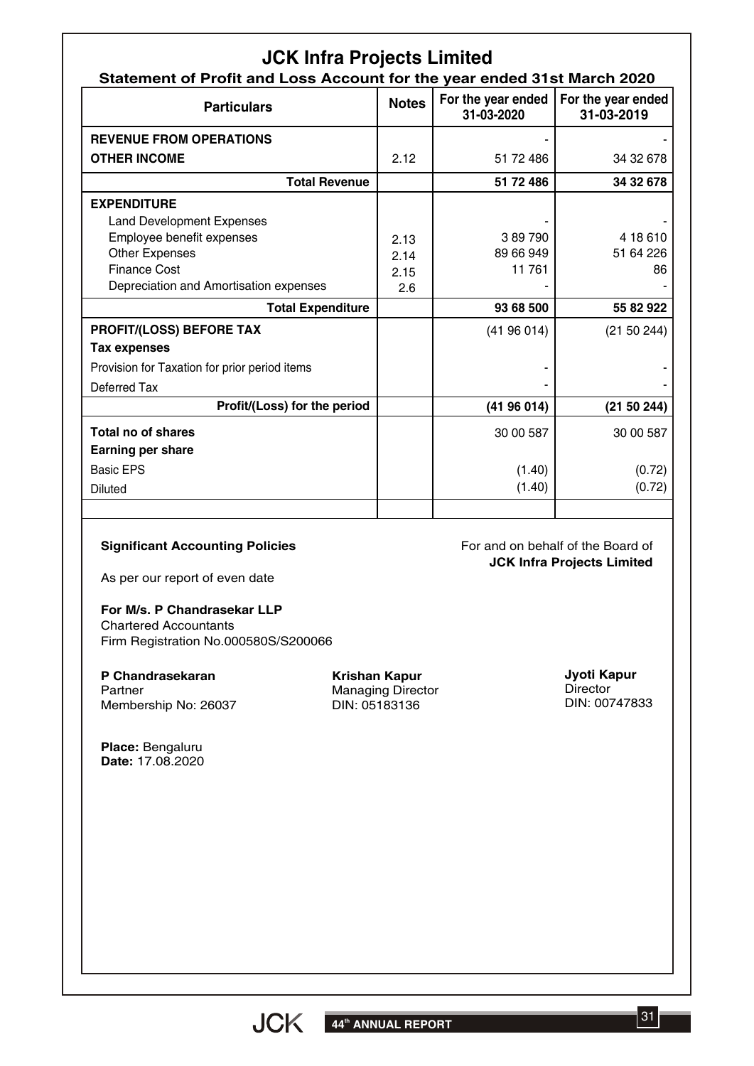# JCK Infra Projects Limited

## Statement of Profit and Loss Account for the year ended 31st March 2020

| Particulars | Notes | For the year ended 31-03-2020 | For the year ended 31-03-2019 |
|---|---|---|---|
| **REVENUE FROM OPERATIONS** | | - | - |
| **OTHER INCOME** | 2.12 | 51 72 486 | 34 32 678 |
| **Total Revenue** | | **51 72 486** | **34 32 678** |
| **EXPENDITURE** | | | |
| Land Development Expenses | | - | - |
| Employee benefit expenses | 2.13 | 3 89 790 | 4 18 610 |
| Other Expenses | 2.14 | 89 66 949 | 51 64 226 |
| Finance Cost | 2.15 | 11 761 | 86 |
| Depreciation and Amortisation expenses | 2.6 | - | - |
| **Total Expenditure** | | **93 68 500** | **55 82 922** |
| **PROFIT/(LOSS) BEFORE TAX** | | (41 96 014) | (21 50 244) |
| **Tax expenses** | | | |
| Provision for Taxation for prior period items | | - | - |
| Deferred Tax | | - | - |
| **Profit/(Loss) for the period** | | **(41 96 014)** | **(21 50 244)** |
| **Total no of shares** | | 30 00 587 | 30 00 587 |
| **Earning per share** | | | |
| Basic EPS | | (1.40) | (0.72) |
| Diluted | | (1.40) | (0.72) |

**Significant Accounting Policies**

As per our report of even date

For and on behalf of the Board of
**JCK Infra Projects Limited**

**For M/s. P Chandrasekar LLP**
Chartered Accountants
Firm Registration No.000580S/S200066

**P Chandrasekaran**
Partner
Membership No: 26037

**Krishan Kapur**
Managing Director
DIN: 05183136

**Jyoti Kapur**
Director
DIN: 00747833

**Place:** Bengaluru
**Date:** 17.08.2020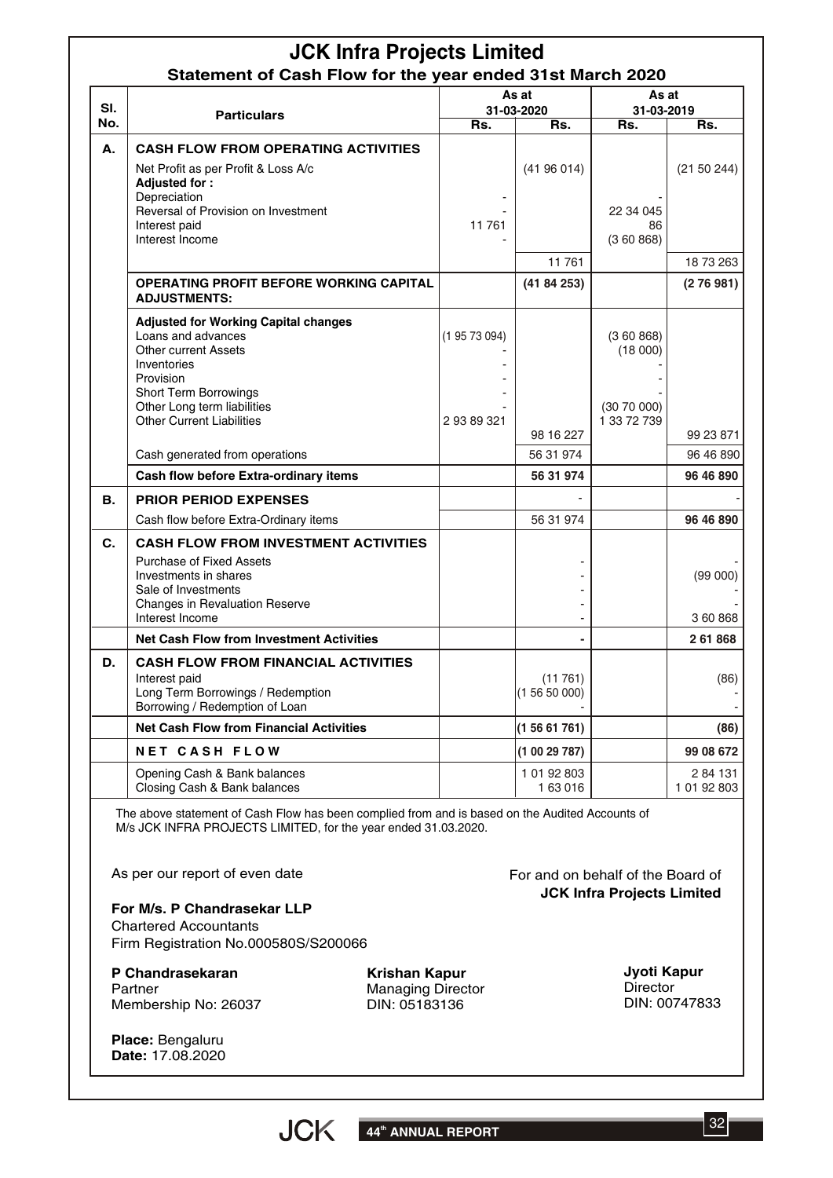# JCK Infra Projects Limited

## Statement of Cash Flow for the year ended 31st March 2020

| Sl. No. | Particulars | As at 31-03-2020 | | As at 31-03-2019 | |
|---|---|---|---|---|---|
| | | Rs. | Rs. | Rs. | Rs. |
| A. | **CASH FLOW FROM OPERATING ACTIVITIES** | | | | |
| | Net Profit as per Profit & Loss A/c | | (41 96 014) | | (21 50 244) |
| | **Adjusted for :** | | | | |
| | Depreciation | - | | - | |
| | Reversal of Provision on Investment | - | | 22 34 045 | |
| | Interest paid | 11 761 | | 86 | |
| | Interest Income | - | | (3 60 868) | |
| | | | 11 761 | | 18 73 263 |
| | **OPERATING PROFIT BEFORE WORKING CAPITAL ADJUSTMENTS:** | | **(41 84 253)** | | **(2 76 981)** |
| | **Adjusted for Working Capital changes** | | | | |
| | Loans and advances | (1 95 73 094) | | (3 60 868) | |
| | Other current Assets | - | | (18 000) | |
| | Inventories | - | | - | |
| | Provision | - | | - | |
| | Short Term Borrowings | - | | - | |
| | Other Long term liabilities | - | | (30 70 000) | |
| | Other Current Liabilities | 2 93 89 321 | | 1 33 72 739 | |
| | | | 98 16 227 | | 99 23 871 |
| | Cash generated from operations | | 56 31 974 | | 96 46 890 |
| | **Cash flow before Extra-ordinary items** | | **56 31 974** | | **96 46 890** |
| B. | **PRIOR PERIOD EXPENSES** | | - | | - |
| | Cash flow before Extra-Ordinary items | | 56 31 974 | | **96 46 890** |
| C. | **CASH FLOW FROM INVESTMENT ACTIVITIES** | | | | |
| | Purchase of Fixed Assets | | - | | - |
| | Investments in shares | | - | | (99 000) |
| | Sale of Investments | | - | | - |
| | Changes in Revaluation Reserve | | - | | - |
| | Interest Income | | - | | 3 60 868 |
| | **Net Cash Flow from Investment Activities** | | **-** | | **2 61 868** |
| D. | **CASH FLOW FROM FINANCIAL ACTIVITIES** | | | | |
| | Interest paid | | (11 761) | | (86) |
| | Long Term Borrowings / Redemption | | (1 56 50 000) | | - |
| | Borrowing / Redemption of Loan | | - | | - |
| | **Net Cash Flow from Financial Activities** | | **(1 56 61 761)** | | **(86)** |
| | **NET CASH FLOW** | | **(1 00 29 787)** | | **99 08 672** |
| | Opening Cash & Bank balances | | 1 01 92 803 | | 2 84 131 |
| | Closing Cash & Bank balances | | 1 63 016 | | 1 01 92 803 |

The above statement of Cash Flow has been complied from and is based on the Audited Accounts of M/s JCK INFRA PROJECTS LIMITED, for the year ended 31.03.2020.

As per our report of even date

**For M/s. P Chandrasekar LLP**
Chartered Accountants
Firm Registration No.000580S/S200066

For and on behalf of the Board of
**JCK Infra Projects Limited**

**P Chandrasekaran**
Partner
Membership No: 26037

**Krishan Kapur**
Managing Director
DIN: 05183136

**Jyoti Kapur**
Director
DIN: 00747833

**Place:** Bengaluru
**Date:** 17.08.2020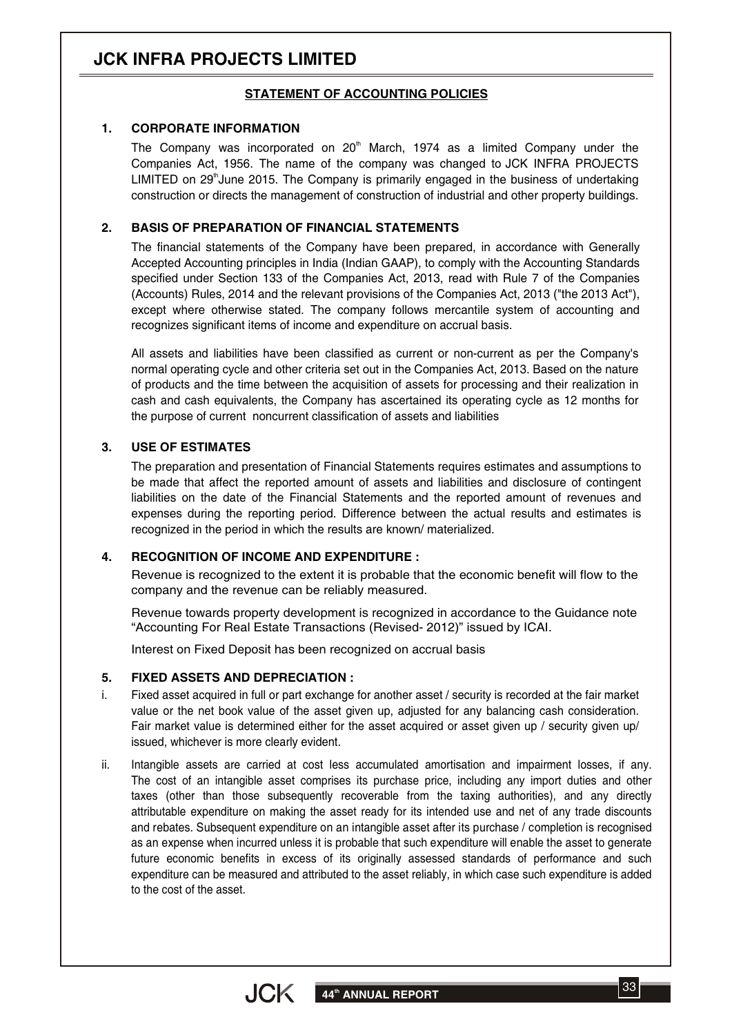## STATEMENT OF ACCOUNTING POLICIES

### 1. CORPORATE INFORMATION

The Company was incorporated on 20th March, 1974 as a limited Company under the Companies Act, 1956. The name of the company was changed to JCK INFRA PROJECTS LIMITED on 29th June 2015. The Company is primarily engaged in the business of undertaking construction or directs the management of construction of industrial and other property buildings.

### 2. BASIS OF PREPARATION OF FINANCIAL STATEMENTS

The financial statements of the Company have been prepared, in accordance with Generally Accepted Accounting principles in India (Indian GAAP), to comply with the Accounting Standards specified under Section 133 of the Companies Act, 2013, read with Rule 7 of the Companies (Accounts) Rules, 2014 and the relevant provisions of the Companies Act, 2013 ("the 2013 Act"), except where otherwise stated. The company follows mercantile system of accounting and recognizes significant items of income and expenditure on accrual basis.

All assets and liabilities have been classified as current or non-current as per the Company's normal operating cycle and other criteria set out in the Companies Act, 2013. Based on the nature of products and the time between the acquisition of assets for processing and their realization in cash and cash equivalents, the Company has ascertained its operating cycle as 12 months for the purpose of current noncurrent classification of assets and liabilities

### 3. USE OF ESTIMATES

The preparation and presentation of Financial Statements requires estimates and assumptions to be made that affect the reported amount of assets and liabilities and disclosure of contingent liabilities on the date of the Financial Statements and the reported amount of revenues and expenses during the reporting period. Difference between the actual results and estimates is recognized in the period in which the results are known/ materialized.

### 4. RECOGNITION OF INCOME AND EXPENDITURE :

Revenue is recognized to the extent it is probable that the economic benefit will flow to the company and the revenue can be reliably measured.

Revenue towards property development is recognized in accordance to the Guidance note "Accounting For Real Estate Transactions (Revised- 2012)" issued by ICAI.

Interest on Fixed Deposit has been recognized on accrual basis

### 5. FIXED ASSETS AND DEPRECIATION :

i. Fixed asset acquired in full or part exchange for another asset / security is recorded at the fair market value or the net book value of the asset given up, adjusted for any balancing cash consideration. Fair market value is determined either for the asset acquired or asset given up / security given up/ issued, whichever is more clearly evident.

ii. Intangible assets are carried at cost less accumulated amortisation and impairment losses, if any. The cost of an intangible asset comprises its purchase price, including any import duties and other taxes (other than those subsequently recoverable from the taxing authorities), and any directly attributable expenditure on making the asset ready for its intended use and net of any trade discounts and rebates. Subsequent expenditure on an intangible asset after its purchase / completion is recognised as an expense when incurred unless it is probable that such expenditure will enable the asset to generate future economic benefits in excess of its originally assessed standards of performance and such expenditure can be measured and attributed to the asset reliably, in which case such expenditure is added to the cost of the asset.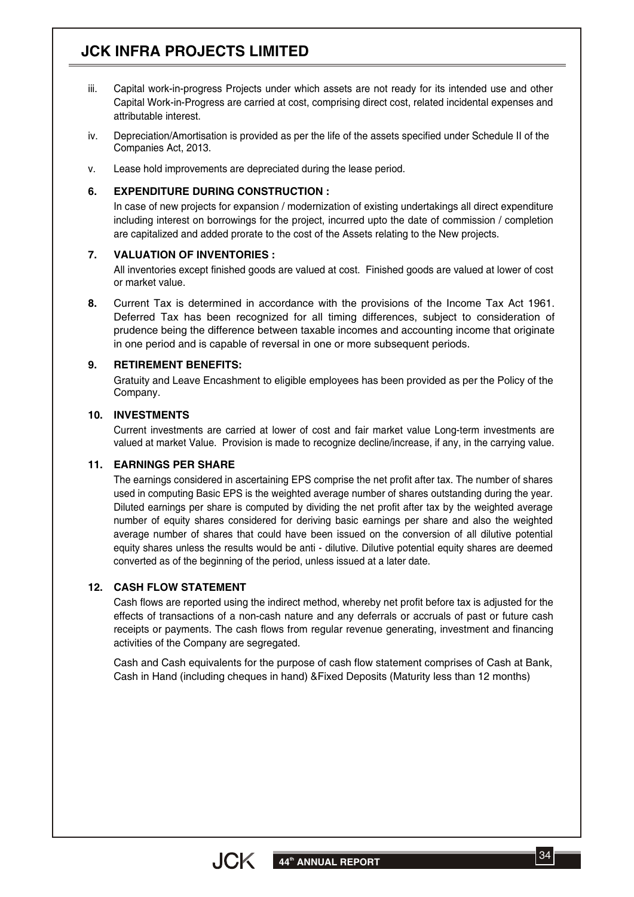iii. Capital work-in-progress Projects under which assets are not ready for its intended use and other Capital Work-in-Progress are carried at cost, comprising direct cost, related incidental expenses and attributable interest.

iv. Depreciation/Amortisation is provided as per the life of the assets specified under Schedule II of the Companies Act, 2013.

v. Lease hold improvements are depreciated during the lease period.

**6. EXPENDITURE DURING CONSTRUCTION :**

In case of new projects for expansion / modernization of existing undertakings all direct expenditure including interest on borrowings for the project, incurred upto the date of commission / completion are capitalized and added prorate to the cost of the Assets relating to the New projects.

**7. VALUATION OF INVENTORIES :**

All inventories except finished goods are valued at cost. Finished goods are valued at lower of cost or market value.

**8.** Current Tax is determined in accordance with the provisions of the Income Tax Act 1961. Deferred Tax has been recognized for all timing differences, subject to consideration of prudence being the difference between taxable incomes and accounting income that originate in one period and is capable of reversal in one or more subsequent periods.

**9. RETIREMENT BENEFITS:**

Gratuity and Leave Encashment to eligible employees has been provided as per the Policy of the Company.

**10. INVESTMENTS**

Current investments are carried at lower of cost and fair market value Long-term investments are valued at market Value. Provision is made to recognize decline/increase, if any, in the carrying value.

**11. EARNINGS PER SHARE**

The earnings considered in ascertaining EPS comprise the net profit after tax. The number of shares used in computing Basic EPS is the weighted average number of shares outstanding during the year. Diluted earnings per share is computed by dividing the net profit after tax by the weighted average number of equity shares considered for deriving basic earnings per share and also the weighted average number of shares that could have been issued on the conversion of all dilutive potential equity shares unless the results would be anti - dilutive. Dilutive potential equity shares are deemed converted as of the beginning of the period, unless issued at a later date.

**12. CASH FLOW STATEMENT**

Cash flows are reported using the indirect method, whereby net profit before tax is adjusted for the effects of transactions of a non-cash nature and any deferrals or accruals of past or future cash receipts or payments. The cash flows from regular revenue generating, investment and financing activities of the Company are segregated.

Cash and Cash equivalents for the purpose of cash flow statement comprises of Cash at Bank, Cash in Hand (including cheques in hand) &Fixed Deposits (Maturity less than 12 months)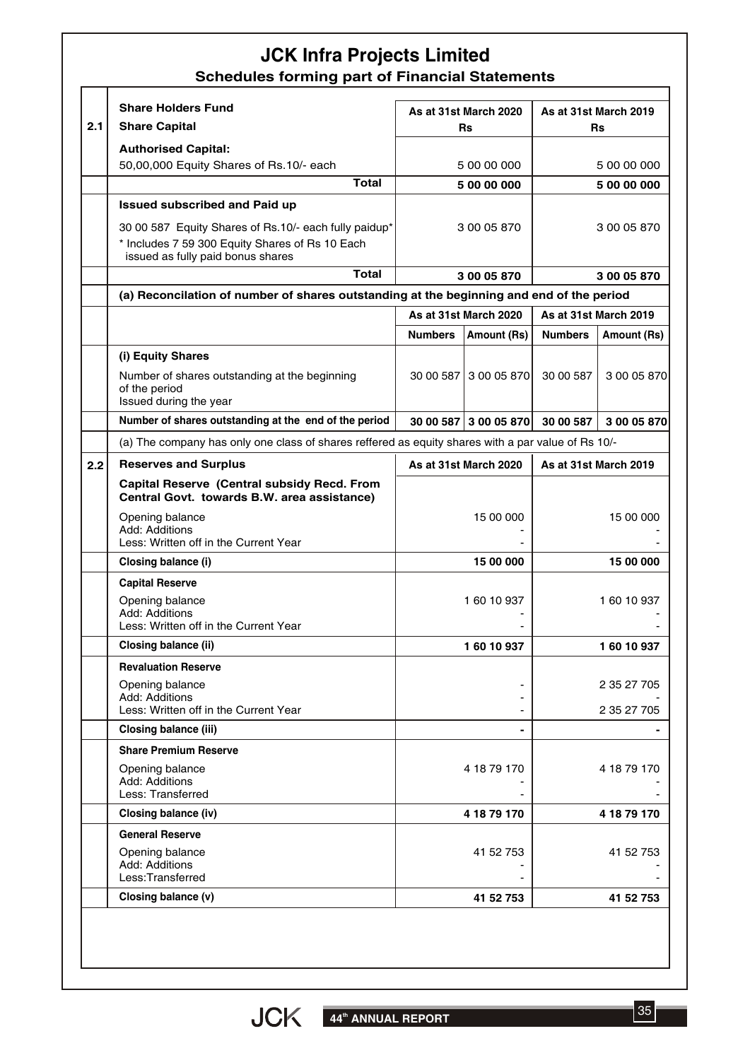# JCK Infra Projects Limited

## Schedules forming part of Financial Statements

| | Share Holders Fund | As at 31st March 2020 | | As at 31st March 2019 | |
|---|---|---|---|---|---|
| **2.1** | **Share Capital** | **Rs** | | **Rs** | |
| | **Authorised Capital:** | | | | |
| | 50,00,000 Equity Shares of Rs.10/- each | | 5 00 00 000 | | 5 00 00 000 |
| | **Total** | | **5 00 00 000** | | **5 00 00 000** |
| | **Issued subscribed and Paid up** | | | | |
| | 30 00 587 Equity Shares of Rs.10/- each fully paidup* | | 3 00 05 870 | | 3 00 05 870 |
| | * Includes 7 59 300 Equity Shares of Rs 10 Each issued as fully paid bonus shares | | | | |
| | **Total** | | **3 00 05 870** | | **3 00 05 870** |
| | **(a) Reconcilation of number of shares outstanding at the beginning and end of the period** | | | | |
| | | **As at 31st March 2020** | | **As at 31st March 2019** | |
| | | **Numbers** | **Amount (Rs)** | **Numbers** | **Amount (Rs)** |
| | **(i) Equity Shares** | | | | |
| | Number of shares outstanding at the beginning of the period<br>Issued during the year | 30 00 587 | 3 00 05 870 | 30 00 587 | 3 00 05 870 |
| | **Number of shares outstanding at the end of the period** | **30 00 587** | **3 00 05 870** | **30 00 587** | **3 00 05 870** |
| | (a) The company has only one class of shares reffered as equity shares with a par value of Rs 10/- | | | | |

| | | As at 31st March 2020 | As at 31st March 2019 |
|---|---|---|---|
| **2.2** | **Reserves and Surplus** | **As at 31st March 2020** | **As at 31st March 2019** |
| | **Capital Reserve (Central subsidy Recd. From Central Govt. towards B.W. area assistance)** | | |
| | Opening balance | 15 00 000 | 15 00 000 |
| | Add: Additions | - | - |
| | Less: Written off in the Current Year | - | - |
| | **Closing balance (i)** | **15 00 000** | **15 00 000** |
| | **Capital Reserve** | | |
| | Opening balance | 1 60 10 937 | 1 60 10 937 |
| | Add: Additions | - | - |
| | Less: Written off in the Current Year | - | - |
| | **Closing balance (ii)** | **1 60 10 937** | **1 60 10 937** |
| | **Revaluation Reserve** | | |
| | Opening balance | - | 2 35 27 705 |
| | Add: Additions | - | - |
| | Less: Written off in the Current Year | - | 2 35 27 705 |
| | **Closing balance (iii)** | **-** | **-** |
| | **Share Premium Reserve** | | |
| | Opening balance | 4 18 79 170 | 4 18 79 170 |
| | Add: Additions | - | - |
| | Less: Transferred | - | - |
| | **Closing balance (iv)** | **4 18 79 170** | **4 18 79 170** |
| | **General Reserve** | | |
| | Opening balance | 41 52 753 | 41 52 753 |
| | Add: Additions | - | - |
| | Less:Transferred | - | - |
| | **Closing balance (v)** | **41 52 753** | **41 52 753** |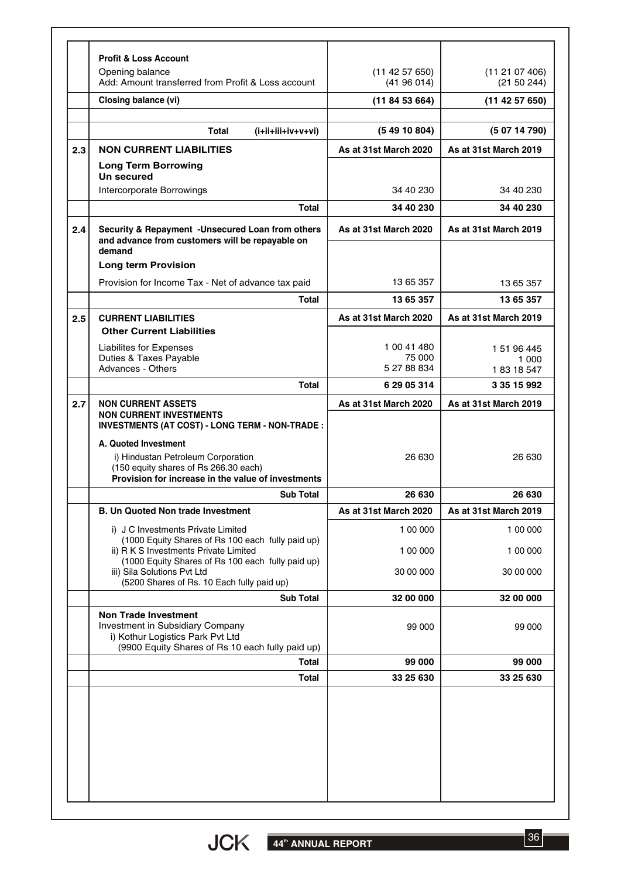| | | As at 31st March 2020 | As at 31st March 2019 |
|---|---|---|---|
| | **Profit & Loss Account** | | |
| | Opening balance | (11 42 57 650) | (11 21 07 406) |
| | Add: Amount transferred from Profit & Loss account | (41 96 014) | (21 50 244) |
| | **Closing balance (vi)** | **(11 84 53 664)** | **(11 42 57 650)** |
| | | | |
| | **Total (i+ii+iii+iv+v+vi)** | **(5 49 10 804)** | **(5 07 14 790)** |
| **2.3** | **NON CURRENT LIABILITIES** | **As at 31st March 2020** | **As at 31st March 2019** |
| | **Long Term Borrowing** **Un secured** | | |
| | Intercorporate Borrowings | 34 40 230 | 34 40 230 |
| | **Total** | **34 40 230** | **34 40 230** |
| **2.4** | **Security & Repayment -Unsecured Loan from others and advance from customers will be repayable on demand** | **As at 31st March 2020** | **As at 31st March 2019** |
| | **Long term Provision** | | |
| | Provision for Income Tax - Net of advance tax paid | 13 65 357 | 13 65 357 |
| | **Total** | **13 65 357** | **13 65 357** |
| **2.5** | **CURRENT LIABILITIES** | **As at 31st March 2020** | **As at 31st March 2019** |
| | **Other Current Liabilities** | | |
| | Liabilites for Expenses | 1 00 41 480 | 1 51 96 445 |
| | Duties & Taxes Payable | 75 000 | 1 000 |
| | Advances - Others | 5 27 88 834 | 1 83 18 547 |
| | **Total** | **6 29 05 314** | **3 35 15 992** |
| **2.7** | **NON CURRENT ASSETS** | **As at 31st March 2020** | **As at 31st March 2019** |
| | **NON CURRENT INVESTMENTS** **INVESTMENTS (AT COST) - LONG TERM - NON-TRADE :** | | |
| | **A. Quoted Investment** | | |
| | i) Hindustan Petroleum Corporation (150 equity shares of Rs 266.30 each) | 26 630 | 26 630 |
| | **Provision for increase in the value of investments** | | |
| | **Sub Total** | **26 630** | **26 630** |
| | **B. Un Quoted Non trade Investment** | **As at 31st March 2020** | **As at 31st March 2019** |
| | i) J C Investments Private Limited (1000 Equity Shares of Rs 100 each fully paid up) | 1 00 000 | 1 00 000 |
| | ii) R K S Investments Private Limited (1000 Equity Shares of Rs 100 each fully paid up) | 1 00 000 | 1 00 000 |
| | iii) Sila Solutions Pvt Ltd (5200 Shares of Rs. 10 Each fully paid up) | 30 00 000 | 30 00 000 |
| | **Sub Total** | **32 00 000** | **32 00 000** |
| | **Non Trade Investment** | | |
| | Investment in Subsidiary Company | | |
| | i) Kothur Logistics Park Pvt Ltd (9900 Equity Shares of Rs 10 each fully paid up) | 99 000 | 99 000 |
| | **Total** | **99 000** | **99 000** |
| | **Total** | **33 25 630** | **33 25 630** |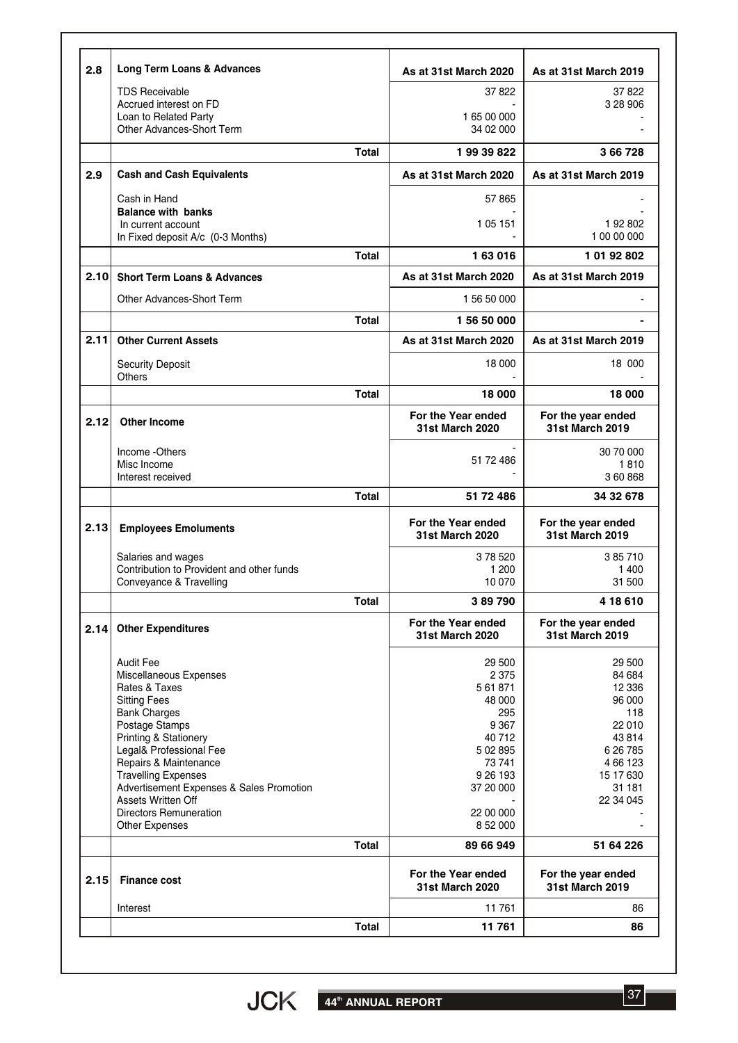| | | As at 31st March 2020 | As at 31st March 2019 |
|---|---|---|---|
| **2.8** | **Long Term Loans & Advances** | **As at 31st March 2020** | **As at 31st March 2019** |
| | TDS Receivable | 37 822 | 37 822 |
| | Accrued interest on FD | - | 3 28 906 |
| | Loan to Related Party | 1 65 00 000 | - |
| | Other Advances-Short Term | 34 02 000 | - |
| | **Total** | **1 99 39 822** | **3 66 728** |
| **2.9** | **Cash and Cash Equivalents** | **As at 31st March 2020** | **As at 31st March 2019** |
| | Cash in Hand | 57 865 | - |
| | **Balance with banks** | - | - |
| | In current account | 1 05 151 | 1 92 802 |
| | In Fixed deposit A/c (0-3 Months) | - | 1 00 00 000 |
| | **Total** | **1 63 016** | **1 01 92 802** |
| **2.10** | **Short Term Loans & Advances** | **As at 31st March 2020** | **As at 31st March 2019** |
| | Other Advances-Short Term | 1 56 50 000 | - |
| | **Total** | **1 56 50 000** | **-** |
| **2.11** | **Other Current Assets** | **As at 31st March 2020** | **As at 31st March 2019** |
| | Security Deposit | 18 000 | 18 000 |
| | Others | - | - |
| | **Total** | **18 000** | **18 000** |
| **2.12** | **Other Income** | **For the Year ended 31st March 2020** | **For the year ended 31st March 2019** |
| | Income -Others | - | 30 70 000 |
| | Misc Income | 51 72 486 | 1 810 |
| | Interest received | - | 3 60 868 |
| | **Total** | **51 72 486** | **34 32 678** |
| **2.13** | **Employees Emoluments** | **For the Year ended 31st March 2020** | **For the year ended 31st March 2019** |
| | Salaries and wages | 3 78 520 | 3 85 710 |
| | Contribution to Provident and other funds | 1 200 | 1 400 |
| | Conveyance & Travelling | 10 070 | 31 500 |
| | **Total** | **3 89 790** | **4 18 610** |
| **2.14** | **Other Expenditures** | **For the Year ended 31st March 2020** | **For the year ended 31st March 2019** |
| | Audit Fee | 29 500 | 29 500 |
| | Miscellaneous Expenses | 2 375 | 84 684 |
| | Rates & Taxes | 5 61 871 | 12 336 |
| | Sitting Fees | 48 000 | 96 000 |
| | Bank Charges | 295 | 118 |
| | Postage Stamps | 9 367 | 22 010 |
| | Printing & Stationery | 40 712 | 43 814 |
| | Legal& Professional Fee | 5 02 895 | 6 26 785 |
| | Repairs & Maintenance | 73 741 | 4 66 123 |
| | Travelling Expenses | 9 26 193 | 15 17 630 |
| | Advertisement Expenses & Sales Promotion | 37 20 000 | 31 181 |
| | Assets Written Off | - | 22 34 045 |
| | Directors Remuneration | 22 00 000 | - |
| | Other Expenses | 8 52 000 | - |
| | **Total** | **89 66 949** | **51 64 226** |
| **2.15** | **Finance cost** | **For the Year ended 31st March 2020** | **For the year ended 31st March 2019** |
| | Interest | 11 761 | 86 |
| | **Total** | **11 761** | **86** |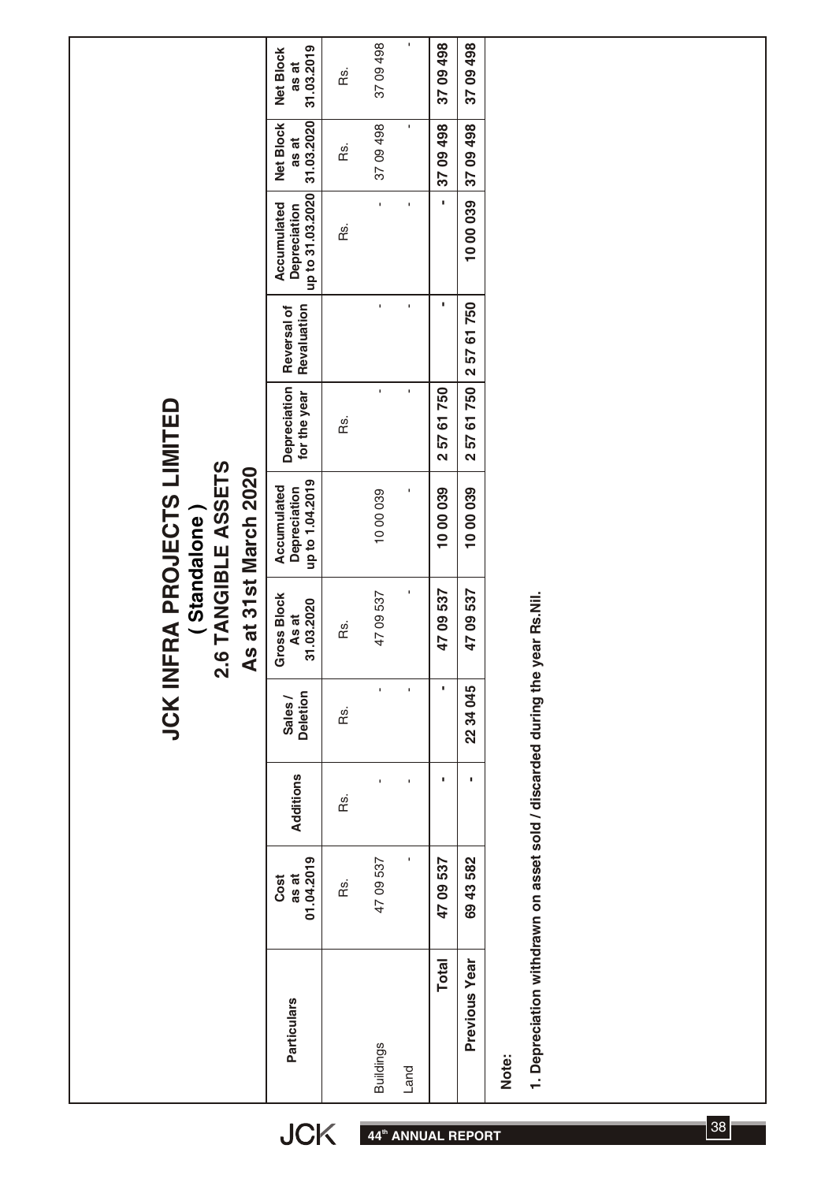# JCK INFRA PROJECTS LIMITED

## ( Standalone )

## 2.6 TANGIBLE ASSETS

## As at 31st March 2020

| Particulars | Cost as at 01.04.2019 | Additions | Sales / Deletion | Gross Block As at 31.03.2020 | Accumulated Depreciation up to 1.04.2019 | Depreciation for the year | Reversal of Revaluation | Accumulated Depreciation up to 31.03.2020 | Net Block as at 31.03.2020 | Net Block as at 31.03.2019 |
|---|---|---|---|---|---|---|---|---|---|---|
| | Rs. | Rs. | Rs. | Rs. | | Rs. | | Rs. | Rs. | Rs. |
| Buildings | 47 09 537 | - | - | 47 09 537 | 10 00 039 | - | - | - | 37 09 498 | 37 09 498 |
| Land | - | - | - | - | - | - | - | - | - | - |
| **Total** | **47 09 537** | **-** | **-** | **47 09 537** | **10 00 039** | **2 57 61 750** | **-** | **-** | **37 09 498** | **37 09 498** |
| **Previous Year** | **69 43 582** | **-** | **22 34 045** | **47 09 537** | **10 00 039** | **2 57 61 750** | **2 57 61 750** | **10 00 039** | **37 09 498** | **37 09 498** |

**Note:**

**1. Depreciation withdrawn on asset sold / discarded during the year Rs.Nil.**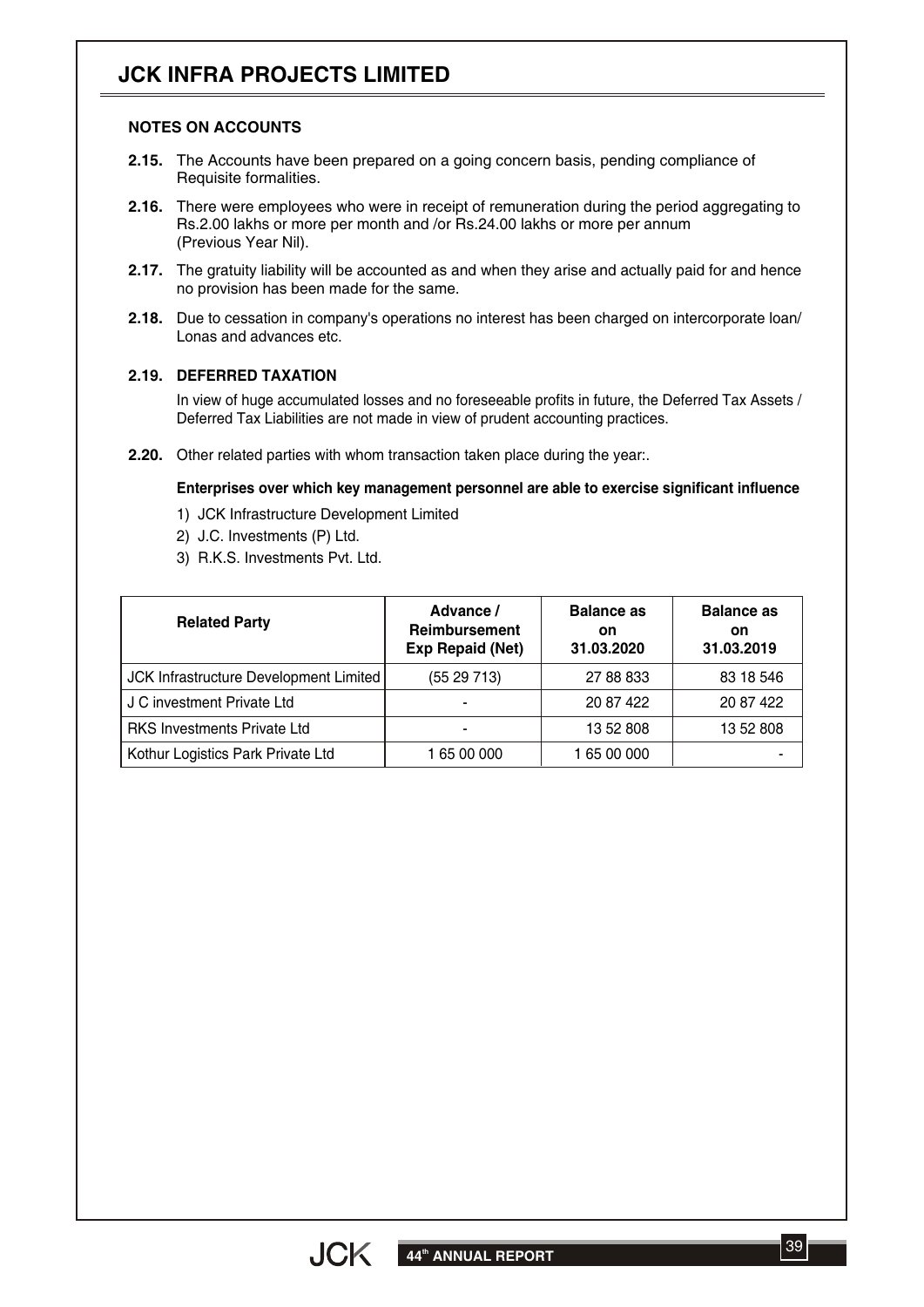## NOTES ON ACCOUNTS

**2.15.** The Accounts have been prepared on a going concern basis, pending compliance of Requisite formalities.

**2.16.** There were employees who were in receipt of remuneration during the period aggregating to Rs.2.00 lakhs or more per month and /or Rs.24.00 lakhs or more per annum (Previous Year Nil).

**2.17.** The gratuity liability will be accounted as and when they arise and actually paid for and hence no provision has been made for the same.

**2.18.** Due to cessation in company's operations no interest has been charged on intercorporate loan/ Lonas and advances etc.

### 2.19. DEFERRED TAXATION

In view of huge accumulated losses and no foreseeable profits in future, the Deferred Tax Assets / Deferred Tax Liabilities are not made in view of prudent accounting practices.

**2.20.** Other related parties with whom transaction taken place during the year:.

**Enterprises over which key management personnel are able to exercise significant influence**

1) JCK Infrastructure Development Limited
2) J.C. Investments (P) Ltd.
3) R.K.S. Investments Pvt. Ltd.

| Related Party | Advance / Reimbursement Exp Repaid (Net) | Balance as on 31.03.2020 | Balance as on 31.03.2019 |
|---|---|---|---|
| JCK Infrastructure Development Limited | (55 29 713) | 27 88 833 | 83 18 546 |
| J C investment Private Ltd | - | 20 87 422 | 20 87 422 |
| RKS Investments Private Ltd | - | 13 52 808 | 13 52 808 |
| Kothur Logistics Park Private Ltd | 1 65 00 000 | 1 65 00 000 | - |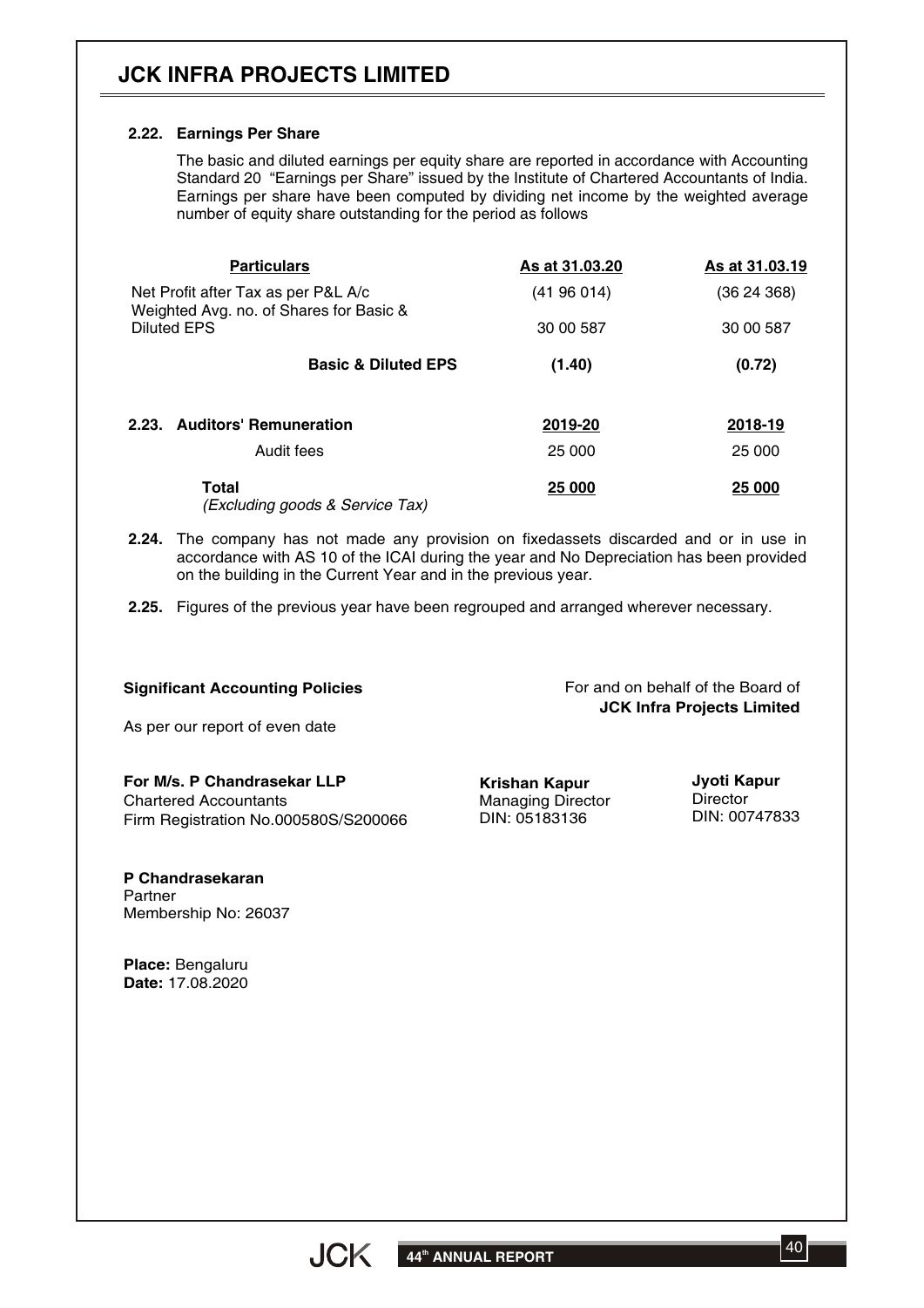### 2.22. Earnings Per Share

The basic and diluted earnings per equity share are reported in accordance with Accounting Standard 20 "Earnings per Share" issued by the Institute of Chartered Accountants of India. Earnings per share have been computed by dividing net income by the weighted average number of equity share outstanding for the period as follows

| Particulars | As at 31.03.20 | As at 31.03.19 |
|---|---|---|
| Net Profit after Tax as per P&L A/c | (41 96 014) | (36 24 368) |
| Weighted Avg. no. of Shares for Basic & Diluted EPS | 30 00 587 | 30 00 587 |
| **Basic & Diluted EPS** | **(1.40)** | **(0.72)** |

### 2.23. Auditors' Remuneration

| | 2019-20 | 2018-19 |
|---|---|---|
| Audit fees | 25 000 | 25 000 |
| **Total** *(Excluding goods & Service Tax)* | **25 000** | **25 000** |

**2.24.** The company has not made any provision on fixedassets discarded and or in use in accordance with AS 10 of the ICAI during the year and No Depreciation has been provided on the building in the Current Year and in the previous year.

**2.25.** Figures of the previous year have been regrouped and arranged wherever necessary.

**Significant Accounting Policies**

As per our report of even date

For and on behalf of the Board of
**JCK Infra Projects Limited**

**For M/s. P Chandrasekar LLP**
Chartered Accountants
Firm Registration No.000580S/S200066

**Krishan Kapur**
Managing Director
DIN: 05183136

**Jyoti Kapur**
Director
DIN: 00747833

**P Chandrasekaran**
Partner
Membership No: 26037

**Place:** Bengaluru
**Date:** 17.08.2020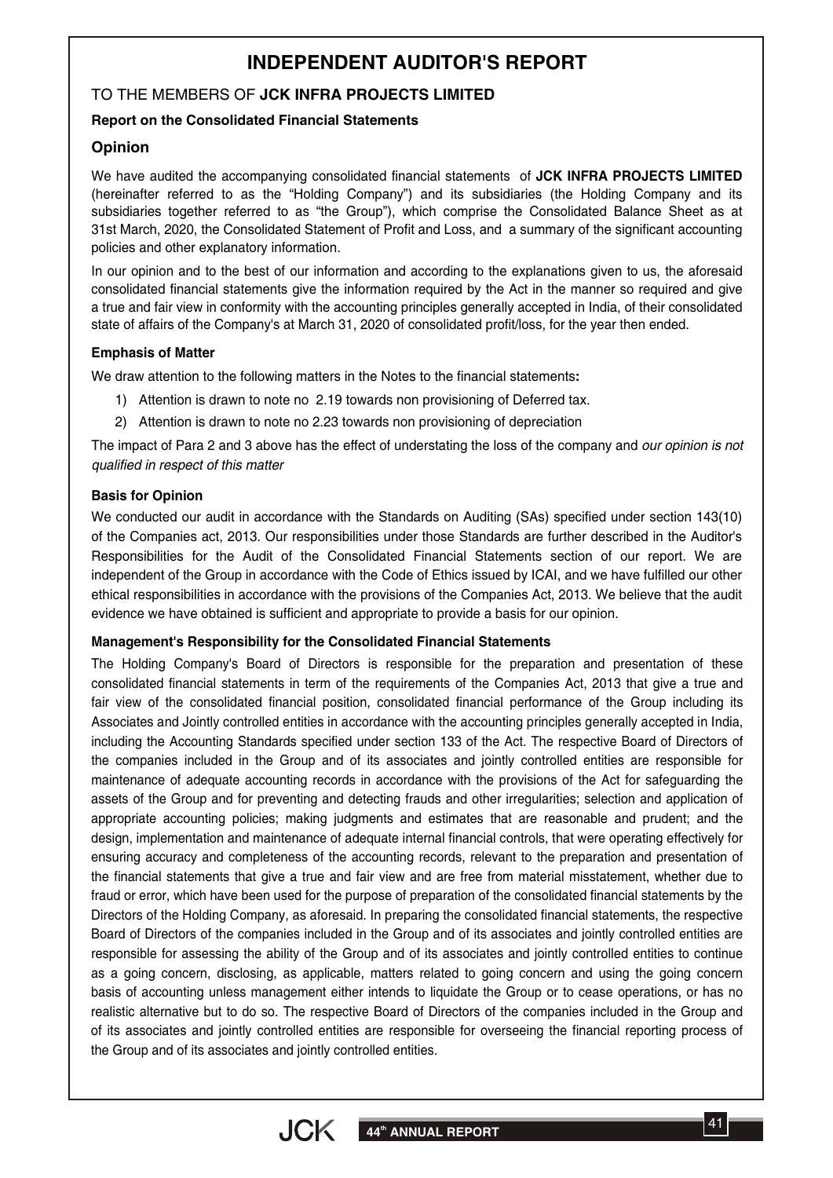# INDEPENDENT AUDITOR'S REPORT

TO THE MEMBERS OF **JCK INFRA PROJECTS LIMITED**

**Report on the Consolidated Financial Statements**

## Opinion

We have audited the accompanying consolidated financial statements of **JCK INFRA PROJECTS LIMITED** (hereinafter referred to as the "Holding Company") and its subsidiaries (the Holding Company and its subsidiaries together referred to as "the Group"), which comprise the Consolidated Balance Sheet as at 31st March, 2020, the Consolidated Statement of Profit and Loss, and a summary of the significant accounting policies and other explanatory information.

In our opinion and to the best of our information and according to the explanations given to us, the aforesaid consolidated financial statements give the information required by the Act in the manner so required and give a true and fair view in conformity with the accounting principles generally accepted in India, of their consolidated state of affairs of the Company's at March 31, 2020 of consolidated profit/loss, for the year then ended.

**Emphasis of Matter**

We draw attention to the following matters in the Notes to the financial statements**:**

1) Attention is drawn to note no 2.19 towards non provisioning of Deferred tax.
2) Attention is drawn to note no 2.23 towards non provisioning of depreciation

The impact of Para 2 and 3 above has the effect of understating the loss of the company and *our opinion is not qualified in respect of this matter*

**Basis for Opinion**

We conducted our audit in accordance with the Standards on Auditing (SAs) specified under section 143(10) of the Companies act, 2013. Our responsibilities under those Standards are further described in the Auditor's Responsibilities for the Audit of the Consolidated Financial Statements section of our report. We are independent of the Group in accordance with the Code of Ethics issued by ICAI, and we have fulfilled our other ethical responsibilities in accordance with the provisions of the Companies Act, 2013. We believe that the audit evidence we have obtained is sufficient and appropriate to provide a basis for our opinion.

**Management's Responsibility for the Consolidated Financial Statements**

The Holding Company's Board of Directors is responsible for the preparation and presentation of these consolidated financial statements in term of the requirements of the Companies Act, 2013 that give a true and fair view of the consolidated financial position, consolidated financial performance of the Group including its Associates and Jointly controlled entities in accordance with the accounting principles generally accepted in India, including the Accounting Standards specified under section 133 of the Act. The respective Board of Directors of the companies included in the Group and of its associates and jointly controlled entities are responsible for maintenance of adequate accounting records in accordance with the provisions of the Act for safeguarding the assets of the Group and for preventing and detecting frauds and other irregularities; selection and application of appropriate accounting policies; making judgments and estimates that are reasonable and prudent; and the design, implementation and maintenance of adequate internal financial controls, that were operating effectively for ensuring accuracy and completeness of the accounting records, relevant to the preparation and presentation of the financial statements that give a true and fair view and are free from material misstatement, whether due to fraud or error, which have been used for the purpose of preparation of the consolidated financial statements by the Directors of the Holding Company, as aforesaid. In preparing the consolidated financial statements, the respective Board of Directors of the companies included in the Group and of its associates and jointly controlled entities are responsible for assessing the ability of the Group and of its associates and jointly controlled entities to continue as a going concern, disclosing, as applicable, matters related to going concern and using the going concern basis of accounting unless management either intends to liquidate the Group or to cease operations, or has no realistic alternative but to do so. The respective Board of Directors of the companies included in the Group and of its associates and jointly controlled entities are responsible for overseeing the financial reporting process of the Group and of its associates and jointly controlled entities.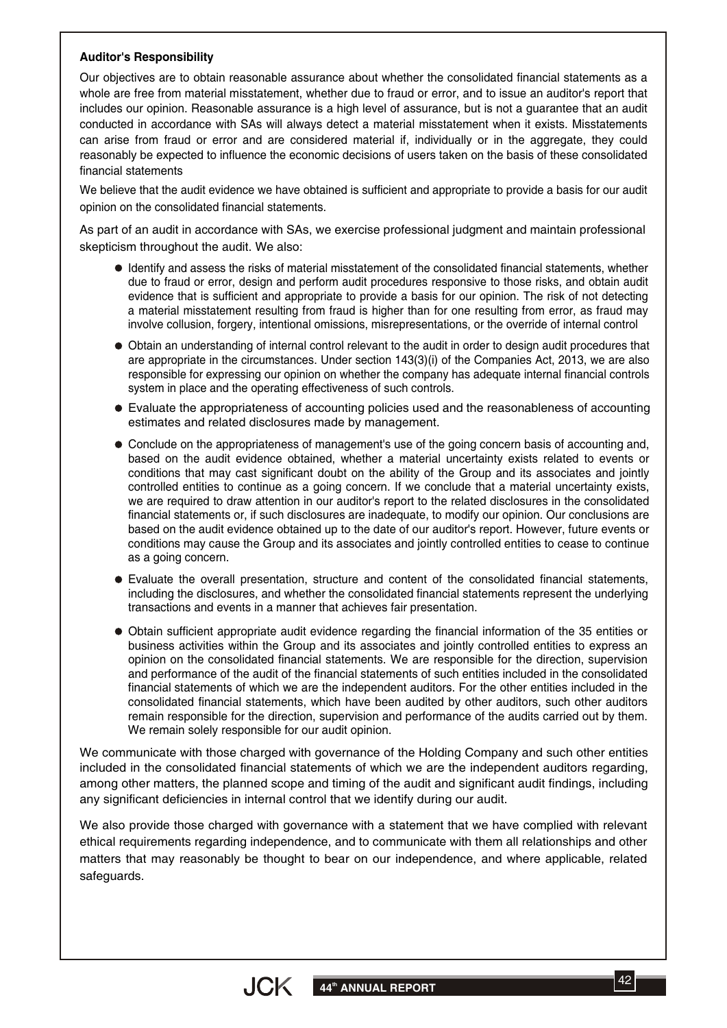**Auditor's Responsibility**

Our objectives are to obtain reasonable assurance about whether the consolidated financial statements as a whole are free from material misstatement, whether due to fraud or error, and to issue an auditor's report that includes our opinion. Reasonable assurance is a high level of assurance, but is not a guarantee that an audit conducted in accordance with SAs will always detect a material misstatement when it exists. Misstatements can arise from fraud or error and are considered material if, individually or in the aggregate, they could reasonably be expected to influence the economic decisions of users taken on the basis of these consolidated financial statements

We believe that the audit evidence we have obtained is sufficient and appropriate to provide a basis for our audit opinion on the consolidated financial statements.

As part of an audit in accordance with SAs, we exercise professional judgment and maintain professional skepticism throughout the audit. We also:

- Identify and assess the risks of material misstatement of the consolidated financial statements, whether due to fraud or error, design and perform audit procedures responsive to those risks, and obtain audit evidence that is sufficient and appropriate to provide a basis for our opinion. The risk of not detecting a material misstatement resulting from fraud is higher than for one resulting from error, as fraud may involve collusion, forgery, intentional omissions, misrepresentations, or the override of internal control
- Obtain an understanding of internal control relevant to the audit in order to design audit procedures that are appropriate in the circumstances. Under section 143(3)(i) of the Companies Act, 2013, we are also responsible for expressing our opinion on whether the company has adequate internal financial controls system in place and the operating effectiveness of such controls.
- Evaluate the appropriateness of accounting policies used and the reasonableness of accounting estimates and related disclosures made by management.
- Conclude on the appropriateness of management's use of the going concern basis of accounting and, based on the audit evidence obtained, whether a material uncertainty exists related to events or conditions that may cast significant doubt on the ability of the Group and its associates and jointly controlled entities to continue as a going concern. If we conclude that a material uncertainty exists, we are required to draw attention in our auditor's report to the related disclosures in the consolidated financial statements or, if such disclosures are inadequate, to modify our opinion. Our conclusions are based on the audit evidence obtained up to the date of our auditor's report. However, future events or conditions may cause the Group and its associates and jointly controlled entities to cease to continue as a going concern.
- Evaluate the overall presentation, structure and content of the consolidated financial statements, including the disclosures, and whether the consolidated financial statements represent the underlying transactions and events in a manner that achieves fair presentation.
- Obtain sufficient appropriate audit evidence regarding the financial information of the 35 entities or business activities within the Group and its associates and jointly controlled entities to express an opinion on the consolidated financial statements. We are responsible for the direction, supervision and performance of the audit of the financial statements of such entities included in the consolidated financial statements of which we are the independent auditors. For the other entities included in the consolidated financial statements, which have been audited by other auditors, such other auditors remain responsible for the direction, supervision and performance of the audits carried out by them. We remain solely responsible for our audit opinion.

We communicate with those charged with governance of the Holding Company and such other entities included in the consolidated financial statements of which we are the independent auditors regarding, among other matters, the planned scope and timing of the audit and significant audit findings, including any significant deficiencies in internal control that we identify during our audit.

We also provide those charged with governance with a statement that we have complied with relevant ethical requirements regarding independence, and to communicate with them all relationships and other matters that may reasonably be thought to bear on our independence, and where applicable, related safeguards.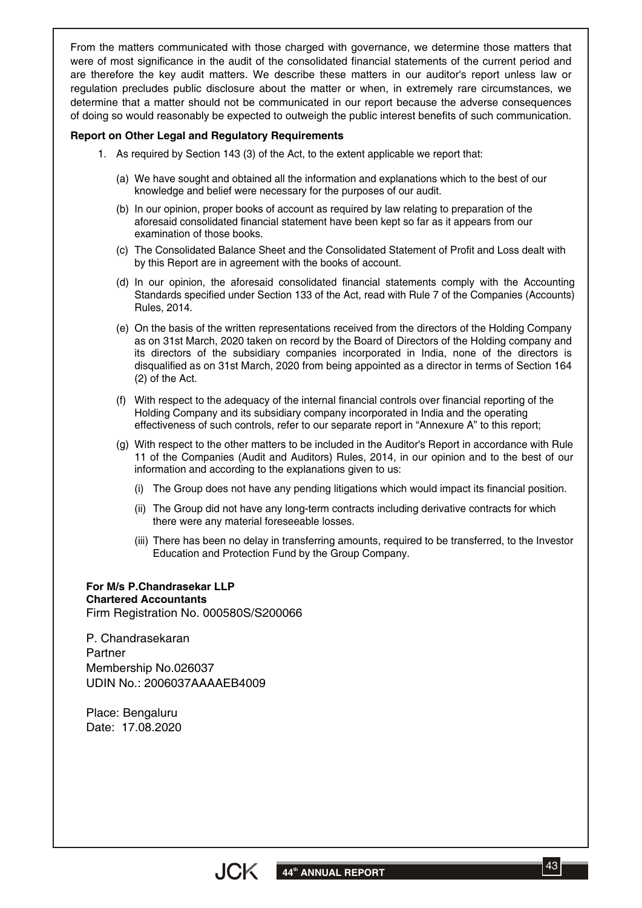From the matters communicated with those charged with governance, we determine those matters that were of most significance in the audit of the consolidated financial statements of the current period and are therefore the key audit matters. We describe these matters in our auditor's report unless law or regulation precludes public disclosure about the matter or when, in extremely rare circumstances, we determine that a matter should not be communicated in our report because the adverse consequences of doing so would reasonably be expected to outweigh the public interest benefits of such communication.

**Report on Other Legal and Regulatory Requirements**

1. As required by Section 143 (3) of the Act, to the extent applicable we report that:

   (a) We have sought and obtained all the information and explanations which to the best of our knowledge and belief were necessary for the purposes of our audit.

   (b) In our opinion, proper books of account as required by law relating to preparation of the aforesaid consolidated financial statement have been kept so far as it appears from our examination of those books.

   (c) The Consolidated Balance Sheet and the Consolidated Statement of Profit and Loss dealt with by this Report are in agreement with the books of account.

   (d) In our opinion, the aforesaid consolidated financial statements comply with the Accounting Standards specified under Section 133 of the Act, read with Rule 7 of the Companies (Accounts) Rules, 2014.

   (e) On the basis of the written representations received from the directors of the Holding Company as on 31st March, 2020 taken on record by the Board of Directors of the Holding company and its directors of the subsidiary companies incorporated in India, none of the directors is disqualified as on 31st March, 2020 from being appointed as a director in terms of Section 164 (2) of the Act.

   (f) With respect to the adequacy of the internal financial controls over financial reporting of the Holding Company and its subsidiary company incorporated in India and the operating effectiveness of such controls, refer to our separate report in "Annexure A" to this report;

   (g) With respect to the other matters to be included in the Auditor's Report in accordance with Rule 11 of the Companies (Audit and Auditors) Rules, 2014, in our opinion and to the best of our information and according to the explanations given to us:

      (i) The Group does not have any pending litigations which would impact its financial position.

      (ii) The Group did not have any long-term contracts including derivative contracts for which there were any material foreseeable losses.

      (iii) There has been no delay in transferring amounts, required to be transferred, to the Investor Education and Protection Fund by the Group Company.

**For M/s P.Chandrasekar LLP**
**Chartered Accountants**
Firm Registration No. 000580S/S200066

P. Chandrasekaran
Partner
Membership No.026037
UDIN No.: 2006037AAAAEB4009

Place: Bengaluru
Date: 17.08.2020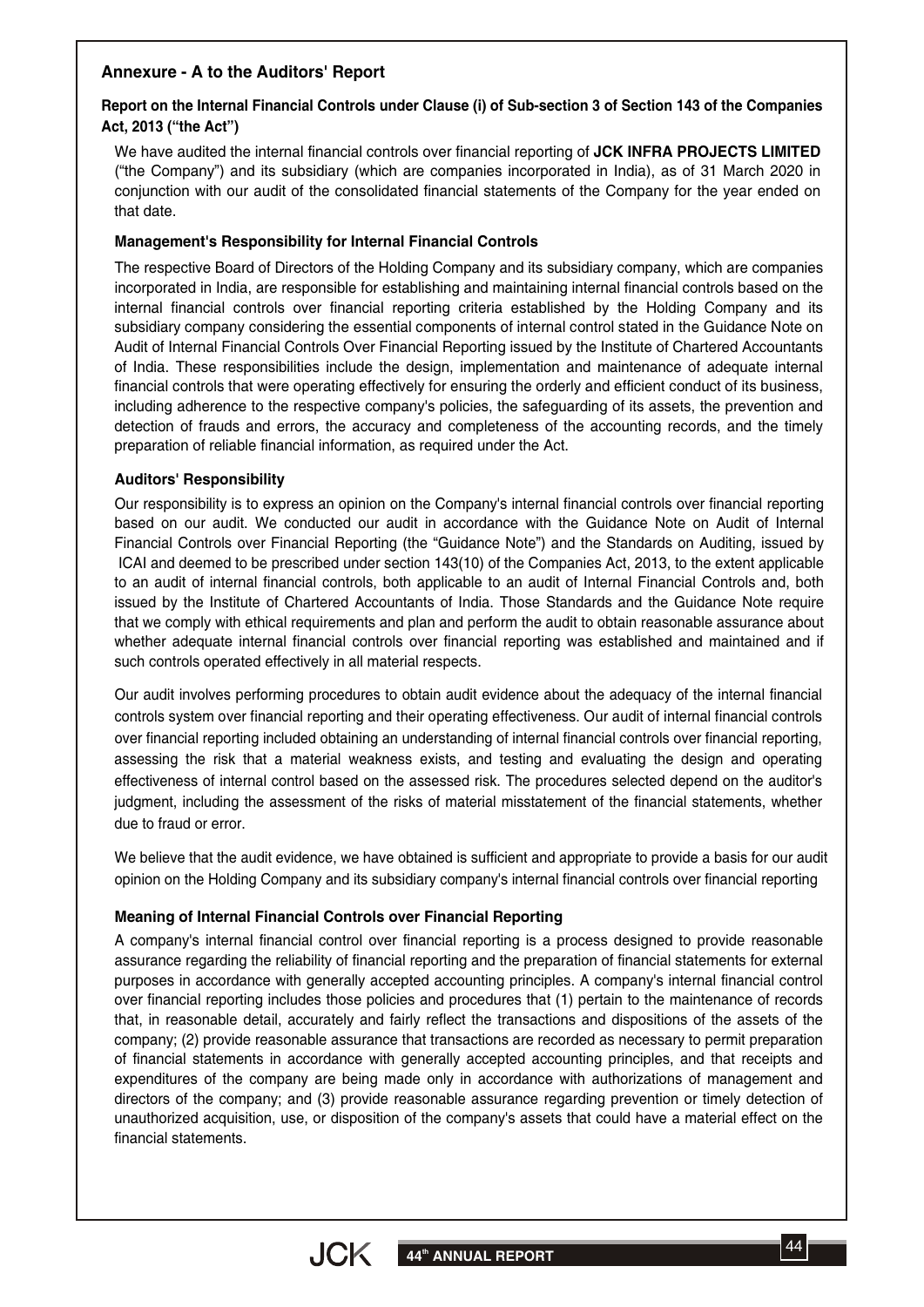## Annexure - A to the Auditors' Report

### Report on the Internal Financial Controls under Clause (i) of Sub-section 3 of Section 143 of the Companies Act, 2013 ("the Act")

We have audited the internal financial controls over financial reporting of **JCK INFRA PROJECTS LIMITED** ("the Company") and its subsidiary (which are companies incorporated in India), as of 31 March 2020 in conjunction with our audit of the consolidated financial statements of the Company for the year ended on that date.

#### Management's Responsibility for Internal Financial Controls

The respective Board of Directors of the Holding Company and its subsidiary company, which are companies incorporated in India, are responsible for establishing and maintaining internal financial controls based on the internal financial controls over financial reporting criteria established by the Holding Company and its subsidiary company considering the essential components of internal control stated in the Guidance Note on Audit of Internal Financial Controls Over Financial Reporting issued by the Institute of Chartered Accountants of India. These responsibilities include the design, implementation and maintenance of adequate internal financial controls that were operating effectively for ensuring the orderly and efficient conduct of its business, including adherence to the respective company's policies, the safeguarding of its assets, the prevention and detection of frauds and errors, the accuracy and completeness of the accounting records, and the timely preparation of reliable financial information, as required under the Act.

#### Auditors' Responsibility

Our responsibility is to express an opinion on the Company's internal financial controls over financial reporting based on our audit. We conducted our audit in accordance with the Guidance Note on Audit of Internal Financial Controls over Financial Reporting (the "Guidance Note") and the Standards on Auditing, issued by ICAI and deemed to be prescribed under section 143(10) of the Companies Act, 2013, to the extent applicable to an audit of internal financial controls, both applicable to an audit of Internal Financial Controls and, both issued by the Institute of Chartered Accountants of India. Those Standards and the Guidance Note require that we comply with ethical requirements and plan and perform the audit to obtain reasonable assurance about whether adequate internal financial controls over financial reporting was established and maintained and if such controls operated effectively in all material respects.

Our audit involves performing procedures to obtain audit evidence about the adequacy of the internal financial controls system over financial reporting and their operating effectiveness. Our audit of internal financial controls over financial reporting included obtaining an understanding of internal financial controls over financial reporting, assessing the risk that a material weakness exists, and testing and evaluating the design and operating effectiveness of internal control based on the assessed risk. The procedures selected depend on the auditor's judgment, including the assessment of the risks of material misstatement of the financial statements, whether due to fraud or error.

We believe that the audit evidence, we have obtained is sufficient and appropriate to provide a basis for our audit opinion on the Holding Company and its subsidiary company's internal financial controls over financial reporting

#### Meaning of Internal Financial Controls over Financial Reporting

A company's internal financial control over financial reporting is a process designed to provide reasonable assurance regarding the reliability of financial reporting and the preparation of financial statements for external purposes in accordance with generally accepted accounting principles. A company's internal financial control over financial reporting includes those policies and procedures that (1) pertain to the maintenance of records that, in reasonable detail, accurately and fairly reflect the transactions and dispositions of the assets of the company; (2) provide reasonable assurance that transactions are recorded as necessary to permit preparation of financial statements in accordance with generally accepted accounting principles, and that receipts and expenditures of the company are being made only in accordance with authorizations of management and directors of the company; and (3) provide reasonable assurance regarding prevention or timely detection of unauthorized acquisition, use, or disposition of the company's assets that could have a material effect on the financial statements.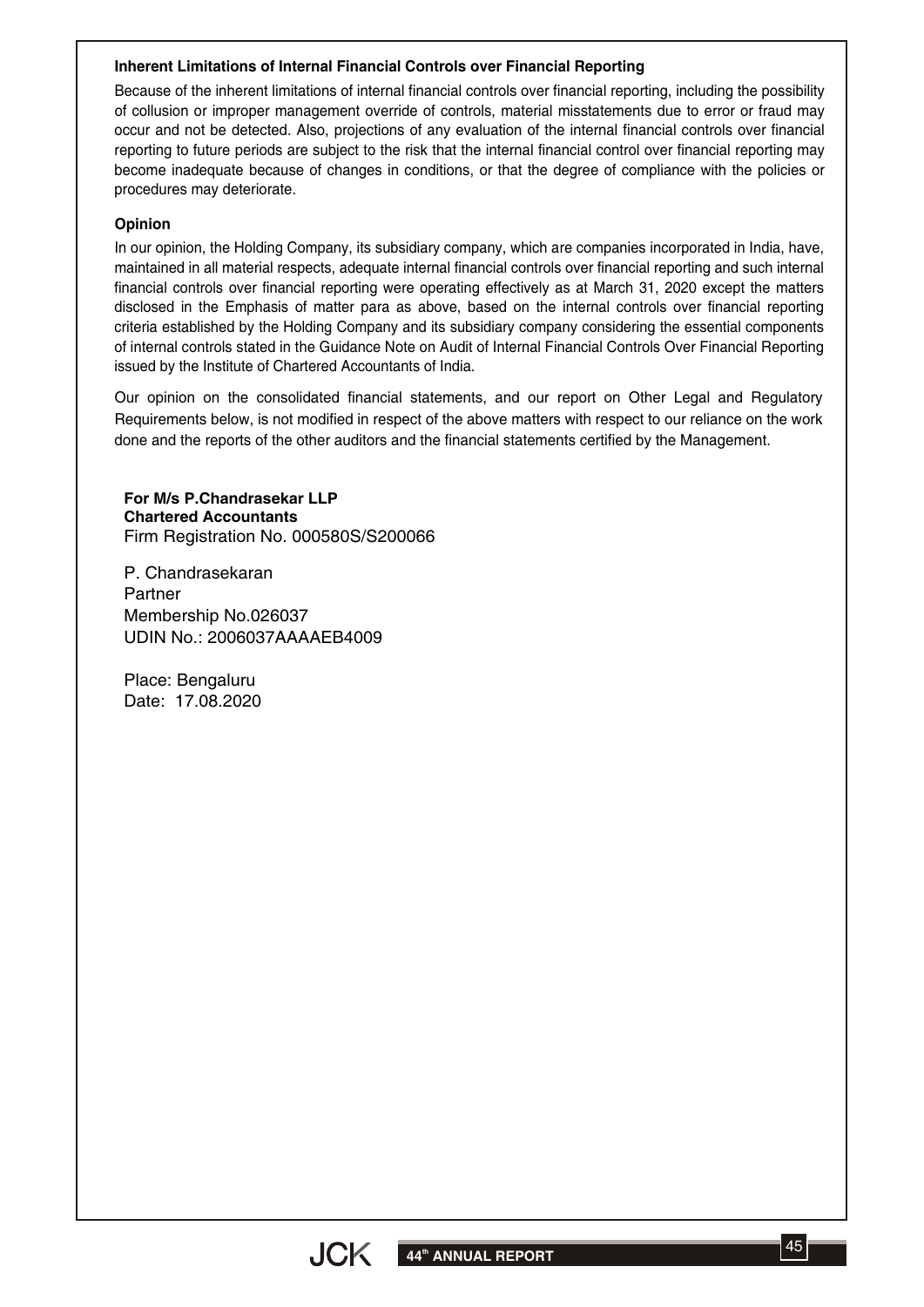### Inherent Limitations of Internal Financial Controls over Financial Reporting

Because of the inherent limitations of internal financial controls over financial reporting, including the possibility of collusion or improper management override of controls, material misstatements due to error or fraud may occur and not be detected. Also, projections of any evaluation of the internal financial controls over financial reporting to future periods are subject to the risk that the internal financial control over financial reporting may become inadequate because of changes in conditions, or that the degree of compliance with the policies or procedures may deteriorate.

### Opinion

In our opinion, the Holding Company, its subsidiary company, which are companies incorporated in India, have, maintained in all material respects, adequate internal financial controls over financial reporting and such internal financial controls over financial reporting were operating effectively as at March 31, 2020 except the matters disclosed in the Emphasis of matter para as above, based on the internal controls over financial reporting criteria established by the Holding Company and its subsidiary company considering the essential components of internal controls stated in the Guidance Note on Audit of Internal Financial Controls Over Financial Reporting issued by the Institute of Chartered Accountants of India.

Our opinion on the consolidated financial statements, and our report on Other Legal and Regulatory Requirements below, is not modified in respect of the above matters with respect to our reliance on the work done and the reports of the other auditors and the financial statements certified by the Management.

**For M/s P.Chandrasekar LLP**
**Chartered Accountants**
Firm Registration No. 000580S/S200066

P. Chandrasekaran
Partner
Membership No.026037
UDIN No.: 2006037AAAAEB4009

Place: Bengaluru
Date: 17.08.2020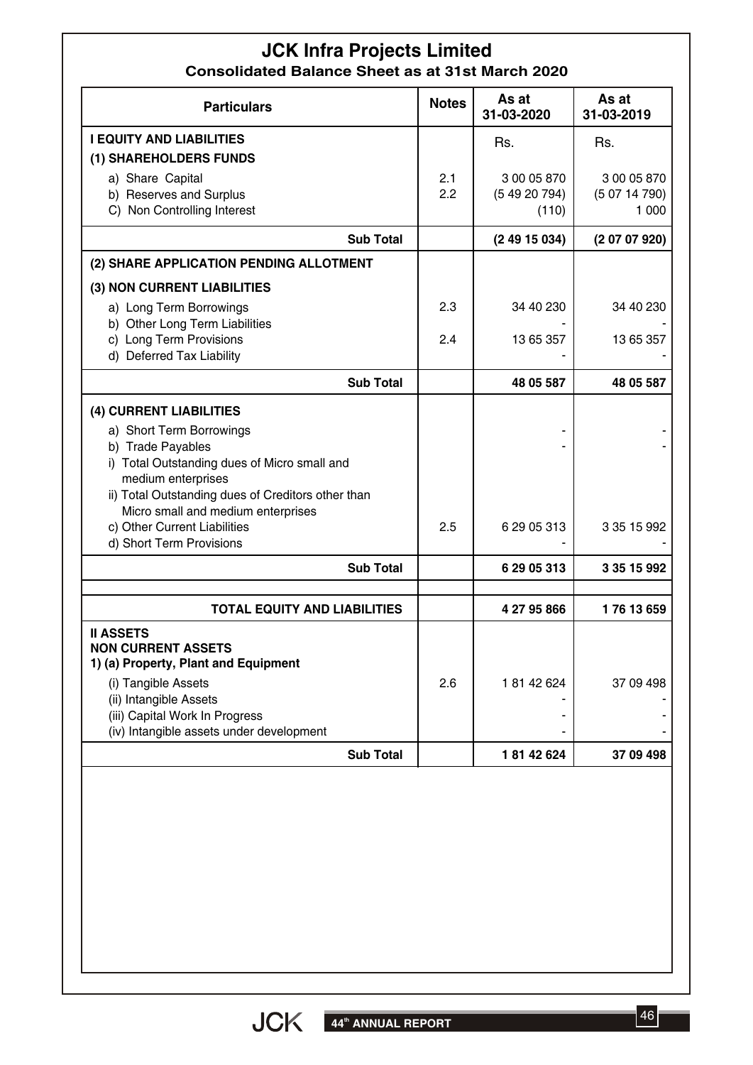# JCK Infra Projects Limited

## Consolidated Balance Sheet as at 31st March 2020

| Particulars | Notes | As at 31-03-2020 | As at 31-03-2019 |
|---|---|---|---|
| **I EQUITY AND LIABILITIES** | | Rs. | Rs. |
| **(1) SHAREHOLDERS FUNDS** | | | |
| a) Share Capital | 2.1 | 3 00 05 870 | 3 00 05 870 |
| b) Reserves and Surplus | 2.2 | (5 49 20 794) | (5 07 14 790) |
| C) Non Controlling Interest | | (110) | 1 000 |
| **Sub Total** | | **(2 49 15 034)** | **(2 07 07 920)** |
| **(2) SHARE APPLICATION PENDING ALLOTMENT** | | | |
| **(3) NON CURRENT LIABILITIES** | | | |
| a) Long Term Borrowings | 2.3 | 34 40 230 | 34 40 230 |
| b) Other Long Term Liabilities | | - | - |
| c) Long Term Provisions | 2.4 | 13 65 357 | 13 65 357 |
| d) Deferred Tax Liability | | - | - |
| **Sub Total** | | **48 05 587** | **48 05 587** |
| **(4) CURRENT LIABILITIES** | | | |
| a) Short Term Borrowings | | - | - |
| b) Trade Payables | | - | - |
| i) Total Outstanding dues of Micro small and medium enterprises | | | |
| ii) Total Outstanding dues of Creditors other than Micro small and medium enterprises | | | |
| c) Other Current Liabilities | 2.5 | 6 29 05 313 | 3 35 15 992 |
| d) Short Term Provisions | | - | - |
| **Sub Total** | | **6 29 05 313** | **3 35 15 992** |
| **TOTAL EQUITY AND LIABILITIES** | | **4 27 95 866** | **1 76 13 659** |
| **II ASSETS** | | | |
| **NON CURRENT ASSETS** | | | |
| **1) (a) Property, Plant and Equipment** | | | |
| (i) Tangible Assets | 2.6 | 1 81 42 624 | 37 09 498 |
| (ii) Intangible Assets | | - | - |
| (iii) Capital Work In Progress | | - | - |
| (iv) Intangible assets under development | | - | - |
| **Sub Total** | | **1 81 42 624** | **37 09 498** |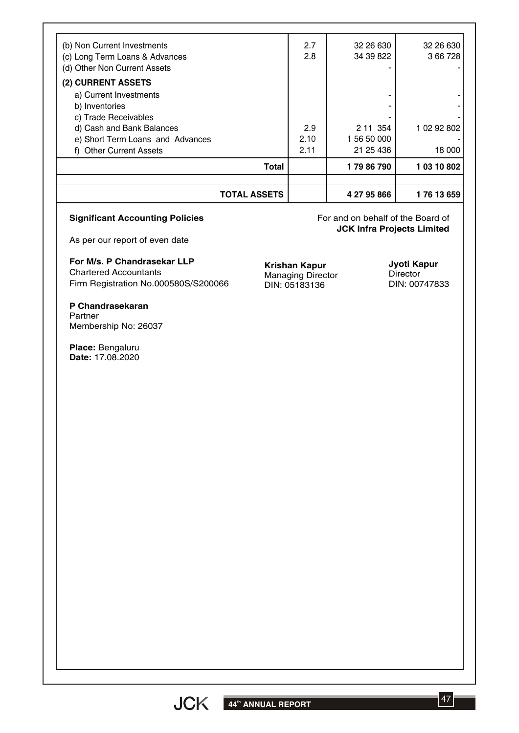| | | | |
|---|---|---|---|
| (b) Non Current Investments | 2.7 | 32 26 630 | 32 26 630 |
| (c) Long Term Loans & Advances | 2.8 | 34 39 822 | 3 66 728 |
| (d) Other Non Current Assets | | - | - |
| **(2) CURRENT ASSETS** | | | |
| a) Current Investments | | - | - |
| b) Inventories | | - | - |
| c) Trade Receivables | | - | - |
| d) Cash and Bank Balances | 2.9 | 2 11 354 | 1 02 92 802 |
| e) Short Term Loans and Advances | 2.10 | 1 56 50 000 | - |
| f) Other Current Assets | 2.11 | 21 25 436 | 18 000 |
| **Total** | | **1 79 86 790** | **1 03 10 802** |
| | | | |
| **TOTAL ASSETS** | | **4 27 95 866** | **1 76 13 659** |

**Significant Accounting Policies**

As per our report of even date

For and on behalf of the Board of
**JCK Infra Projects Limited**

**For M/s. P Chandrasekar LLP**
Chartered Accountants
Firm Registration No.000580S/S200066

**Krishan Kapur**
Managing Director
DIN: 05183136

**Jyoti Kapur**
Director
DIN: 00747833

**P Chandrasekaran**
Partner
Membership No: 26037

**Place:** Bengaluru
**Date:** 17.08.2020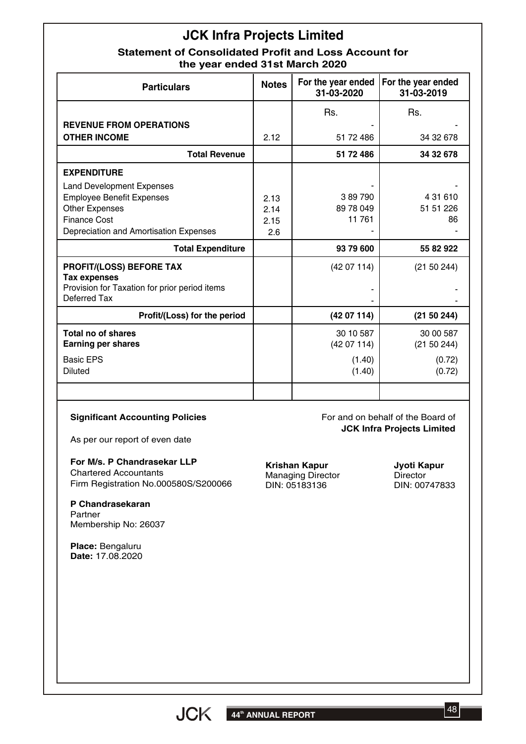# JCK Infra Projects Limited

## Statement of Consolidated Profit and Loss Account for the year ended 31st March 2020

| Particulars | Notes | For the year ended 31-03-2020 | For the year ended 31-03-2019 |
|---|---|---|---|
| | | Rs. | Rs. |
| **REVENUE FROM OPERATIONS** | | - | - |
| **OTHER INCOME** | 2.12 | 51 72 486 | 34 32 678 |
| **Total Revenue** | | **51 72 486** | **34 32 678** |
| **EXPENDITURE** | | | |
| Land Development Expenses | | - | - |
| Employee Benefit Expenses | 2.13 | 3 89 790 | 4 31 610 |
| Other Expenses | 2.14 | 89 78 049 | 51 51 226 |
| Finance Cost | 2.15 | 11 761 | 86 |
| Depreciation and Amortisation Expenses | 2.6 | - | - |
| **Total Expenditure** | | **93 79 600** | **55 82 922** |
| **PROFIT/(LOSS) BEFORE TAX** | | (42 07 114) | (21 50 244) |
| **Tax expenses** | | | |
| Provision for Taxation for prior period items | | - | - |
| Deferred Tax | | - | - |
| **Profit/(Loss) for the period** | | **(42 07 114)** | **(21 50 244)** |
| **Total no of shares** | | 30 10 587 | 30 00 587 |
| **Earning per shares** | | (42 07 114) | (21 50 244) |
| Basic EPS | | (1.40) | (0.72) |
| Diluted | | (1.40) | (0.72) |

**Significant Accounting Policies**

As per our report of even date

**For M/s. P Chandrasekar LLP**
Chartered Accountants
Firm Registration No.000580S/S200066

**P Chandrasekaran**
Partner
Membership No: 26037

**Place:** Bengaluru
**Date:** 17.08.2020

For and on behalf of the Board of
**JCK Infra Projects Limited**

**Krishan Kapur**
Managing Director
DIN: 05183136

**Jyoti Kapur**
Director
DIN: 00747833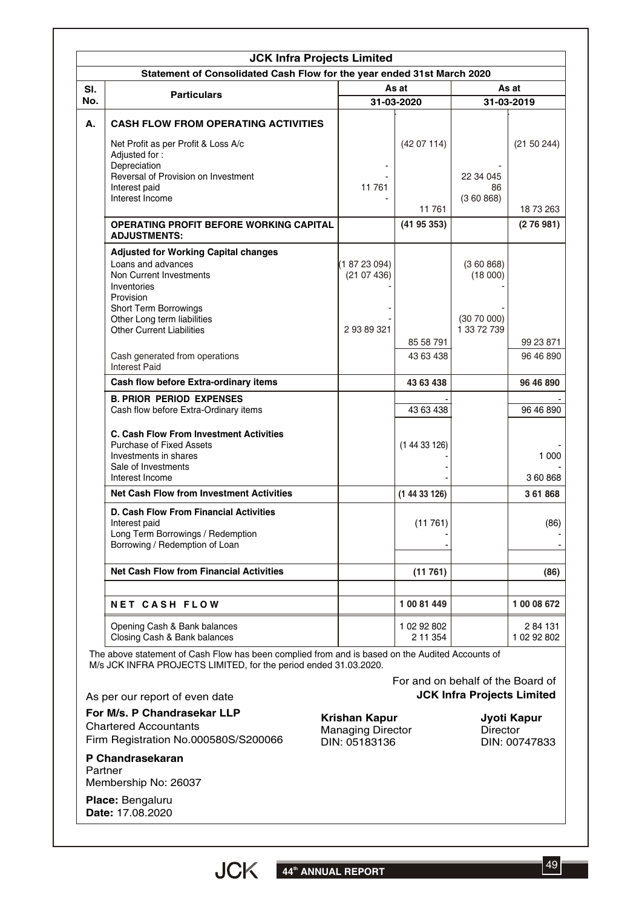| JCK Infra Projects Limited | | | | | |
|---|---|---|---|---|---|
| Statement of Consolidated Cash Flow for the year ended 31st March 2020 | | | | | |
| Sl. No. | Particulars | As at 31-03-2020 | | As at 31-03-2019 | |
| **A.** | **CASH FLOW FROM OPERATING ACTIVITIES** | | | | |
| | Net Profit as per Profit & Loss A/c | | (42 07 114) | | (21 50 244) |
| | Adjusted for : | | | | |
| | Depreciation | - | | - | |
| | Reversal of Provision on Investment | - | | 22 34 045 | |
| | Interest paid | 11 761 | | 86 | |
| | Interest Income | - | | (3 60 868) | |
| | | | 11 761 | | 18 73 263 |
| | **OPERATING PROFIT BEFORE WORKING CAPITAL ADJUSTMENTS:** | | **(41 95 353)** | | **(2 76 981)** |
| | **Adjusted for Working Capital changes** | | | | |
| | Loans and advances | (1 87 23 094) | | (3 60 868) | |
| | Non Current Investments | (21 07 436) | | (18 000) | |
| | Inventories | - | | - | |
| | Provision | | | | |
| | Short Term Borrowings | - | | - | |
| | Other Long term liabilities | - | | (30 70 000) | |
| | Other Current Liabilities | 2 93 89 321 | | 1 33 72 739 | |
| | | | 85 58 791 | | 99 23 871 |
| | Cash generated from operations | | 43 63 438 | | 96 46 890 |
| | Interest Paid | | | | |
| | **Cash flow before Extra-ordinary items** | | **43 63 438** | | **96 46 890** |
| | **B. PRIOR PERIOD EXPENSES** | | - | | - |
| | Cash flow before Extra-Ordinary items | | 43 63 438 | | 96 46 890 |
| | **C. Cash Flow From Investment Activities** | | | | |
| | Purchase of Fixed Assets | | (1 44 33 126) | | - |
| | Investments in shares | | - | | 1 000 |
| | Sale of Investments | | - | | - |
| | Interest Income | | - | | 3 60 868 |
| | **Net Cash Flow from Investment Activities** | | **(1 44 33 126)** | | **3 61 868** |
| | **D. Cash Flow From Financial Activities** | | | | |
| | Interest paid | | (11 761) | | (86) |
| | Long Term Borrowings / Redemption | | - | | - |
| | Borrowing / Redemption of Loan | | - | | - |
| | **Net Cash Flow from Financial Activities** | | **(11 761)** | | **(86)** |
| | **NET CASH FLOW** | | **1 00 81 449** | | **1 00 08 672** |
| | Opening Cash & Bank balances | | 1 02 92 802 | | 2 84 131 |
| | Closing Cash & Bank balances | | 2 11 354 | | 1 02 92 802 |

The above statement of Cash Flow has been complied from and is based on the Audited Accounts of M/s JCK INFRA PROJECTS LIMITED, for the period ended 31.03.2020.

As per our report of even date

**For M/s. P Chandrasekar LLP**
Chartered Accountants
Firm Registration No.000580S/S200066

**P Chandrasekaran**
Partner
Membership No: 26037

**Place:** Bengaluru
**Date:** 17.08.2020

For and on behalf of the Board of
**JCK Infra Projects Limited**

**Krishan Kapur**
Managing Director
DIN: 05183136

**Jyoti Kapur**
Director
DIN: 00747833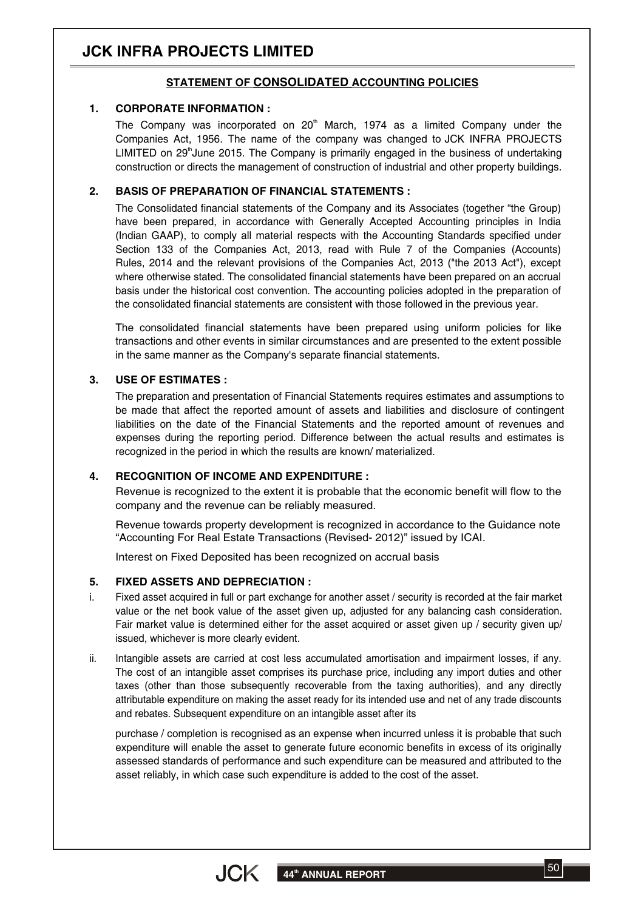## STATEMENT OF CONSOLIDATED ACCOUNTING POLICIES

### 1. CORPORATE INFORMATION :

The Company was incorporated on 20th March, 1974 as a limited Company under the Companies Act, 1956. The name of the company was changed to JCK INFRA PROJECTS LIMITED on 29th June 2015. The Company is primarily engaged in the business of undertaking construction or directs the management of construction of industrial and other property buildings.

### 2. BASIS OF PREPARATION OF FINANCIAL STATEMENTS :

The Consolidated financial statements of the Company and its Associates (together "the Group) have been prepared, in accordance with Generally Accepted Accounting principles in India (Indian GAAP), to comply all material respects with the Accounting Standards specified under Section 133 of the Companies Act, 2013, read with Rule 7 of the Companies (Accounts) Rules, 2014 and the relevant provisions of the Companies Act, 2013 ("the 2013 Act"), except where otherwise stated. The consolidated financial statements have been prepared on an accrual basis under the historical cost convention. The accounting policies adopted in the preparation of the consolidated financial statements are consistent with those followed in the previous year.

The consolidated financial statements have been prepared using uniform policies for like transactions and other events in similar circumstances and are presented to the extent possible in the same manner as the Company's separate financial statements.

### 3. USE OF ESTIMATES :

The preparation and presentation of Financial Statements requires estimates and assumptions to be made that affect the reported amount of assets and liabilities and disclosure of contingent liabilities on the date of the Financial Statements and the reported amount of revenues and expenses during the reporting period. Difference between the actual results and estimates is recognized in the period in which the results are known/ materialized.

### 4. RECOGNITION OF INCOME AND EXPENDITURE :

Revenue is recognized to the extent it is probable that the economic benefit will flow to the company and the revenue can be reliably measured.

Revenue towards property development is recognized in accordance to the Guidance note "Accounting For Real Estate Transactions (Revised- 2012)" issued by ICAI.

Interest on Fixed Deposited has been recognized on accrual basis

### 5. FIXED ASSETS AND DEPRECIATION :

i. Fixed asset acquired in full or part exchange for another asset / security is recorded at the fair market value or the net book value of the asset given up, adjusted for any balancing cash consideration. Fair market value is determined either for the asset acquired or asset given up / security given up/ issued, whichever is more clearly evident.

ii. Intangible assets are carried at cost less accumulated amortisation and impairment losses, if any. The cost of an intangible asset comprises its purchase price, including any import duties and other taxes (other than those subsequently recoverable from the taxing authorities), and any directly attributable expenditure on making the asset ready for its intended use and net of any trade discounts and rebates. Subsequent expenditure on an intangible asset after its

purchase / completion is recognised as an expense when incurred unless it is probable that such expenditure will enable the asset to generate future economic benefits in excess of its originally assessed standards of performance and such expenditure can be measured and attributed to the asset reliably, in which case such expenditure is added to the cost of the asset.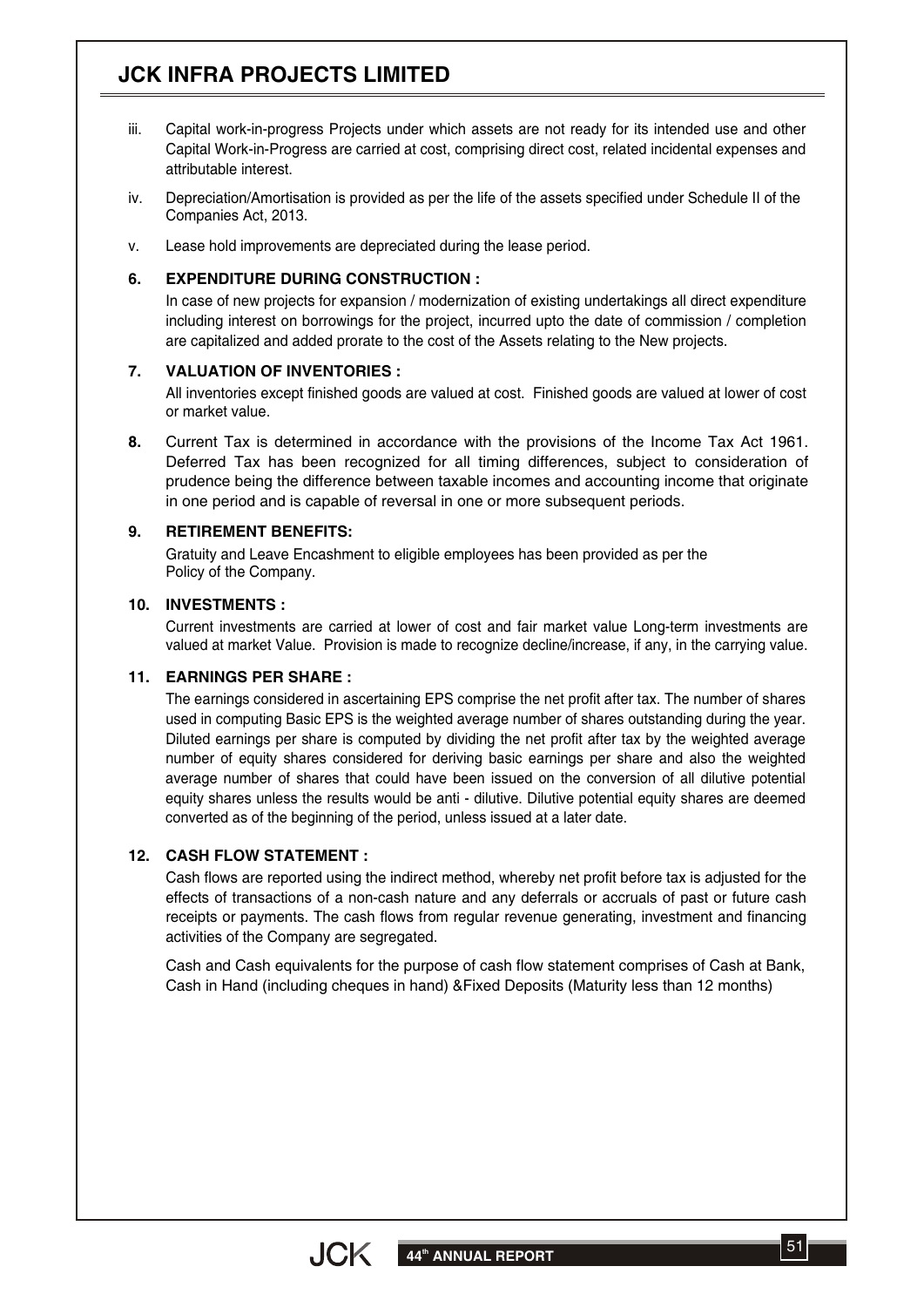iii. Capital work-in-progress Projects under which assets are not ready for its intended use and other Capital Work-in-Progress are carried at cost, comprising direct cost, related incidental expenses and attributable interest.

iv. Depreciation/Amortisation is provided as per the life of the assets specified under Schedule II of the Companies Act, 2013.

v. Lease hold improvements are depreciated during the lease period.

**6. EXPENDITURE DURING CONSTRUCTION :**

In case of new projects for expansion / modernization of existing undertakings all direct expenditure including interest on borrowings for the project, incurred upto the date of commission / completion are capitalized and added prorate to the cost of the Assets relating to the New projects.

**7. VALUATION OF INVENTORIES :**

All inventories except finished goods are valued at cost. Finished goods are valued at lower of cost or market value.

**8.** Current Tax is determined in accordance with the provisions of the Income Tax Act 1961. Deferred Tax has been recognized for all timing differences, subject to consideration of prudence being the difference between taxable incomes and accounting income that originate in one period and is capable of reversal in one or more subsequent periods.

**9. RETIREMENT BENEFITS:**

Gratuity and Leave Encashment to eligible employees has been provided as per the Policy of the Company.

**10. INVESTMENTS :**

Current investments are carried at lower of cost and fair market value Long-term investments are valued at market Value. Provision is made to recognize decline/increase, if any, in the carrying value.

**11. EARNINGS PER SHARE :**

The earnings considered in ascertaining EPS comprise the net profit after tax. The number of shares used in computing Basic EPS is the weighted average number of shares outstanding during the year. Diluted earnings per share is computed by dividing the net profit after tax by the weighted average number of equity shares considered for deriving basic earnings per share and also the weighted average number of shares that could have been issued on the conversion of all dilutive potential equity shares unless the results would be anti - dilutive. Dilutive potential equity shares are deemed converted as of the beginning of the period, unless issued at a later date.

**12. CASH FLOW STATEMENT :**

Cash flows are reported using the indirect method, whereby net profit before tax is adjusted for the effects of transactions of a non-cash nature and any deferrals or accruals of past or future cash receipts or payments. The cash flows from regular revenue generating, investment and financing activities of the Company are segregated.

Cash and Cash equivalents for the purpose of cash flow statement comprises of Cash at Bank, Cash in Hand (including cheques in hand) &Fixed Deposits (Maturity less than 12 months)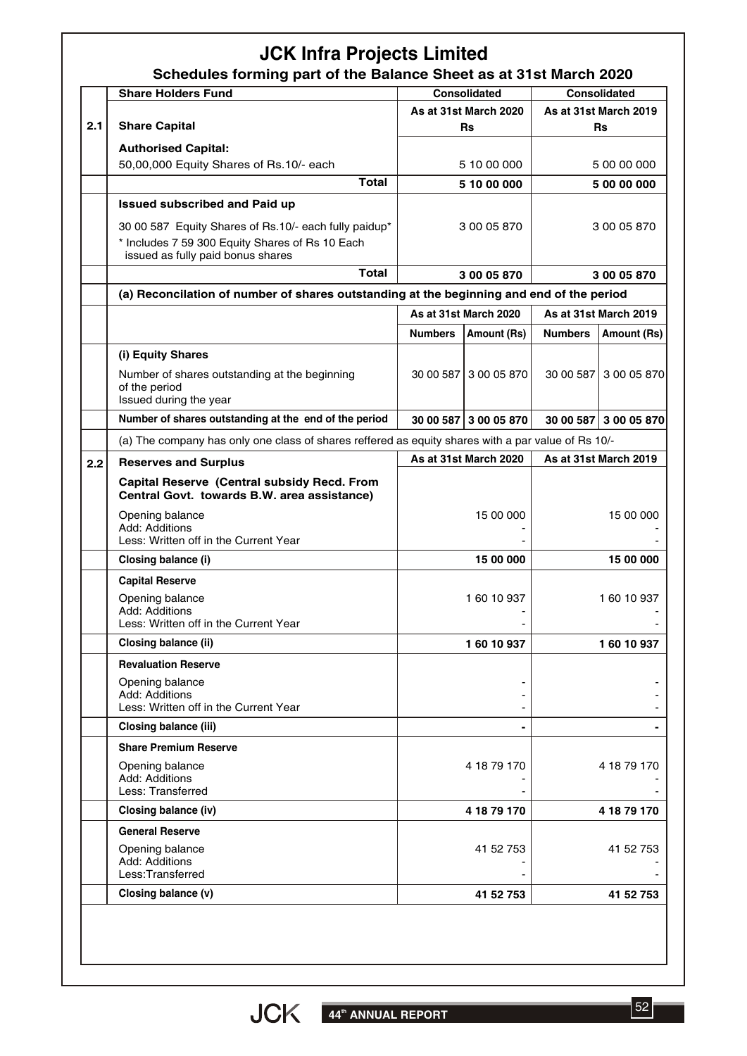# JCK Infra Projects Limited

## Schedules forming part of the Balance Sheet as at 31st March 2020

| | Share Holders Fund | Consolidated | | Consolidated | |
|---|---|---|---|---|---|
| | | As at 31st March 2020 | | As at 31st March 2019 | |
| 2.1 | **Share Capital** | Rs | | Rs | |
| | **Authorised Capital:** | | | | |
| | 50,00,000 Equity Shares of Rs.10/- each | | 5 10 00 000 | | 5 00 00 000 |
| | **Total** | | **5 10 00 000** | | **5 00 00 000** |
| | **Issued subscribed and Paid up** | | | | |
| | 30 00 587 Equity Shares of Rs.10/- each fully paidup* | | 3 00 05 870 | | 3 00 05 870 |
| | * Includes 7 59 300 Equity Shares of Rs 10 Each issued as fully paid bonus shares | | | | |
| | **Total** | | **3 00 05 870** | | **3 00 05 870** |
| | **(a) Reconcilation of number of shares outstanding at the beginning and end of the period** | | | | |
| | | As at 31st March 2020 | | As at 31st March 2019 | |
| | | Numbers | Amount (Rs) | Numbers | Amount (Rs) |
| | **(i) Equity Shares** | | | | |
| | Number of shares outstanding at the beginning of the period<br>Issued during the year | 30 00 587 | 3 00 05 870 | 30 00 587 | 3 00 05 870 |
| | **Number of shares outstanding at the end of the period** | **30 00 587** | **3 00 05 870** | **30 00 587** | **3 00 05 870** |
| | (a) The company has only one class of shares reffered as equity shares with a par value of Rs 10/- | | | | |
| 2.2 | **Reserves and Surplus** | As at 31st March 2020 | | As at 31st March 2019 | |
| | **Capital Reserve (Central subsidy Recd. From Central Govt. towards B.W. area assistance)** | | | | |
| | Opening balance | | 15 00 000 | | 15 00 000 |
| | Add: Additions | | - | | - |
| | Less: Written off in the Current Year | | - | | - |
| | **Closing balance (i)** | | **15 00 000** | | **15 00 000** |
| | **Capital Reserve** | | | | |
| | Opening balance | | 1 60 10 937 | | 1 60 10 937 |
| | Add: Additions | | - | | - |
| | Less: Written off in the Current Year | | - | | - |
| | **Closing balance (ii)** | | **1 60 10 937** | | **1 60 10 937** |
| | **Revaluation Reserve** | | | | |
| | Opening balance | | - | | - |
| | Add: Additions | | - | | - |
| | Less: Written off in the Current Year | | - | | - |
| | **Closing balance (iii)** | | **-** | | **-** |
| | **Share Premium Reserve** | | | | |
| | Opening balance | | 4 18 79 170 | | 4 18 79 170 |
| | Add: Additions | | - | | - |
| | Less: Transferred | | - | | - |
| | **Closing balance (iv)** | | **4 18 79 170** | | **4 18 79 170** |
| | **General Reserve** | | | | |
| | Opening balance | | 41 52 753 | | 41 52 753 |
| | Add: Additions | | - | | - |
| | Less:Transferred | | - | | - |
| | **Closing balance (v)** | | **41 52 753** | | **41 52 753** |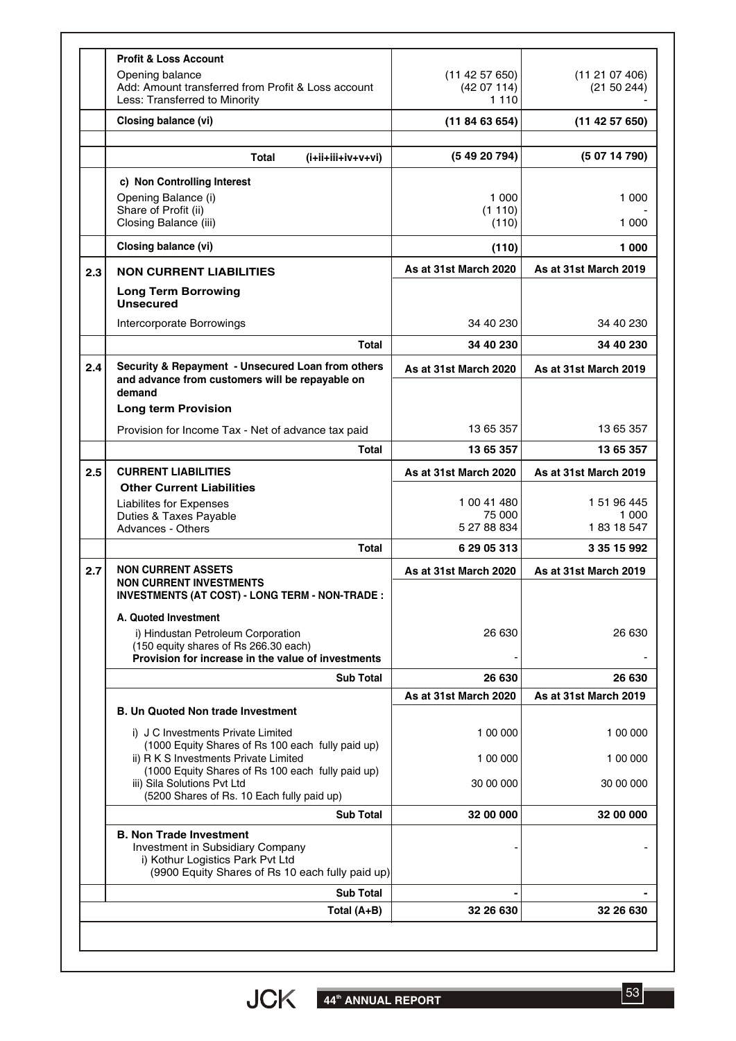| | | | |
|---|---|---|---|
| | **Profit & Loss Account** | | |
| | Opening balance | (11 42 57 650) | (11 21 07 406) |
| | Add: Amount transferred from Profit & Loss account | (42 07 114) | (21 50 244) |
| | Less: Transferred to Minority | 1 110 | - |
| | **Closing balance (vi)** | **(11 84 63 654)** | **(11 42 57 650)** |
| | **Total (i+ii+iii+iv+v+vi)** | **(5 49 20 794)** | **(5 07 14 790)** |
| | **c) Non Controlling Interest** | | |
| | Opening Balance (i) | 1 000 | 1 000 |
| | Share of Profit (ii) | (1 110) | - |
| | Closing Balance (iii) | (110) | 1 000 |
| | **Closing balance (vi)** | **(110)** | **1 000** |
| **2.3** | **NON CURRENT LIABILITIES** | **As at 31st March 2020** | **As at 31st March 2019** |
| | **Long Term Borrowing Unsecured** | | |
| | Intercorporate Borrowings | 34 40 230 | 34 40 230 |
| | **Total** | **34 40 230** | **34 40 230** |
| **2.4** | **Security & Repayment - Unsecured Loan from others and advance from customers will be repayable on demand** | **As at 31st March 2020** | **As at 31st March 2019** |
| | **Long term Provision** | | |
| | Provision for Income Tax - Net of advance tax paid | 13 65 357 | 13 65 357 |
| | **Total** | **13 65 357** | **13 65 357** |
| **2.5** | **CURRENT LIABILITIES** | **As at 31st March 2020** | **As at 31st March 2019** |
| | **Other Current Liabilities** | | |
| | Liabilites for Expenses | 1 00 41 480 | 1 51 96 445 |
| | Duties & Taxes Payable | 75 000 | 1 000 |
| | Advances - Others | 5 27 88 834 | 1 83 18 547 |
| | **Total** | **6 29 05 313** | **3 35 15 992** |
| **2.7** | **NON CURRENT ASSETS NON CURRENT INVESTMENTS INVESTMENTS (AT COST) - LONG TERM - NON-TRADE :** | **As at 31st March 2020** | **As at 31st March 2019** |
| | **A. Quoted Investment** | | |
| | i) Hindustan Petroleum Corporation (150 equity shares of Rs 266.30 each) | 26 630 | 26 630 |
| | **Provision for increase in the value of investments** | - | - |
| | **Sub Total** | **26 630** | **26 630** |
| | | **As at 31st March 2020** | **As at 31st March 2019** |
| | **B. Un Quoted Non trade Investment** | | |
| | i) J C Investments Private Limited (1000 Equity Shares of Rs 100 each fully paid up) | 1 00 000 | 1 00 000 |
| | ii) R K S Investments Private Limited (1000 Equity Shares of Rs 100 each fully paid up) | 1 00 000 | 1 00 000 |
| | iii) Sila Solutions Pvt Ltd (5200 Shares of Rs. 10 Each fully paid up) | 30 00 000 | 30 00 000 |
| | **Sub Total** | **32 00 000** | **32 00 000** |
| | **B. Non Trade Investment** Investment in Subsidiary Company i) Kothur Logistics Park Pvt Ltd (9900 Equity Shares of Rs 10 each fully paid up) | - | - |
| | **Sub Total** | **-** | **-** |
| | **Total (A+B)** | **32 26 630** | **32 26 630** |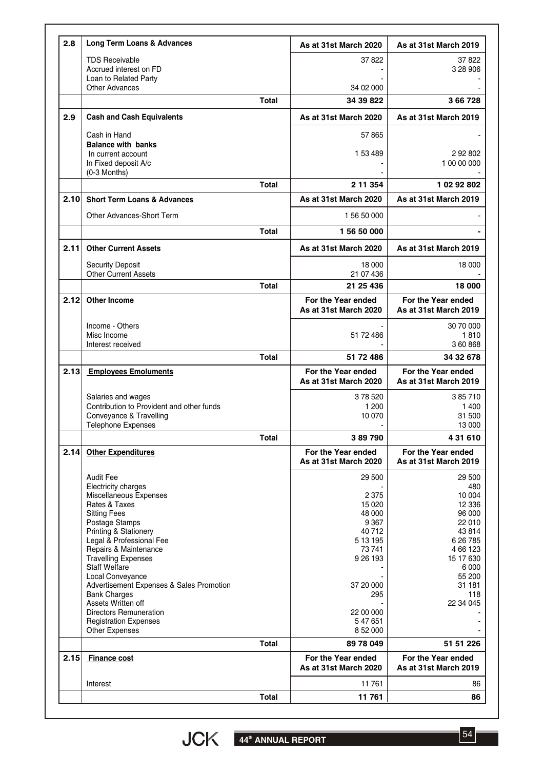| 2.8 | Long Term Loans & Advances | As at 31st March 2020 | As at 31st March 2019 |
|---|---|---|---|
| | TDS Receivable | 37 822 | 37 822 |
| | Accrued interest on FD | - | 3 28 906 |
| | Loan to Related Party | - | - |
| | Other Advances | 34 02 000 | - |
| | **Total** | **34 39 822** | **3 66 728** |

| 2.9 | Cash and Cash Equivalents | As at 31st March 2020 | As at 31st March 2019 |
|---|---|---|---|
| | Cash in Hand | 57 865 | - |
| | **Balance with banks** | | |
| | In current account | 1 53 489 | 2 92 802 |
| | In Fixed deposit A/c (0-3 Months) | - | 1 00 00 000 |
| | **Total** | **2 11 354** | **1 02 92 802** |

| 2.10 | Short Term Loans & Advances | As at 31st March 2020 | As at 31st March 2019 |
|---|---|---|---|
| | Other Advances-Short Term | 1 56 50 000 | - |
| | **Total** | **1 56 50 000** | **-** |

| 2.11 | Other Current Assets | As at 31st March 2020 | As at 31st March 2019 |
|---|---|---|---|
| | Security Deposit | 18 000 | 18 000 |
| | Other Current Assets | 21 07 436 | - |
| | **Total** | **21 25 436** | **18 000** |

| 2.12 | Other Income | For the Year ended As at 31st March 2020 | For the Year ended As at 31st March 2019 |
|---|---|---|---|
| | Income - Others | - | 30 70 000 |
| | Misc Income | 51 72 486 | 1 810 |
| | Interest received | - | 3 60 868 |
| | **Total** | **51 72 486** | **34 32 678** |

| 2.13 | Employees Emoluments | For the Year ended As at 31st March 2020 | For the Year ended As at 31st March 2019 |
|---|---|---|---|
| | Salaries and wages | 3 78 520 | 3 85 710 |
| | Contribution to Provident and other funds | 1 200 | 1 400 |
| | Conveyance & Travelling | 10 070 | 31 500 |
| | Telephone Expenses | - | 13 000 |
| | **Total** | **3 89 790** | **4 31 610** |

| 2.14 | Other Expenditures | For the Year ended As at 31st March 2020 | For the Year ended As at 31st March 2019 |
|---|---|---|---|
| | Audit Fee | 29 500 | 29 500 |
| | Electricity charges | - | 480 |
| | Miscellaneous Expenses | 2 375 | 10 004 |
| | Rates & Taxes | 15 020 | 12 336 |
| | Sitting Fees | 48 000 | 96 000 |
| | Postage Stamps | 9 367 | 22 010 |
| | Printing & Stationery | 40 712 | 43 814 |
| | Legal & Professional Fee | 5 13 195 | 6 26 785 |
| | Repairs & Maintenance | 73 741 | 4 66 123 |
| | Travelling Expenses | 9 26 193 | 15 17 630 |
| | Staff Welfare | - | 6 000 |
| | Local Conveyance | - | 55 200 |
| | Advertisement Expenses & Sales Promotion | 37 20 000 | 31 181 |
| | Bank Charges | 295 | 118 |
| | Assets Written off | - | 22 34 045 |
| | Directors Remuneration | 22 00 000 | - |
| | Registration Expenses | 5 47 651 | - |
| | Other Expenses | 8 52 000 | - |
| | **Total** | **89 78 049** | **51 51 226** |

| 2.15 | Finance cost | For the Year ended As at 31st March 2020 | For the Year ended As at 31st March 2019 |
|---|---|---|---|
| | Interest | 11 761 | 86 |
| | **Total** | **11 761** | **86** |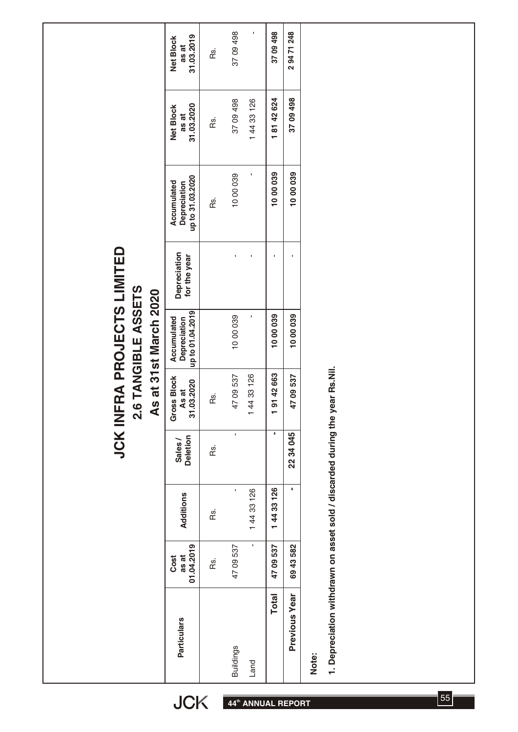# JCK INFRA PROJECTS LIMITED

## 2.6 TANGIBLE ASSETS

### As at 31st March 2020

| Particulars | Cost as at 01.04.2019 | Additions | Sales / Deletion | Gross Block As at 31.03.2020 | Accumulated Depreciation up to 01.04.2019 | Depreciation for the year | Accumulated Depreciation up to 31.03.2020 | Net Block as at 31.03.2020 | Net Block as at 31.03.2019 |
|---|---|---|---|---|---|---|---|---|---|
| | Rs. | Rs. | Rs. | Rs. | | | Rs. | Rs. | Rs. |
| Buildings | 47 09 537 | - | - | 47 09 537 | 10 00 039 | - | 10 00 039 | 37 09 498 | 37 09 498 |
| Land | - | 1 44 33 126 | | 1 44 33 126 | - | - | - | 1 44 33 126 | - |
| **Total** | **47 09 537** | **1 44 33 126** | **-** | **1 91 42 663** | **10 00 039** | **-** | **10 00 039** | **1 81 42 624** | **37 09 498** |
| **Previous Year** | **69 43 582** | **-** | **22 34 045** | **47 09 537** | **10 00 039** | **-** | **10 00 039** | **37 09 498** | **2 94 71 248** |

**Note:**

**1. Depreciation withdrawn on asset sold / discarded during the year Rs.Nil.**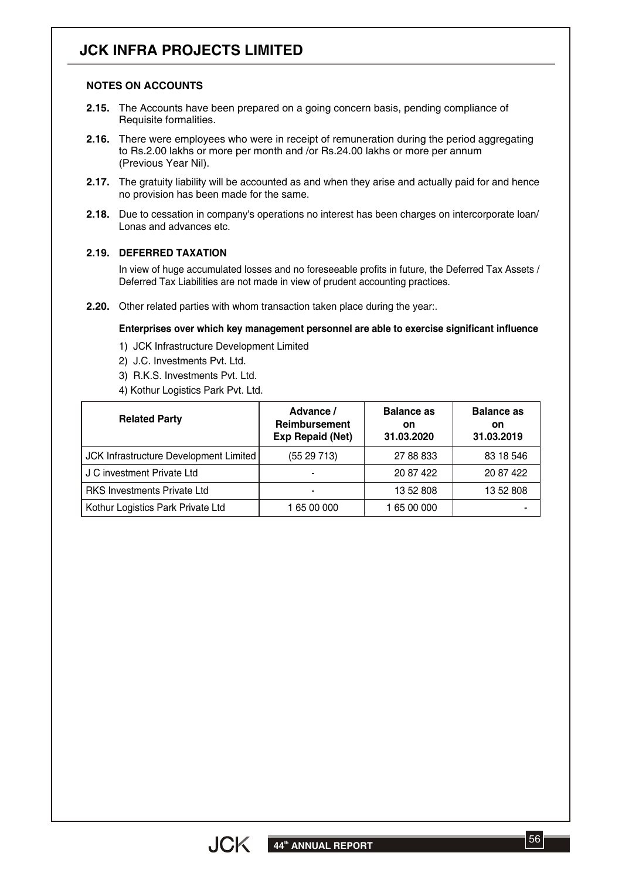## NOTES ON ACCOUNTS

**2.15.** The Accounts have been prepared on a going concern basis, pending compliance of Requisite formalities.

**2.16.** There were employees who were in receipt of remuneration during the period aggregating to Rs.2.00 lakhs or more per month and /or Rs.24.00 lakhs or more per annum (Previous Year Nil).

**2.17.** The gratuity liability will be accounted as and when they arise and actually paid for and hence no provision has been made for the same.

**2.18.** Due to cessation in company's operations no interest has been charges on intercorporate loan/ Lonas and advances etc.

### 2.19. DEFERRED TAXATION

In view of huge accumulated losses and no foreseeable profits in future, the Deferred Tax Assets / Deferred Tax Liabilities are not made in view of prudent accounting practices.

**2.20.** Other related parties with whom transaction taken place during the year:.

**Enterprises over which key management personnel are able to exercise significant influence**

1) JCK Infrastructure Development Limited
2) J.C. Investments Pvt. Ltd.
3) R.K.S. Investments Pvt. Ltd.
4) Kothur Logistics Park Pvt. Ltd.

| Related Party | Advance / Reimbursement Exp Repaid (Net) | Balance as on 31.03.2020 | Balance as on 31.03.2019 |
|---|---|---|---|
| JCK Infrastructure Development Limited | (55 29 713) | 27 88 833 | 83 18 546 |
| J C investment Private Ltd | - | 20 87 422 | 20 87 422 |
| RKS Investments Private Ltd | - | 13 52 808 | 13 52 808 |
| Kothur Logistics Park Private Ltd | 1 65 00 000 | 1 65 00 000 | - |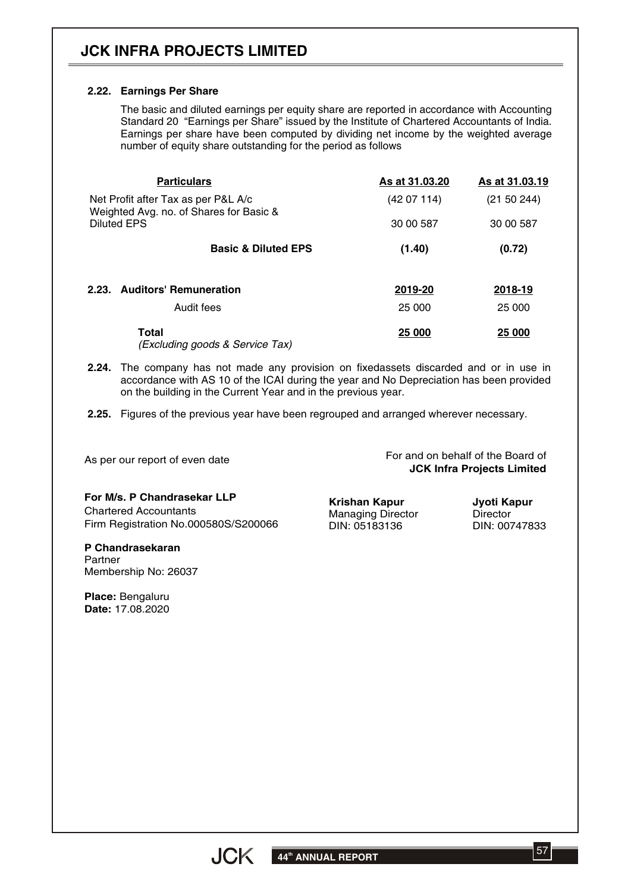### 2.22. Earnings Per Share

The basic and diluted earnings per equity share are reported in accordance with Accounting Standard 20 "Earnings per Share" issued by the Institute of Chartered Accountants of India. Earnings per share have been computed by dividing net income by the weighted average number of equity share outstanding for the period as follows

| Particulars | As at 31.03.20 | As at 31.03.19 |
|---|---|---|
| Net Profit after Tax as per P&L A/c | (42 07 114) | (21 50 244) |
| Weighted Avg. no. of Shares for Basic & Diluted EPS | 30 00 587 | 30 00 587 |
| **Basic & Diluted EPS** | **(1.40)** | **(0.72)** |

### 2.23. Auditors' Remuneration

| | 2019-20 | 2018-19 |
|---|---|---|
| Audit fees | 25 000 | 25 000 |
| **Total** *(Excluding goods & Service Tax)* | **25 000** | **25 000** |

**2.24.** The company has not made any provision on fixedassets discarded and or in use in accordance with AS 10 of the ICAI during the year and No Depreciation has been provided on the building in the Current Year and in the previous year.

**2.25.** Figures of the previous year have been regrouped and arranged wherever necessary.

As per our report of even date

For and on behalf of the Board of
**JCK Infra Projects Limited**

**For M/s. P Chandrasekar LLP**
Chartered Accountants
Firm Registration No.000580S/S200066

**Krishan Kapur**
Managing Director
DIN: 05183136

**Jyoti Kapur**
Director
DIN: 00747833

**P Chandrasekaran**
Partner
Membership No: 26037

**Place:** Bengaluru
**Date:** 17.08.2020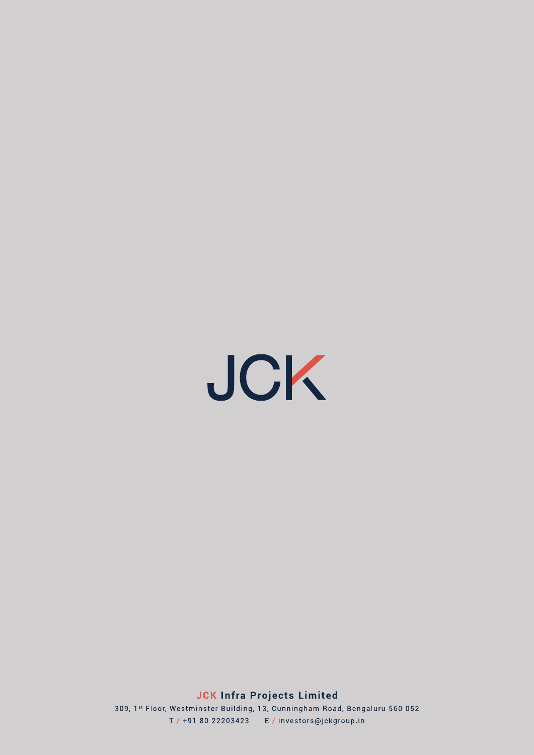JCK

**JCK Infra Projects Limited**

309, 1st Floor, Westminster Building, 13, Cunningham Road, Bengaluru 560 052

T / +91 80 22203423 E / investors@jckgroup.in